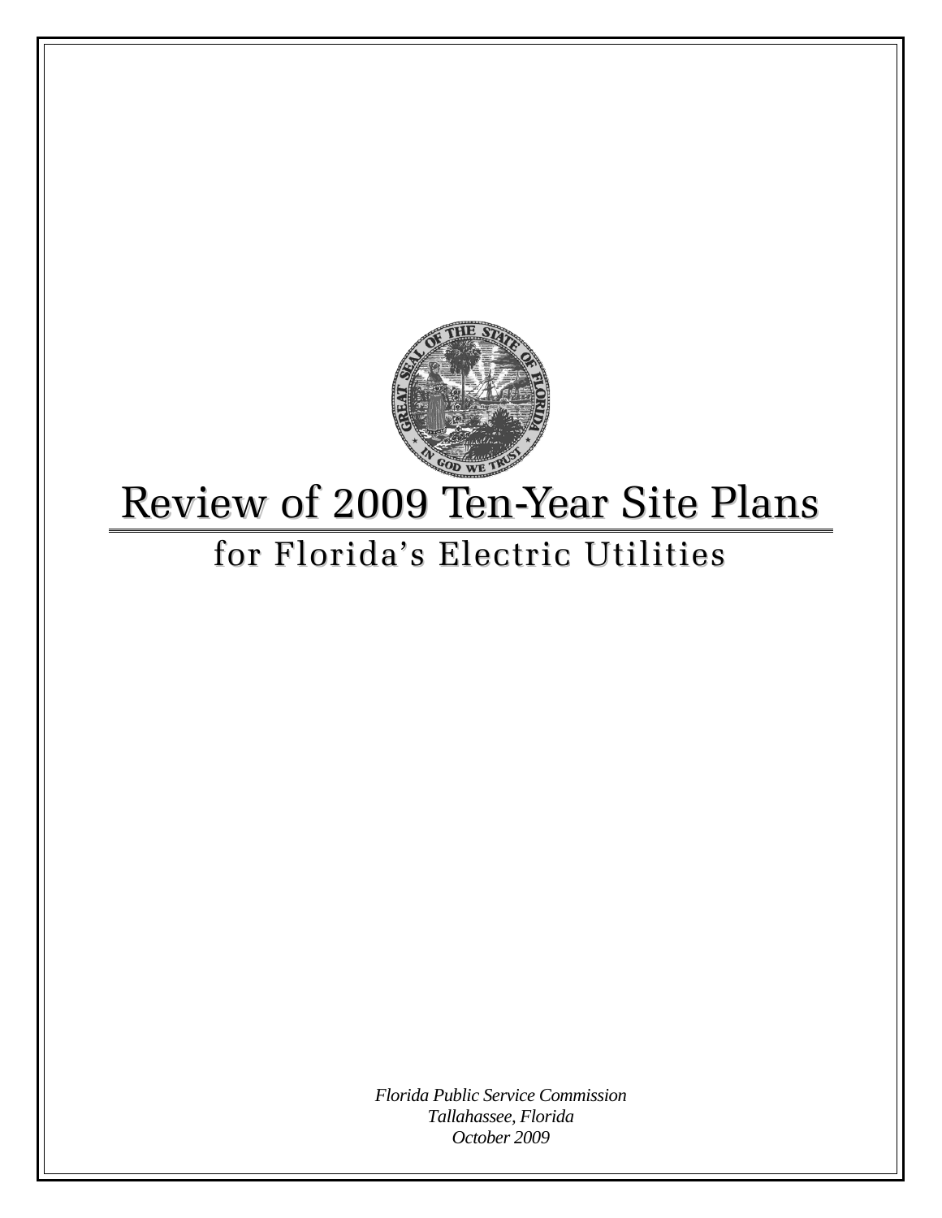# Review of 2009 Ten-Year Site Plans

## for Florida's Electric Utilities

*Florida Public Service Commission*
*Tallahassee, Florida*
*October 2009*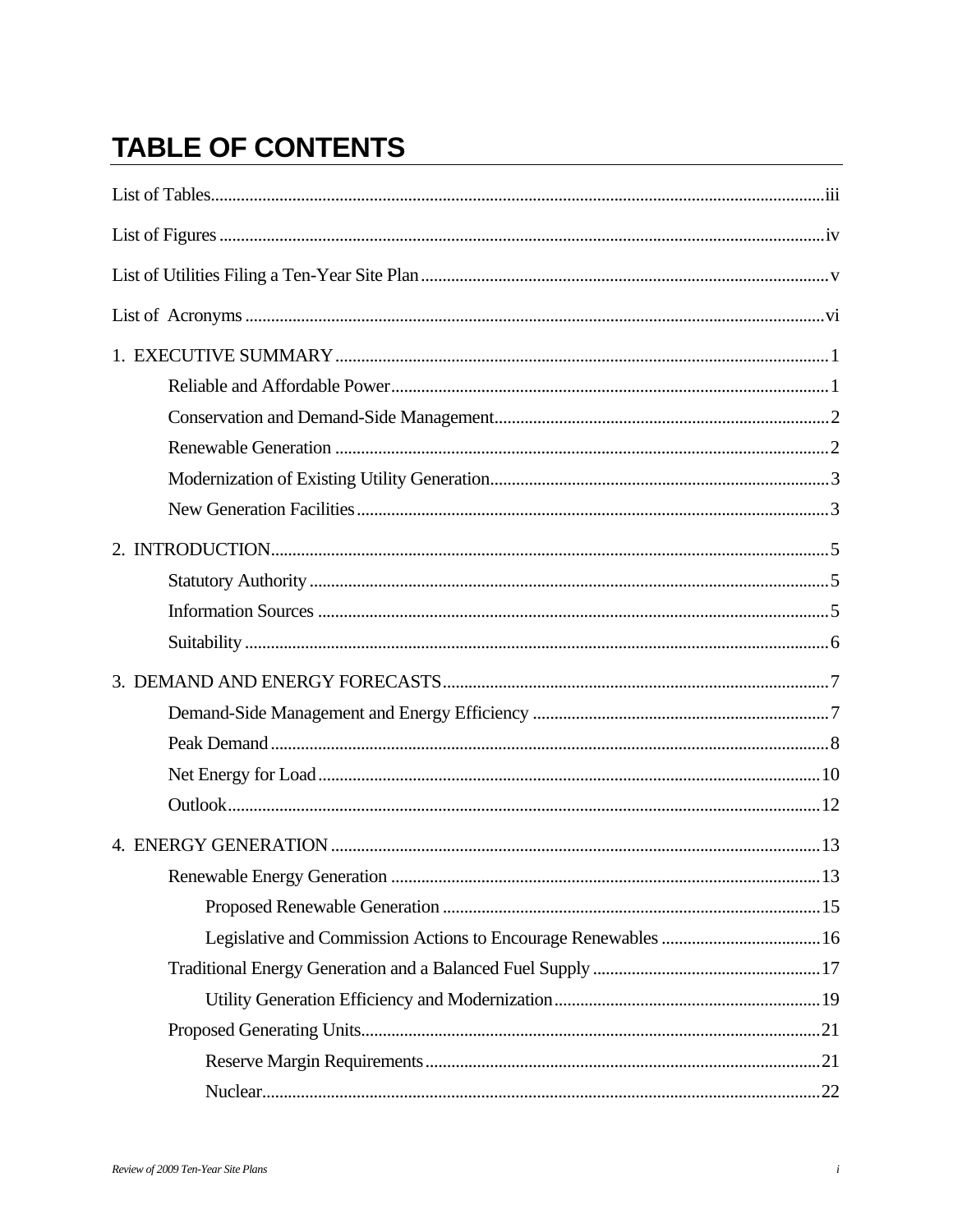# TABLE OF CONTENTS

List of Tables .......... iii

List of Figures .......... iv

List of Utilities Filing a Ten-Year Site Plan .......... v

List of Acronyms .......... vi

1. EXECUTIVE SUMMARY .......... 1
   - Reliable and Affordable Power .......... 1
   - Conservation and Demand-Side Management .......... 2
   - Renewable Generation .......... 2
   - Modernization of Existing Utility Generation .......... 3
   - New Generation Facilities .......... 3

2. INTRODUCTION .......... 5
   - Statutory Authority .......... 5
   - Information Sources .......... 5
   - Suitability .......... 6

3. DEMAND AND ENERGY FORECASTS .......... 7
   - Demand-Side Management and Energy Efficiency .......... 7
   - Peak Demand .......... 8
   - Net Energy for Load .......... 10
   - Outlook .......... 12

4. ENERGY GENERATION .......... 13
   - Renewable Energy Generation .......... 13
     - Proposed Renewable Generation .......... 15
     - Legislative and Commission Actions to Encourage Renewables .......... 16
   - Traditional Energy Generation and a Balanced Fuel Supply .......... 17
     - Utility Generation Efficiency and Modernization .......... 19
   - Proposed Generating Units .......... 21
     - Reserve Margin Requirements .......... 21
     - Nuclear .......... 22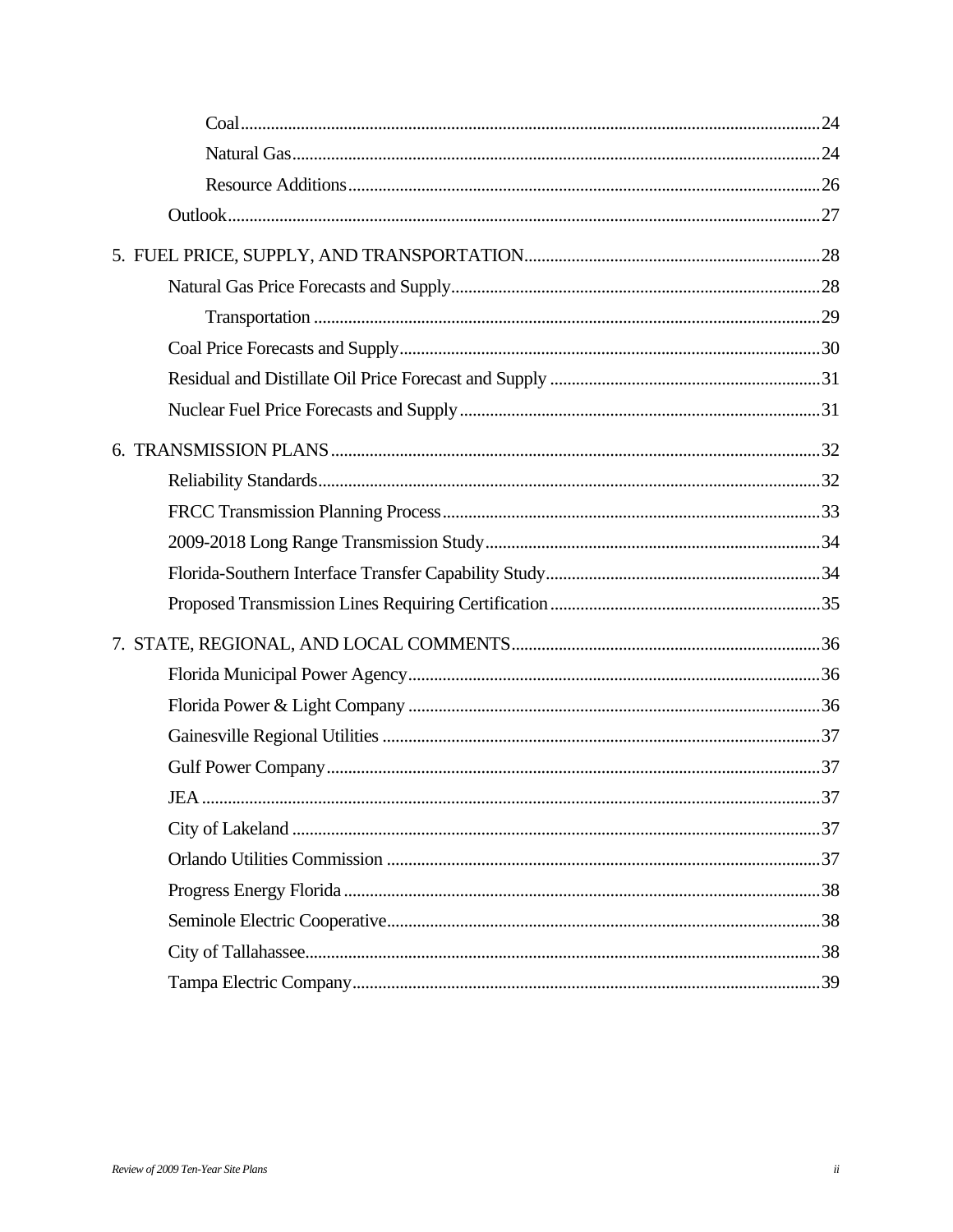Coal .......................................................................................................................24

Natural Gas ..............................................................................................................24

Resource Additions ..................................................................................................26

Outlook .........................................................................................................................27

5. FUEL PRICE, SUPPLY, AND TRANSPORTATION ......................................................28

Natural Gas Price Forecasts and Supply ......................................................................28

Transportation .......................................................................................................29

Coal Price Forecasts and Supply ..................................................................................30

Residual and Distillate Oil Price Forecast and Supply ................................................31

Nuclear Fuel Price Forecasts and Supply .....................................................................31

6. TRANSMISSION PLANS ..................................................................................................32

Reliability Standards .....................................................................................................32

FRCC Transmission Planning Process .........................................................................33

2009-2018 Long Range Transmission Study ...............................................................34

Florida-Southern Interface Transfer Capability Study ..................................................34

Proposed Transmission Lines Requiring Certification .................................................35

7. STATE, REGIONAL, AND LOCAL COMMENTS .........................................................36

Florida Municipal Power Agency .................................................................................36

Florida Power & Light Company .................................................................................36

Gainesville Regional Utilities .......................................................................................37

Gulf Power Company ...................................................................................................37

JEA ................................................................................................................................37

City of Lakeland ...........................................................................................................37

Orlando Utilities Commission .......................................................................................37

Progress Energy Florida ................................................................................................38

Seminole Electric Cooperative ......................................................................................38

City of Tallahassee ........................................................................................................38

Tampa Electric Company .............................................................................................39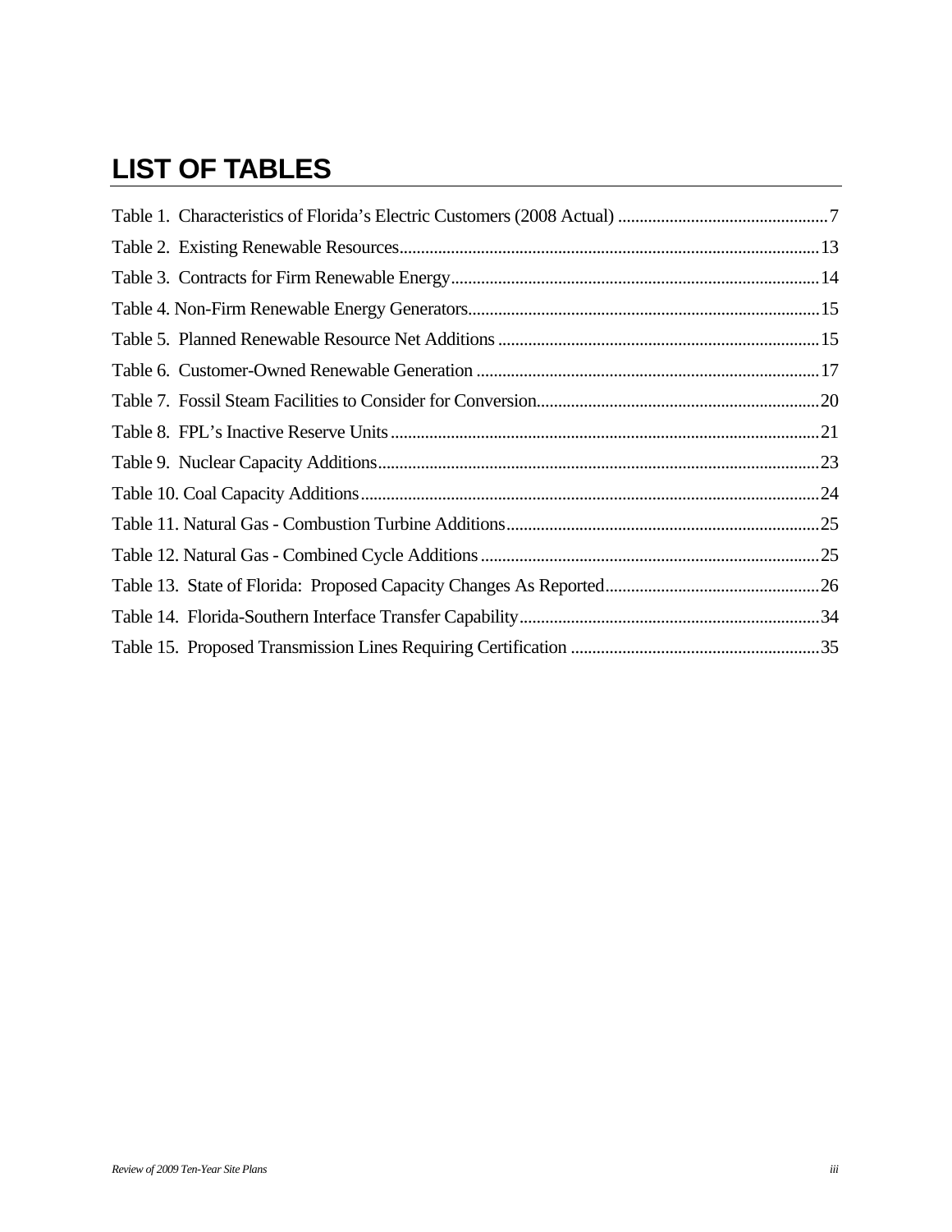# LIST OF TABLES

Table 1. Characteristics of Florida's Electric Customers (2008 Actual) .................................................7

Table 2. Existing Renewable Resources.................................................................................................13

Table 3. Contracts for Firm Renewable Energy.....................................................................................14

Table 4. Non-Firm Renewable Energy Generators.................................................................................15

Table 5. Planned Renewable Resource Net Additions ...........................................................................15

Table 6. Customer-Owned Renewable Generation ................................................................................17

Table 7. Fossil Steam Facilities to Consider for Conversion.................................................................20

Table 8. FPL's Inactive Reserve Units ....................................................................................................21

Table 9. Nuclear Capacity Additions.......................................................................................................23

Table 10. Coal Capacity Additions..........................................................................................................24

Table 11. Natural Gas - Combustion Turbine Additions.........................................................................25

Table 12. Natural Gas - Combined Cycle Additions ...............................................................................25

Table 13. State of Florida: Proposed Capacity Changes As Reported.................................................26

Table 14. Florida-Southern Interface Transfer Capability......................................................................34

Table 15. Proposed Transmission Lines Requiring Certification ..........................................................35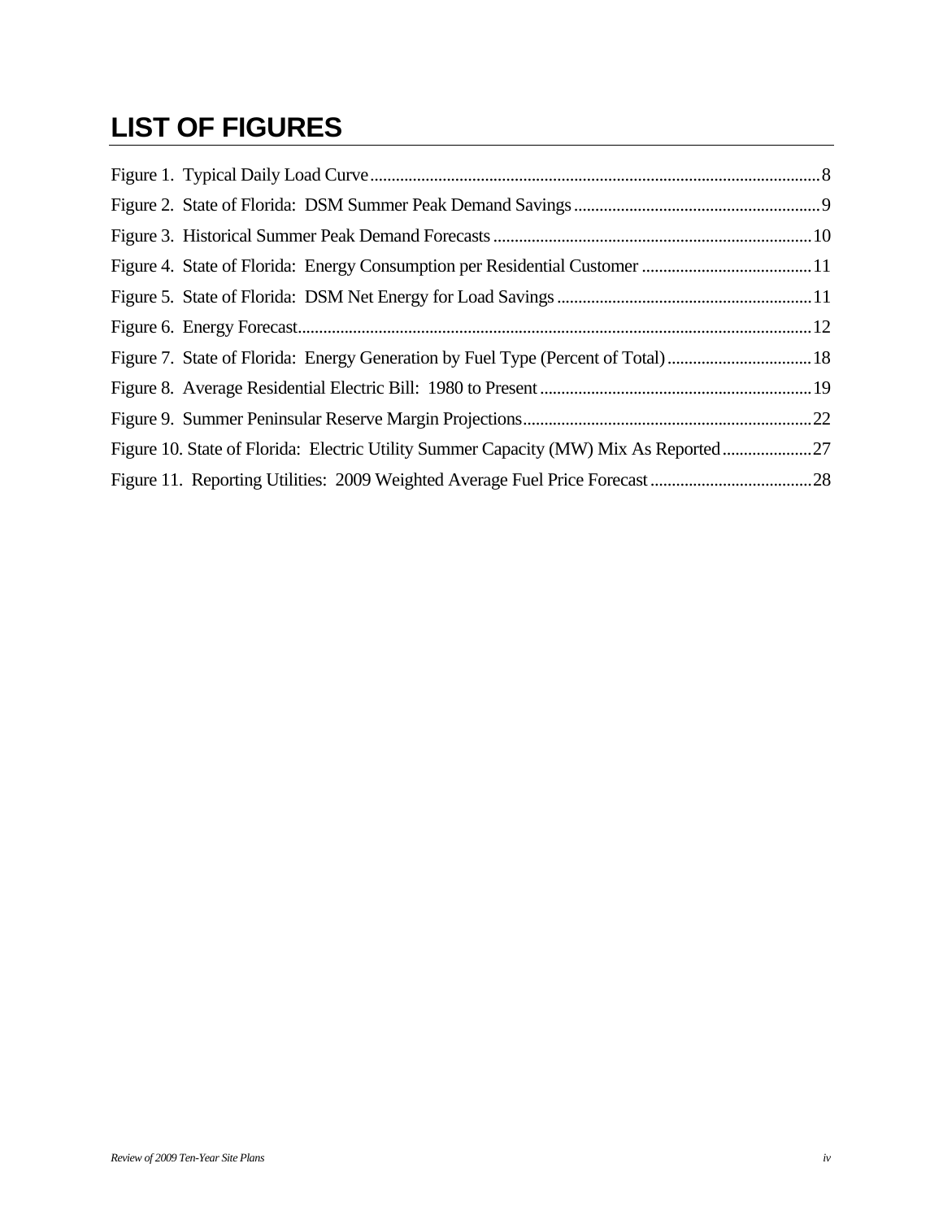# LIST OF FIGURES

Figure 1. Typical Daily Load Curve........................................................................................................8

Figure 2. State of Florida: DSM Summer Peak Demand Savings........................................................9

Figure 3. Historical Summer Peak Demand Forecasts........................................................................10

Figure 4. State of Florida: Energy Consumption per Residential Customer........................................11

Figure 5. State of Florida: DSM Net Energy for Load Savings...........................................................11

Figure 6. Energy Forecast.......................................................................................................................12

Figure 7. State of Florida: Energy Generation by Fuel Type (Percent of Total)..................................18

Figure 8. Average Residential Electric Bill: 1980 to Present...............................................................19

Figure 9. Summer Peninsular Reserve Margin Projections..................................................................22

Figure 10. State of Florida: Electric Utility Summer Capacity (MW) Mix As Reported....................27

Figure 11. Reporting Utilities: 2009 Weighted Average Fuel Price Forecast......................................28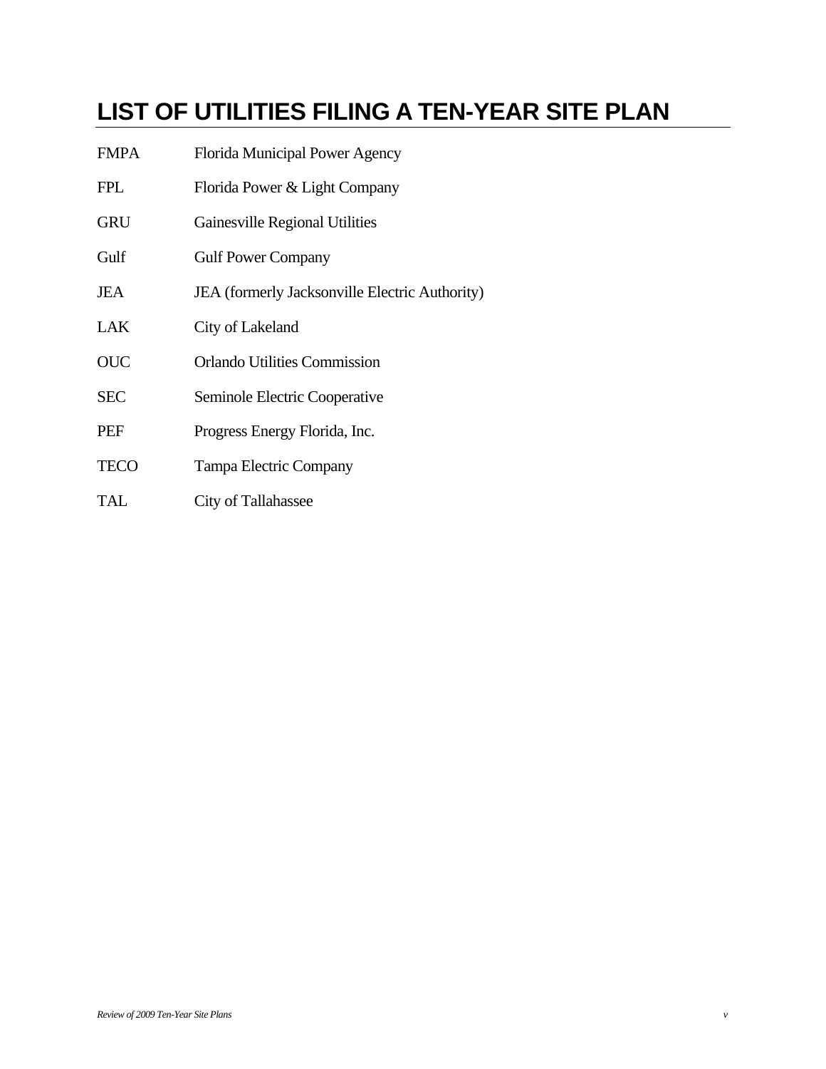# LIST OF UTILITIES FILING A TEN-YEAR SITE PLAN

| | |
|---|---|
| FMPA | Florida Municipal Power Agency |
| FPL | Florida Power & Light Company |
| GRU | Gainesville Regional Utilities |
| Gulf | Gulf Power Company |
| JEA | JEA (formerly Jacksonville Electric Authority) |
| LAK | City of Lakeland |
| OUC | Orlando Utilities Commission |
| SEC | Seminole Electric Cooperative |
| PEF | Progress Energy Florida, Inc. |
| TECO | Tampa Electric Company |
| TAL | City of Tallahassee |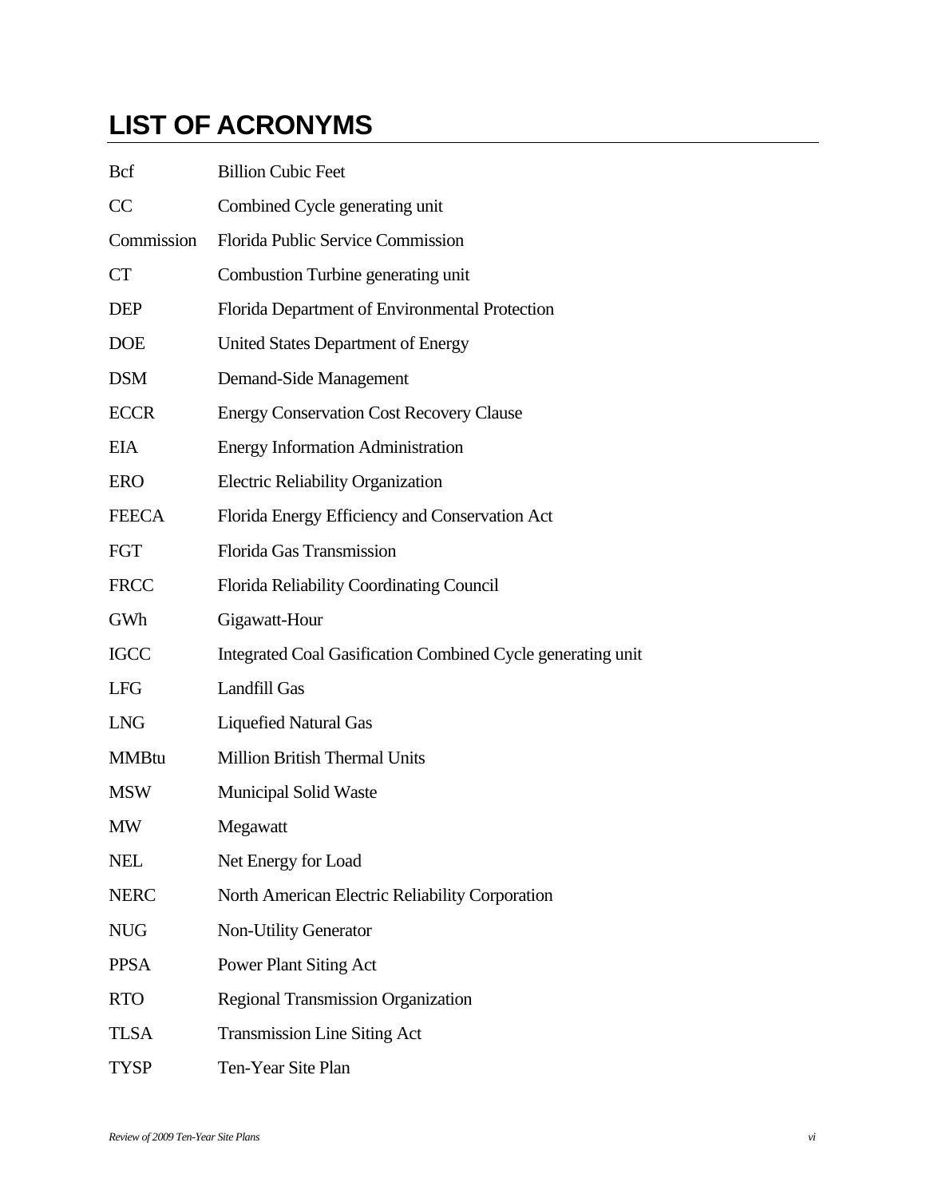# LIST OF ACRONYMS

| | |
|---|---|
| Bcf | Billion Cubic Feet |
| CC | Combined Cycle generating unit |
| Commission | Florida Public Service Commission |
| CT | Combustion Turbine generating unit |
| DEP | Florida Department of Environmental Protection |
| DOE | United States Department of Energy |
| DSM | Demand-Side Management |
| ECCR | Energy Conservation Cost Recovery Clause |
| EIA | Energy Information Administration |
| ERO | Electric Reliability Organization |
| FEECA | Florida Energy Efficiency and Conservation Act |
| FGT | Florida Gas Transmission |
| FRCC | Florida Reliability Coordinating Council |
| GWh | Gigawatt-Hour |
| IGCC | Integrated Coal Gasification Combined Cycle generating unit |
| LFG | Landfill Gas |
| LNG | Liquefied Natural Gas |
| MMBtu | Million British Thermal Units |
| MSW | Municipal Solid Waste |
| MW | Megawatt |
| NEL | Net Energy for Load |
| NERC | North American Electric Reliability Corporation |
| NUG | Non-Utility Generator |
| PPSA | Power Plant Siting Act |
| RTO | Regional Transmission Organization |
| TLSA | Transmission Line Siting Act |
| TYSP | Ten-Year Site Plan |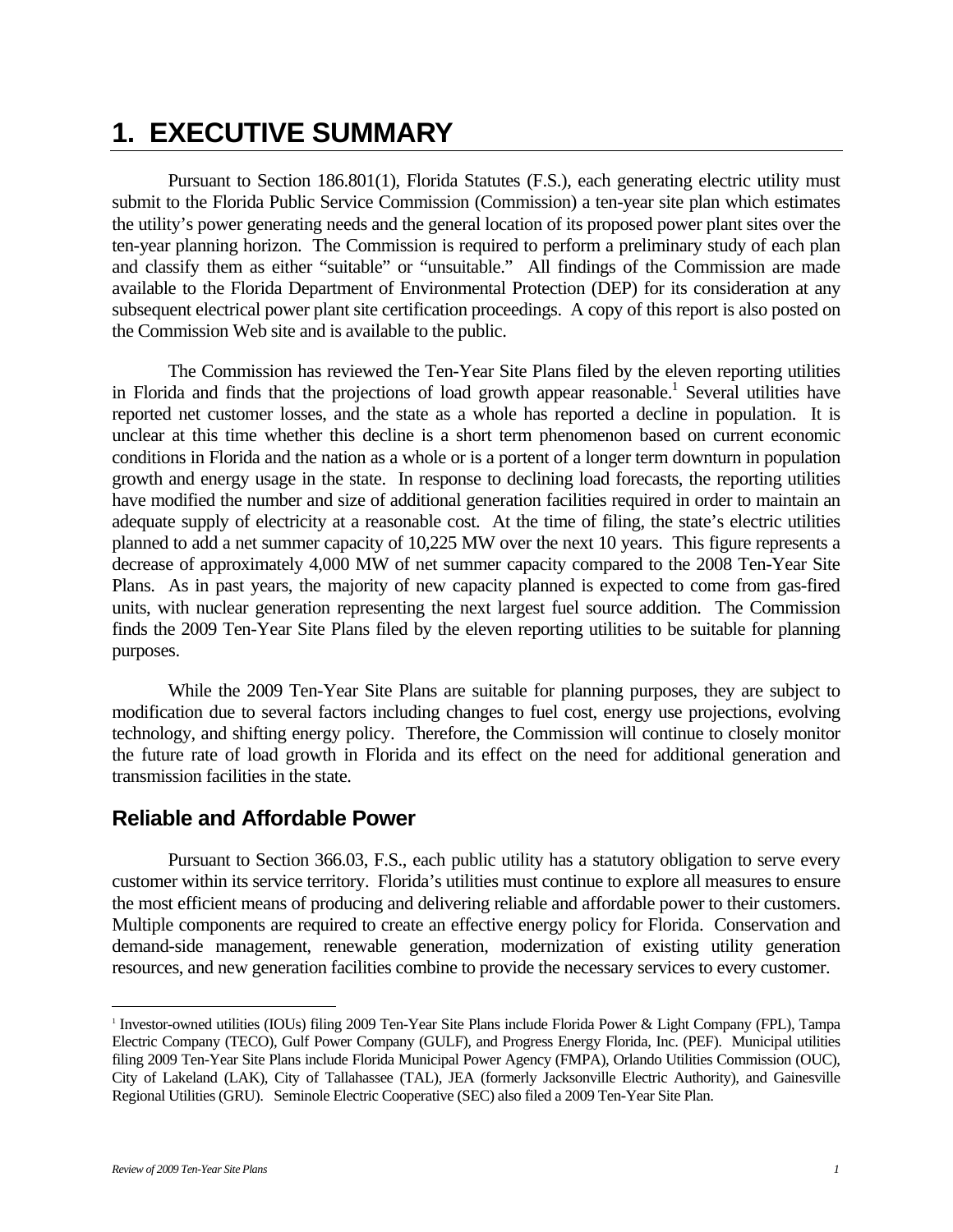# 1. EXECUTIVE SUMMARY

Pursuant to Section 186.801(1), Florida Statutes (F.S.), each generating electric utility must submit to the Florida Public Service Commission (Commission) a ten-year site plan which estimates the utility's power generating needs and the general location of its proposed power plant sites over the ten-year planning horizon. The Commission is required to perform a preliminary study of each plan and classify them as either "suitable" or "unsuitable." All findings of the Commission are made available to the Florida Department of Environmental Protection (DEP) for its consideration at any subsequent electrical power plant site certification proceedings. A copy of this report is also posted on the Commission Web site and is available to the public.

The Commission has reviewed the Ten-Year Site Plans filed by the eleven reporting utilities in Florida and finds that the projections of load growth appear reasonable.[1] Several utilities have reported net customer losses, and the state as a whole has reported a decline in population. It is unclear at this time whether this decline is a short term phenomenon based on current economic conditions in Florida and the nation as a whole or is a portent of a longer term downturn in population growth and energy usage in the state. In response to declining load forecasts, the reporting utilities have modified the number and size of additional generation facilities required in order to maintain an adequate supply of electricity at a reasonable cost. At the time of filing, the state's electric utilities planned to add a net summer capacity of 10,225 MW over the next 10 years. This figure represents a decrease of approximately 4,000 MW of net summer capacity compared to the 2008 Ten-Year Site Plans. As in past years, the majority of new capacity planned is expected to come from gas-fired units, with nuclear generation representing the next largest fuel source addition. The Commission finds the 2009 Ten-Year Site Plans filed by the eleven reporting utilities to be suitable for planning purposes.

While the 2009 Ten-Year Site Plans are suitable for planning purposes, they are subject to modification due to several factors including changes to fuel cost, energy use projections, evolving technology, and shifting energy policy. Therefore, the Commission will continue to closely monitor the future rate of load growth in Florida and its effect on the need for additional generation and transmission facilities in the state.

## Reliable and Affordable Power

Pursuant to Section 366.03, F.S., each public utility has a statutory obligation to serve every customer within its service territory. Florida's utilities must continue to explore all measures to ensure the most efficient means of producing and delivering reliable and affordable power to their customers. Multiple components are required to create an effective energy policy for Florida. Conservation and demand-side management, renewable generation, modernization of existing utility generation resources, and new generation facilities combine to provide the necessary services to every customer.

---

[1] Investor-owned utilities (IOUs) filing 2009 Ten-Year Site Plans include Florida Power & Light Company (FPL), Tampa Electric Company (TECO), Gulf Power Company (GULF), and Progress Energy Florida, Inc. (PEF). Municipal utilities filing 2009 Ten-Year Site Plans include Florida Municipal Power Agency (FMPA), Orlando Utilities Commission (OUC), City of Lakeland (LAK), City of Tallahassee (TAL), JEA (formerly Jacksonville Electric Authority), and Gainesville Regional Utilities (GRU). Seminole Electric Cooperative (SEC) also filed a 2009 Ten-Year Site Plan.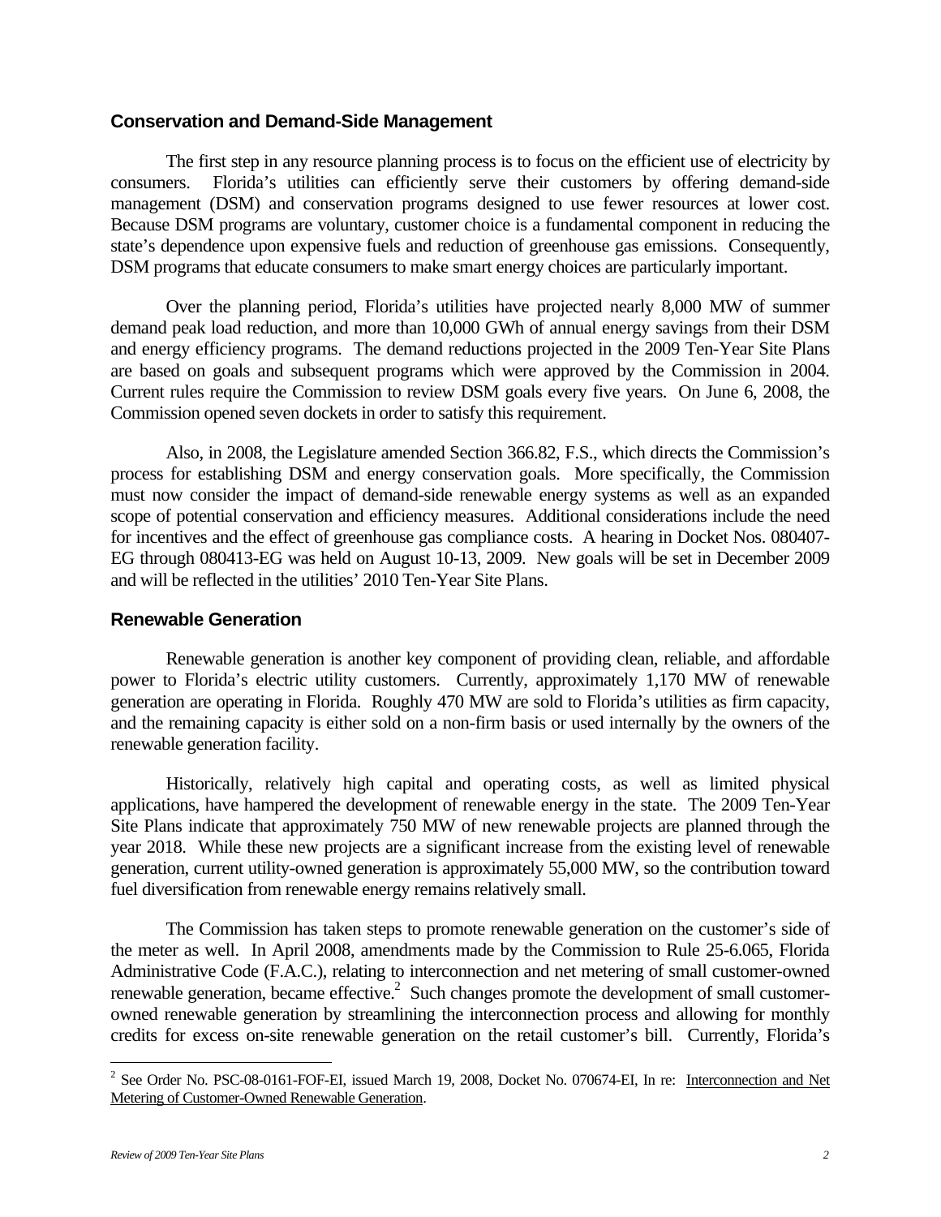## Conservation and Demand-Side Management

The first step in any resource planning process is to focus on the efficient use of electricity by consumers. Florida's utilities can efficiently serve their customers by offering demand-side management (DSM) and conservation programs designed to use fewer resources at lower cost. Because DSM programs are voluntary, customer choice is a fundamental component in reducing the state's dependence upon expensive fuels and reduction of greenhouse gas emissions. Consequently, DSM programs that educate consumers to make smart energy choices are particularly important.

Over the planning period, Florida's utilities have projected nearly 8,000 MW of summer demand peak load reduction, and more than 10,000 GWh of annual energy savings from their DSM and energy efficiency programs. The demand reductions projected in the 2009 Ten-Year Site Plans are based on goals and subsequent programs which were approved by the Commission in 2004. Current rules require the Commission to review DSM goals every five years. On June 6, 2008, the Commission opened seven dockets in order to satisfy this requirement.

Also, in 2008, the Legislature amended Section 366.82, F.S., which directs the Commission's process for establishing DSM and energy conservation goals. More specifically, the Commission must now consider the impact of demand-side renewable energy systems as well as an expanded scope of potential conservation and efficiency measures. Additional considerations include the need for incentives and the effect of greenhouse gas compliance costs. A hearing in Docket Nos. 080407-EG through 080413-EG was held on August 10-13, 2009. New goals will be set in December 2009 and will be reflected in the utilities' 2010 Ten-Year Site Plans.

## Renewable Generation

Renewable generation is another key component of providing clean, reliable, and affordable power to Florida's electric utility customers. Currently, approximately 1,170 MW of renewable generation are operating in Florida. Roughly 470 MW are sold to Florida's utilities as firm capacity, and the remaining capacity is either sold on a non-firm basis or used internally by the owners of the renewable generation facility.

Historically, relatively high capital and operating costs, as well as limited physical applications, have hampered the development of renewable energy in the state. The 2009 Ten-Year Site Plans indicate that approximately 750 MW of new renewable projects are planned through the year 2018. While these new projects are a significant increase from the existing level of renewable generation, current utility-owned generation is approximately 55,000 MW, so the contribution toward fuel diversification from renewable energy remains relatively small.

The Commission has taken steps to promote renewable generation on the customer's side of the meter as well. In April 2008, amendments made by the Commission to Rule 25-6.065, Florida Administrative Code (F.A.C.), relating to interconnection and net metering of small customer-owned renewable generation, became effective.[2] Such changes promote the development of small customer-owned renewable generation by streamlining the interconnection process and allowing for monthly credits for excess on-site renewable generation on the retail customer's bill. Currently, Florida's

---

[2] See Order No. PSC-08-0161-FOF-EI, issued March 19, 2008, Docket No. 070674-EI, In re: Interconnection and Net Metering of Customer-Owned Renewable Generation.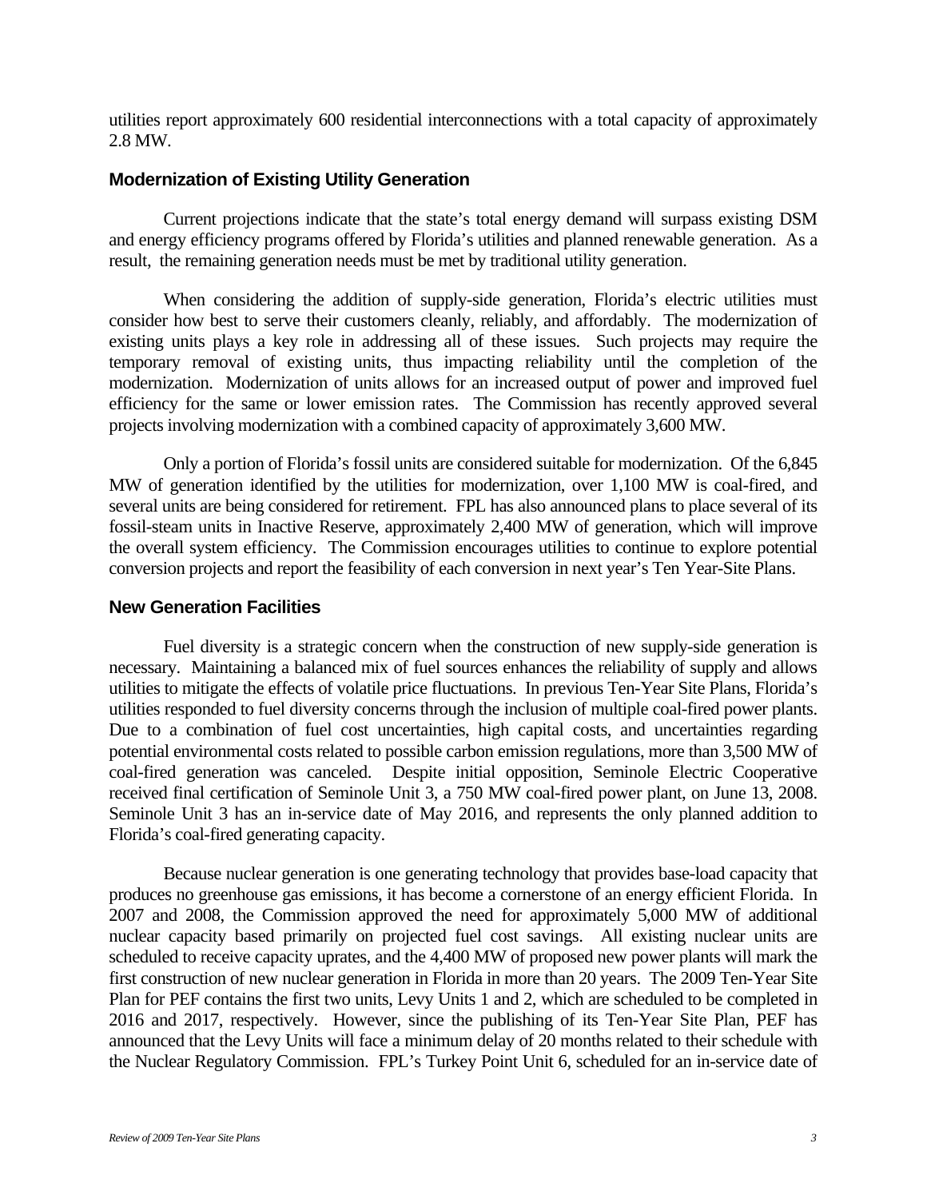utilities report approximately 600 residential interconnections with a total capacity of approximately 2.8 MW.

### Modernization of Existing Utility Generation

Current projections indicate that the state's total energy demand will surpass existing DSM and energy efficiency programs offered by Florida's utilities and planned renewable generation. As a result, the remaining generation needs must be met by traditional utility generation.

When considering the addition of supply-side generation, Florida's electric utilities must consider how best to serve their customers cleanly, reliably, and affordably. The modernization of existing units plays a key role in addressing all of these issues. Such projects may require the temporary removal of existing units, thus impacting reliability until the completion of the modernization. Modernization of units allows for an increased output of power and improved fuel efficiency for the same or lower emission rates. The Commission has recently approved several projects involving modernization with a combined capacity of approximately 3,600 MW.

Only a portion of Florida's fossil units are considered suitable for modernization. Of the 6,845 MW of generation identified by the utilities for modernization, over 1,100 MW is coal-fired, and several units are being considered for retirement. FPL has also announced plans to place several of its fossil-steam units in Inactive Reserve, approximately 2,400 MW of generation, which will improve the overall system efficiency. The Commission encourages utilities to continue to explore potential conversion projects and report the feasibility of each conversion in next year's Ten Year-Site Plans.

### New Generation Facilities

Fuel diversity is a strategic concern when the construction of new supply-side generation is necessary. Maintaining a balanced mix of fuel sources enhances the reliability of supply and allows utilities to mitigate the effects of volatile price fluctuations. In previous Ten-Year Site Plans, Florida's utilities responded to fuel diversity concerns through the inclusion of multiple coal-fired power plants. Due to a combination of fuel cost uncertainties, high capital costs, and uncertainties regarding potential environmental costs related to possible carbon emission regulations, more than 3,500 MW of coal-fired generation was canceled. Despite initial opposition, Seminole Electric Cooperative received final certification of Seminole Unit 3, a 750 MW coal-fired power plant, on June 13, 2008. Seminole Unit 3 has an in-service date of May 2016, and represents the only planned addition to Florida's coal-fired generating capacity.

Because nuclear generation is one generating technology that provides base-load capacity that produces no greenhouse gas emissions, it has become a cornerstone of an energy efficient Florida. In 2007 and 2008, the Commission approved the need for approximately 5,000 MW of additional nuclear capacity based primarily on projected fuel cost savings. All existing nuclear units are scheduled to receive capacity uprates, and the 4,400 MW of proposed new power plants will mark the first construction of new nuclear generation in Florida in more than 20 years. The 2009 Ten-Year Site Plan for PEF contains the first two units, Levy Units 1 and 2, which are scheduled to be completed in 2016 and 2017, respectively. However, since the publishing of its Ten-Year Site Plan, PEF has announced that the Levy Units will face a minimum delay of 20 months related to their schedule with the Nuclear Regulatory Commission. FPL's Turkey Point Unit 6, scheduled for an in-service date of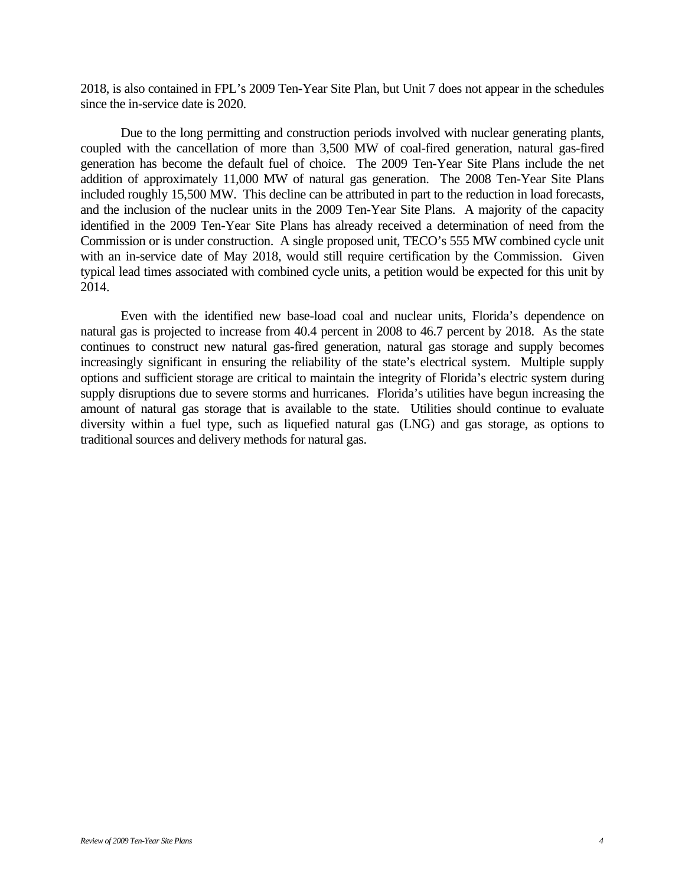2018, is also contained in FPL's 2009 Ten-Year Site Plan, but Unit 7 does not appear in the schedules since the in-service date is 2020.

Due to the long permitting and construction periods involved with nuclear generating plants, coupled with the cancellation of more than 3,500 MW of coal-fired generation, natural gas-fired generation has become the default fuel of choice. The 2009 Ten-Year Site Plans include the net addition of approximately 11,000 MW of natural gas generation. The 2008 Ten-Year Site Plans included roughly 15,500 MW. This decline can be attributed in part to the reduction in load forecasts, and the inclusion of the nuclear units in the 2009 Ten-Year Site Plans. A majority of the capacity identified in the 2009 Ten-Year Site Plans has already received a determination of need from the Commission or is under construction. A single proposed unit, TECO's 555 MW combined cycle unit with an in-service date of May 2018, would still require certification by the Commission. Given typical lead times associated with combined cycle units, a petition would be expected for this unit by 2014.

Even with the identified new base-load coal and nuclear units, Florida's dependence on natural gas is projected to increase from 40.4 percent in 2008 to 46.7 percent by 2018. As the state continues to construct new natural gas-fired generation, natural gas storage and supply becomes increasingly significant in ensuring the reliability of the state's electrical system. Multiple supply options and sufficient storage are critical to maintain the integrity of Florida's electric system during supply disruptions due to severe storms and hurricanes. Florida's utilities have begun increasing the amount of natural gas storage that is available to the state. Utilities should continue to evaluate diversity within a fuel type, such as liquefied natural gas (LNG) and gas storage, as options to traditional sources and delivery methods for natural gas.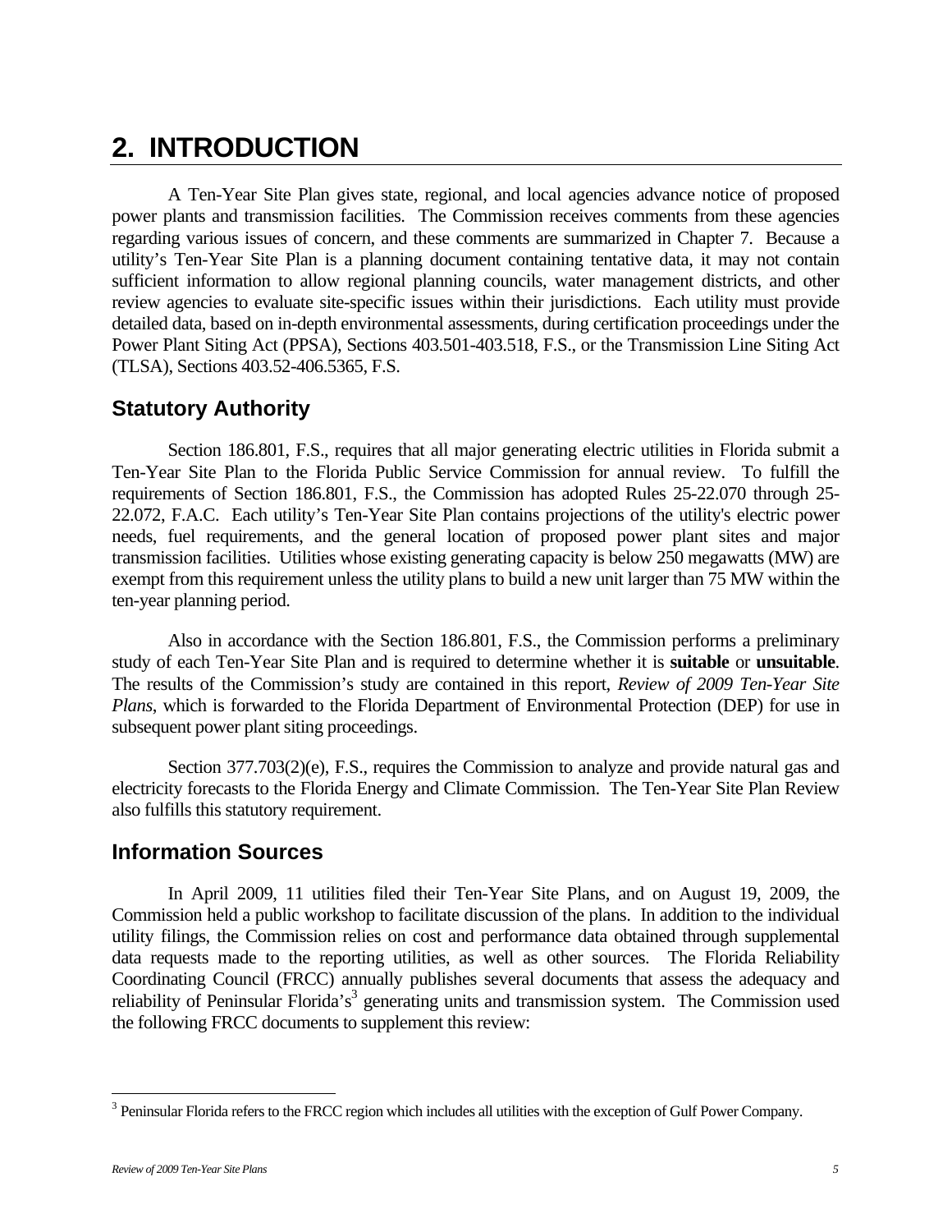# 2. INTRODUCTION

A Ten-Year Site Plan gives state, regional, and local agencies advance notice of proposed power plants and transmission facilities. The Commission receives comments from these agencies regarding various issues of concern, and these comments are summarized in Chapter 7. Because a utility's Ten-Year Site Plan is a planning document containing tentative data, it may not contain sufficient information to allow regional planning councils, water management districts, and other review agencies to evaluate site-specific issues within their jurisdictions. Each utility must provide detailed data, based on in-depth environmental assessments, during certification proceedings under the Power Plant Siting Act (PPSA), Sections 403.501-403.518, F.S., or the Transmission Line Siting Act (TLSA), Sections 403.52-406.5365, F.S.

## Statutory Authority

Section 186.801, F.S., requires that all major generating electric utilities in Florida submit a Ten-Year Site Plan to the Florida Public Service Commission for annual review. To fulfill the requirements of Section 186.801, F.S., the Commission has adopted Rules 25-22.070 through 25-22.072, F.A.C. Each utility's Ten-Year Site Plan contains projections of the utility's electric power needs, fuel requirements, and the general location of proposed power plant sites and major transmission facilities. Utilities whose existing generating capacity is below 250 megawatts (MW) are exempt from this requirement unless the utility plans to build a new unit larger than 75 MW within the ten-year planning period.

Also in accordance with the Section 186.801, F.S., the Commission performs a preliminary study of each Ten-Year Site Plan and is required to determine whether it is **suitable** or **unsuitable**. The results of the Commission's study are contained in this report, *Review of 2009 Ten-Year Site Plans*, which is forwarded to the Florida Department of Environmental Protection (DEP) for use in subsequent power plant siting proceedings.

Section 377.703(2)(e), F.S., requires the Commission to analyze and provide natural gas and electricity forecasts to the Florida Energy and Climate Commission. The Ten-Year Site Plan Review also fulfills this statutory requirement.

## Information Sources

In April 2009, 11 utilities filed their Ten-Year Site Plans, and on August 19, 2009, the Commission held a public workshop to facilitate discussion of the plans. In addition to the individual utility filings, the Commission relies on cost and performance data obtained through supplemental data requests made to the reporting utilities, as well as other sources. The Florida Reliability Coordinating Council (FRCC) annually publishes several documents that assess the adequacy and reliability of Peninsular Florida's[3] generating units and transmission system. The Commission used the following FRCC documents to supplement this review:

---

[3] Peninsular Florida refers to the FRCC region which includes all utilities with the exception of Gulf Power Company.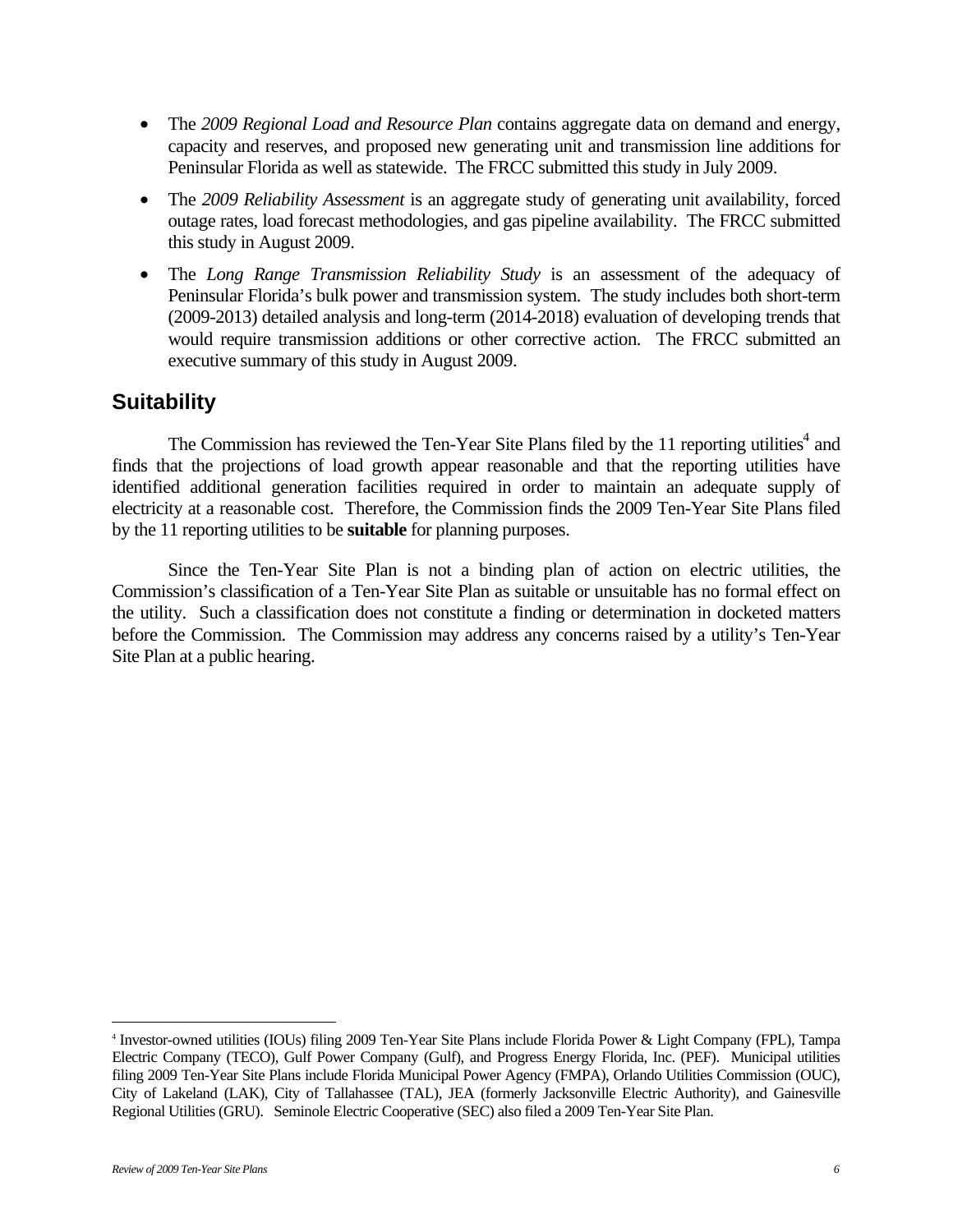- The *2009 Regional Load and Resource Plan* contains aggregate data on demand and energy, capacity and reserves, and proposed new generating unit and transmission line additions for Peninsular Florida as well as statewide. The FRCC submitted this study in July 2009.
- The *2009 Reliability Assessment* is an aggregate study of generating unit availability, forced outage rates, load forecast methodologies, and gas pipeline availability. The FRCC submitted this study in August 2009.
- The *Long Range Transmission Reliability Study* is an assessment of the adequacy of Peninsular Florida's bulk power and transmission system. The study includes both short-term (2009-2013) detailed analysis and long-term (2014-2018) evaluation of developing trends that would require transmission additions or other corrective action. The FRCC submitted an executive summary of this study in August 2009.

## Suitability

The Commission has reviewed the Ten-Year Site Plans filed by the 11 reporting utilities[4] and finds that the projections of load growth appear reasonable and that the reporting utilities have identified additional generation facilities required in order to maintain an adequate supply of electricity at a reasonable cost. Therefore, the Commission finds the 2009 Ten-Year Site Plans filed by the 11 reporting utilities to be **suitable** for planning purposes.

Since the Ten-Year Site Plan is not a binding plan of action on electric utilities, the Commission's classification of a Ten-Year Site Plan as suitable or unsuitable has no formal effect on the utility. Such a classification does not constitute a finding or determination in docketed matters before the Commission. The Commission may address any concerns raised by a utility's Ten-Year Site Plan at a public hearing.

[4] Investor-owned utilities (IOUs) filing 2009 Ten-Year Site Plans include Florida Power & Light Company (FPL), Tampa Electric Company (TECO), Gulf Power Company (Gulf), and Progress Energy Florida, Inc. (PEF). Municipal utilities filing 2009 Ten-Year Site Plans include Florida Municipal Power Agency (FMPA), Orlando Utilities Commission (OUC), City of Lakeland (LAK), City of Tallahassee (TAL), JEA (formerly Jacksonville Electric Authority), and Gainesville Regional Utilities (GRU). Seminole Electric Cooperative (SEC) also filed a 2009 Ten-Year Site Plan.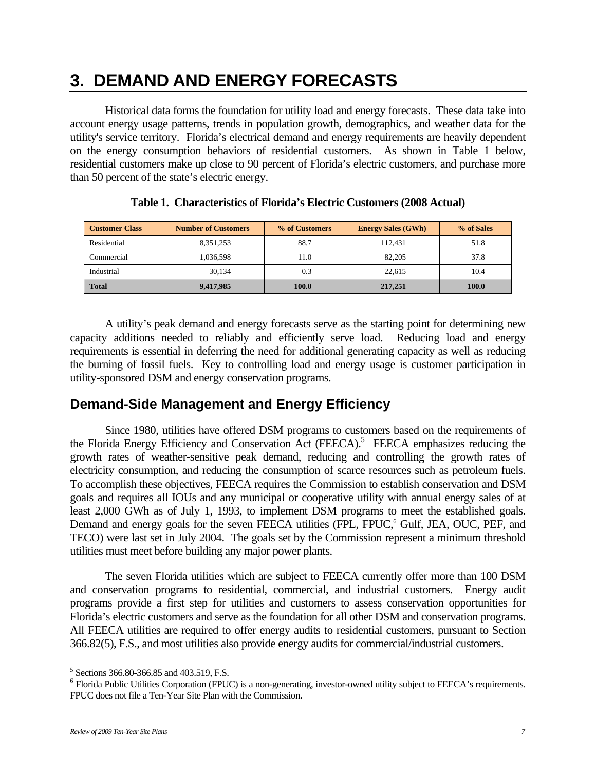# 3. DEMAND AND ENERGY FORECASTS

Historical data forms the foundation for utility load and energy forecasts. These data take into account energy usage patterns, trends in population growth, demographics, and weather data for the utility's service territory. Florida's electrical demand and energy requirements are heavily dependent on the energy consumption behaviors of residential customers. As shown in Table 1 below, residential customers make up close to 90 percent of Florida's electric customers, and purchase more than 50 percent of the state's electric energy.

**Table 1. Characteristics of Florida's Electric Customers (2008 Actual)**

| Customer Class | Number of Customers | % of Customers | Energy Sales (GWh) | % of Sales |
|---|---|---|---|---|
| Residential | 8,351,253 | 88.7 | 112,431 | 51.8 |
| Commercial | 1,036,598 | 11.0 | 82,205 | 37.8 |
| Industrial | 30,134 | 0.3 | 22,615 | 10.4 |
| **Total** | **9,417,985** | **100.0** | **217,251** | **100.0** |

A utility's peak demand and energy forecasts serve as the starting point for determining new capacity additions needed to reliably and efficiently serve load. Reducing load and energy requirements is essential in deferring the need for additional generating capacity as well as reducing the burning of fossil fuels. Key to controlling load and energy usage is customer participation in utility-sponsored DSM and energy conservation programs.

## Demand-Side Management and Energy Efficiency

Since 1980, utilities have offered DSM programs to customers based on the requirements of the Florida Energy Efficiency and Conservation Act (FEECA).[5] FEECA emphasizes reducing the growth rates of weather-sensitive peak demand, reducing and controlling the growth rates of electricity consumption, and reducing the consumption of scarce resources such as petroleum fuels. To accomplish these objectives, FEECA requires the Commission to establish conservation and DSM goals and requires all IOUs and any municipal or cooperative utility with annual energy sales of at least 2,000 GWh as of July 1, 1993, to implement DSM programs to meet the established goals. Demand and energy goals for the seven FEECA utilities (FPL, FPUC,[6] Gulf, JEA, OUC, PEF, and TECO) were last set in July 2004. The goals set by the Commission represent a minimum threshold utilities must meet before building any major power plants.

The seven Florida utilities which are subject to FEECA currently offer more than 100 DSM and conservation programs to residential, commercial, and industrial customers. Energy audit programs provide a first step for utilities and customers to assess conservation opportunities for Florida's electric customers and serve as the foundation for all other DSM and conservation programs. All FEECA utilities are required to offer energy audits to residential customers, pursuant to Section 366.82(5), F.S., and most utilities also provide energy audits for commercial/industrial customers.

---

[5] Sections 366.80-366.85 and 403.519, F.S.

[6] Florida Public Utilities Corporation (FPUC) is a non-generating, investor-owned utility subject to FEECA's requirements. FPUC does not file a Ten-Year Site Plan with the Commission.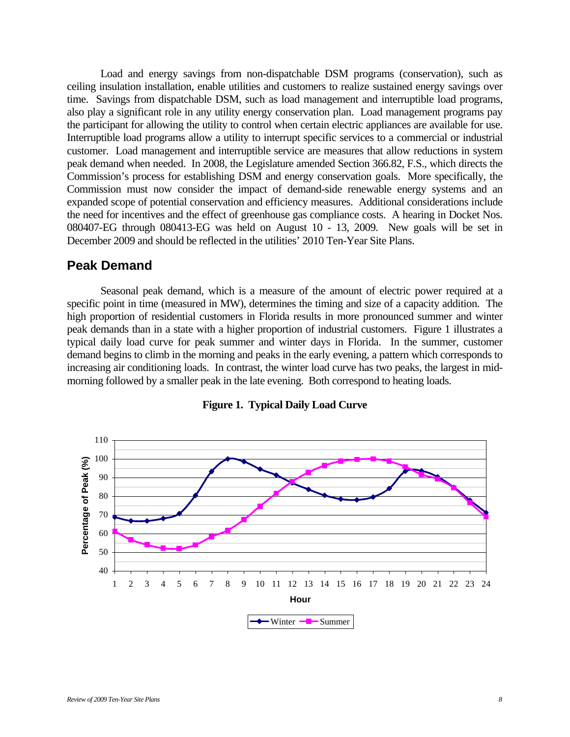Load and energy savings from non-dispatchable DSM programs (conservation), such as ceiling insulation installation, enable utilities and customers to realize sustained energy savings over time. Savings from dispatchable DSM, such as load management and interruptible load programs, also play a significant role in any utility energy conservation plan. Load management programs pay the participant for allowing the utility to control when certain electric appliances are available for use. Interruptible load programs allow a utility to interrupt specific services to a commercial or industrial customer. Load management and interruptible service are measures that allow reductions in system peak demand when needed. In 2008, the Legislature amended Section 366.82, F.S., which directs the Commission's process for establishing DSM and energy conservation goals. More specifically, the Commission must now consider the impact of demand-side renewable energy systems and an expanded scope of potential conservation and efficiency measures. Additional considerations include the need for incentives and the effect of greenhouse gas compliance costs. A hearing in Docket Nos. 080407-EG through 080413-EG was held on August 10 - 13, 2009. New goals will be set in December 2009 and should be reflected in the utilities' 2010 Ten-Year Site Plans.

## Peak Demand

Seasonal peak demand, which is a measure of the amount of electric power required at a specific point in time (measured in MW), determines the timing and size of a capacity addition. The high proportion of residential customers in Florida results in more pronounced summer and winter peak demands than in a state with a higher proportion of industrial customers. Figure 1 illustrates a typical daily load curve for peak summer and winter days in Florida. In the summer, customer demand begins to climb in the morning and peaks in the early evening, a pattern which corresponds to increasing air conditioning loads. In contrast, the winter load curve has two peaks, the largest in mid-morning followed by a smaller peak in the late evening. Both correspond to heating loads.

**Figure 1. Typical Daily Load Curve**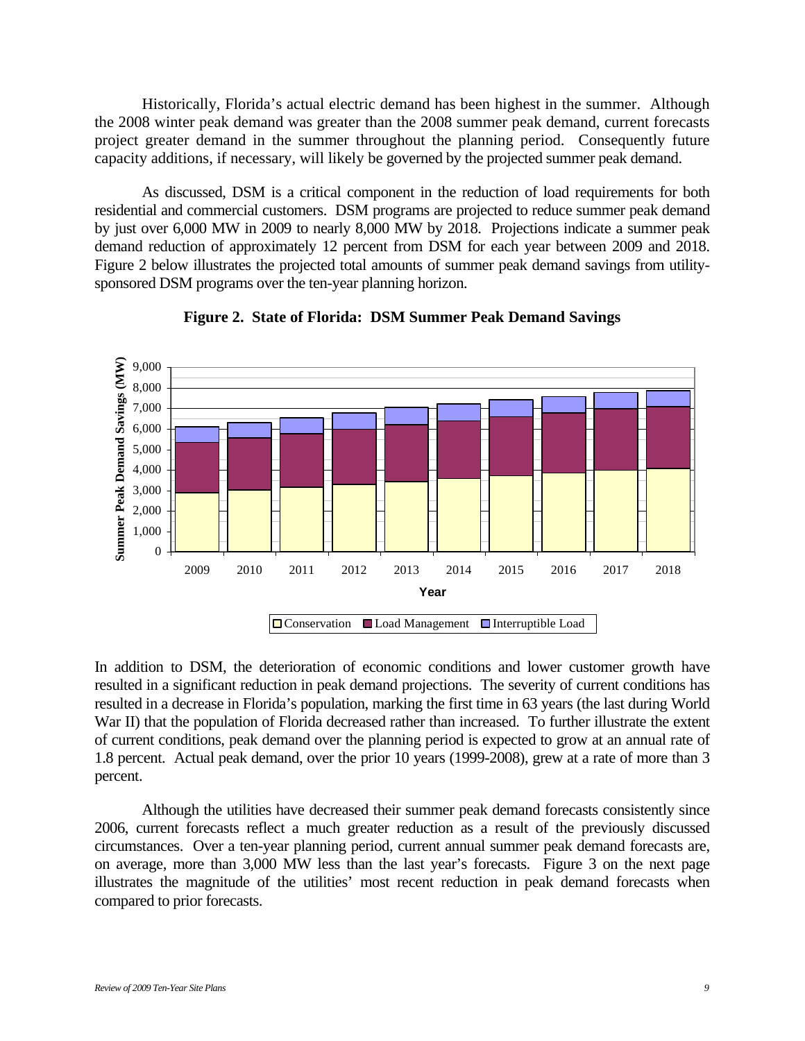Historically, Florida's actual electric demand has been highest in the summer. Although the 2008 winter peak demand was greater than the 2008 summer peak demand, current forecasts project greater demand in the summer throughout the planning period. Consequently future capacity additions, if necessary, will likely be governed by the projected summer peak demand.

As discussed, DSM is a critical component in the reduction of load requirements for both residential and commercial customers. DSM programs are projected to reduce summer peak demand by just over 6,000 MW in 2009 to nearly 8,000 MW by 2018. Projections indicate a summer peak demand reduction of approximately 12 percent from DSM for each year between 2009 and 2018. Figure 2 below illustrates the projected total amounts of summer peak demand savings from utility-sponsored DSM programs over the ten-year planning horizon.

**Figure 2. State of Florida: DSM Summer Peak Demand Savings**

In addition to DSM, the deterioration of economic conditions and lower customer growth have resulted in a significant reduction in peak demand projections. The severity of current conditions has resulted in a decrease in Florida's population, marking the first time in 63 years (the last during World War II) that the population of Florida decreased rather than increased. To further illustrate the extent of current conditions, peak demand over the planning period is expected to grow at an annual rate of 1.8 percent. Actual peak demand, over the prior 10 years (1999-2008), grew at a rate of more than 3 percent.

Although the utilities have decreased their summer peak demand forecasts consistently since 2006, current forecasts reflect a much greater reduction as a result of the previously discussed circumstances. Over a ten-year planning period, current annual summer peak demand forecasts are, on average, more than 3,000 MW less than the last year's forecasts. Figure 3 on the next page illustrates the magnitude of the utilities' most recent reduction in peak demand forecasts when compared to prior forecasts.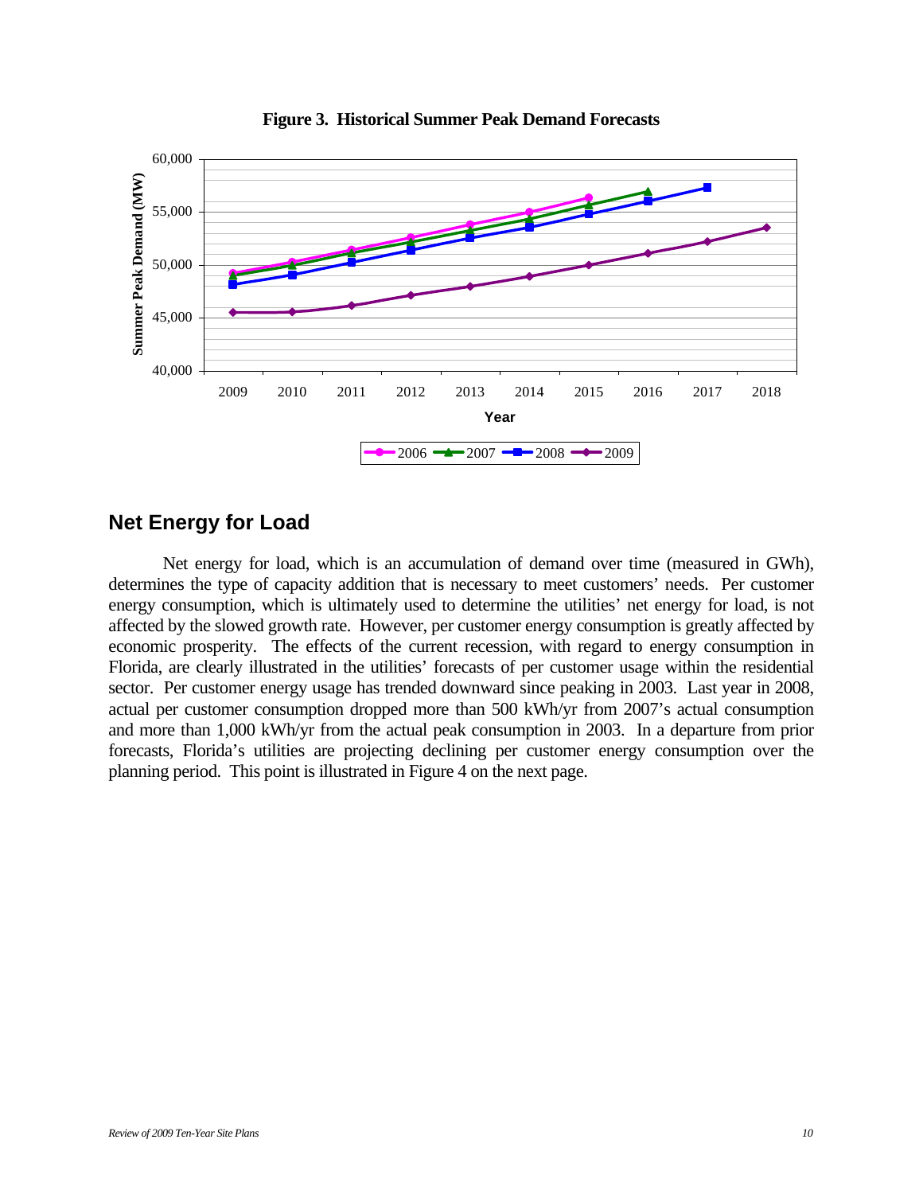**Figure 3. Historical Summer Peak Demand Forecasts**

## Net Energy for Load

Net energy for load, which is an accumulation of demand over time (measured in GWh), determines the type of capacity addition that is necessary to meet customers' needs. Per customer energy consumption, which is ultimately used to determine the utilities' net energy for load, is not affected by the slowed growth rate. However, per customer energy consumption is greatly affected by economic prosperity. The effects of the current recession, with regard to energy consumption in Florida, are clearly illustrated in the utilities' forecasts of per customer usage within the residential sector. Per customer energy usage has trended downward since peaking in 2003. Last year in 2008, actual per customer consumption dropped more than 500 kWh/yr from 2007's actual consumption and more than 1,000 kWh/yr from the actual peak consumption in 2003. In a departure from prior forecasts, Florida's utilities are projecting declining per customer energy consumption over the planning period. This point is illustrated in Figure 4 on the next page.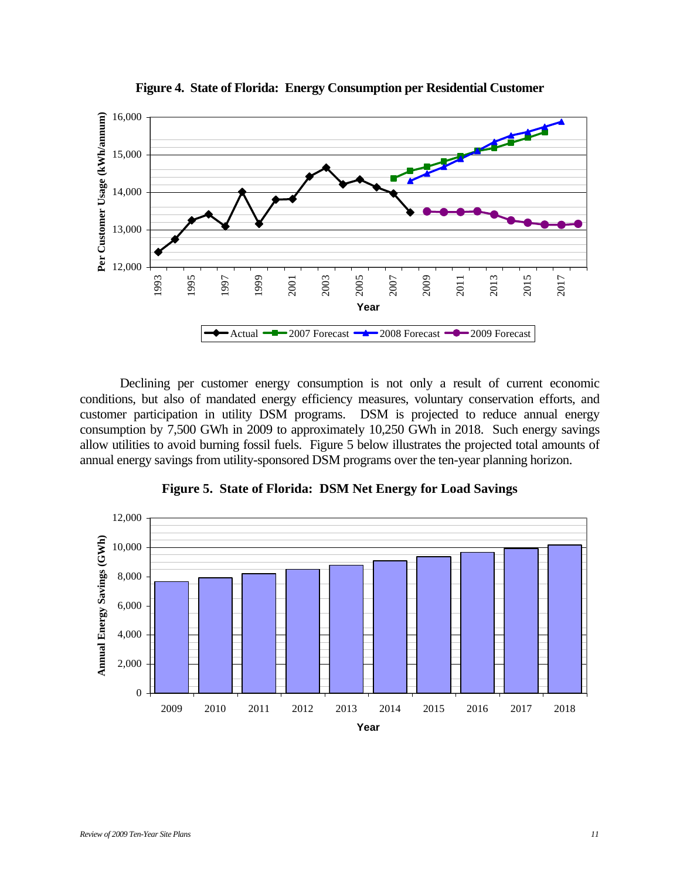**Figure 4. State of Florida: Energy Consumption per Residential Customer**

Declining per customer energy consumption is not only a result of current economic conditions, but also of mandated energy efficiency measures, voluntary conservation efforts, and customer participation in utility DSM programs. DSM is projected to reduce annual energy consumption by 7,500 GWh in 2009 to approximately 10,250 GWh in 2018. Such energy savings allow utilities to avoid burning fossil fuels. Figure 5 below illustrates the projected total amounts of annual energy savings from utility-sponsored DSM programs over the ten-year planning horizon.

**Figure 5. State of Florida: DSM Net Energy for Load Savings**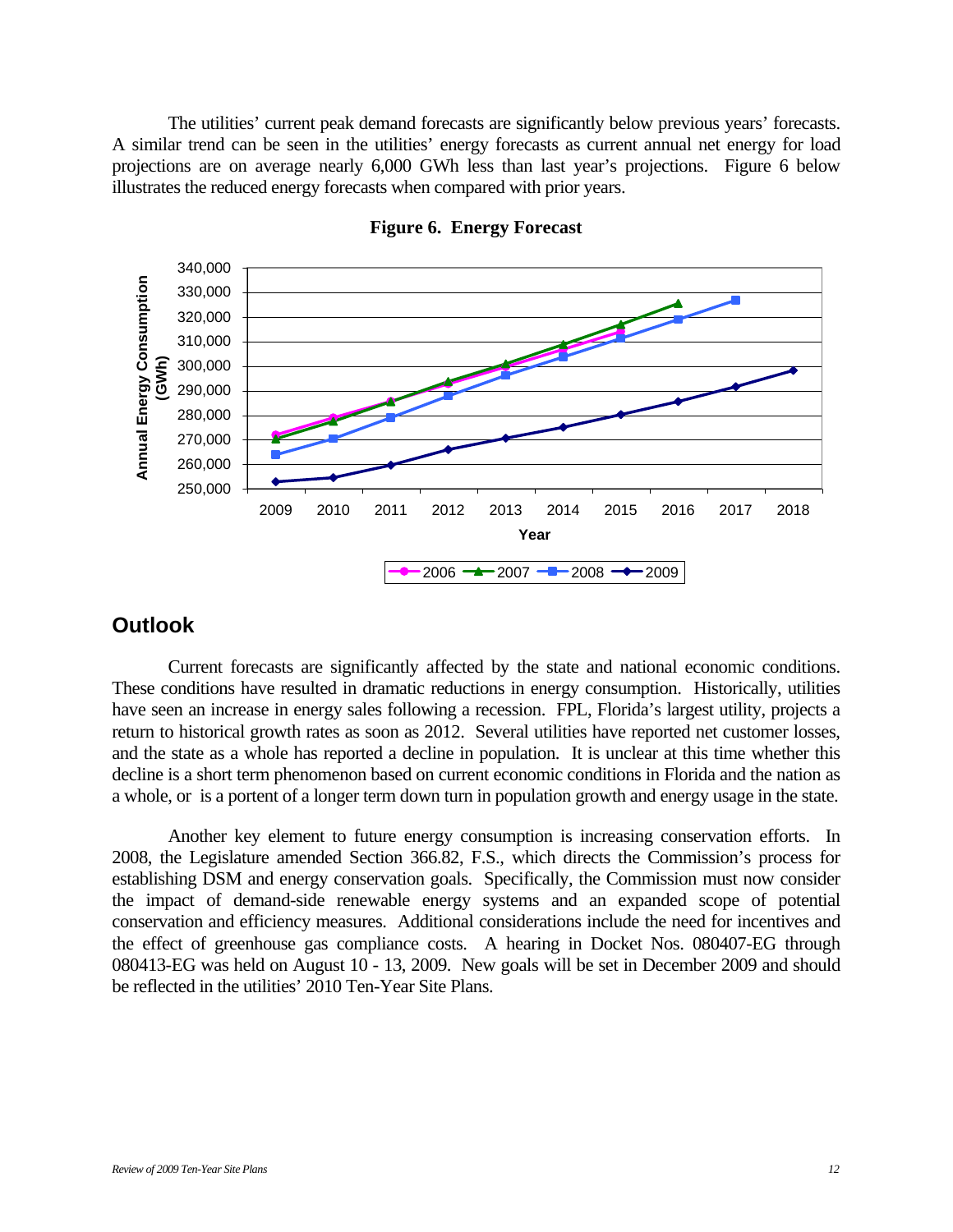The utilities' current peak demand forecasts are significantly below previous years' forecasts. A similar trend can be seen in the utilities' energy forecasts as current annual net energy for load projections are on average nearly 6,000 GWh less than last year's projections. Figure 6 below illustrates the reduced energy forecasts when compared with prior years.

**Figure 6. Energy Forecast**

## Outlook

Current forecasts are significantly affected by the state and national economic conditions. These conditions have resulted in dramatic reductions in energy consumption. Historically, utilities have seen an increase in energy sales following a recession. FPL, Florida's largest utility, projects a return to historical growth rates as soon as 2012. Several utilities have reported net customer losses, and the state as a whole has reported a decline in population. It is unclear at this time whether this decline is a short term phenomenon based on current economic conditions in Florida and the nation as a whole, or is a portent of a longer term down turn in population growth and energy usage in the state.

Another key element to future energy consumption is increasing conservation efforts. In 2008, the Legislature amended Section 366.82, F.S., which directs the Commission's process for establishing DSM and energy conservation goals. Specifically, the Commission must now consider the impact of demand-side renewable energy systems and an expanded scope of potential conservation and efficiency measures. Additional considerations include the need for incentives and the effect of greenhouse gas compliance costs. A hearing in Docket Nos. 080407-EG through 080413-EG was held on August 10 - 13, 2009. New goals will be set in December 2009 and should be reflected in the utilities' 2010 Ten-Year Site Plans.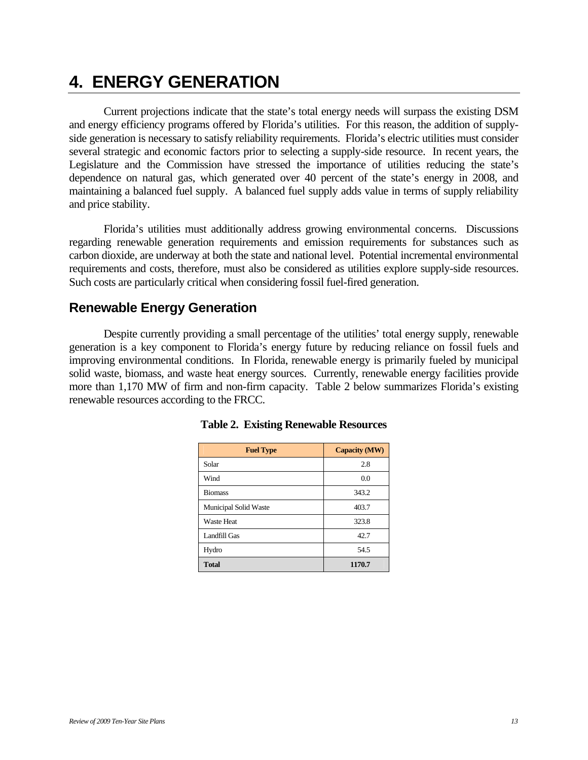# 4. ENERGY GENERATION

Current projections indicate that the state's total energy needs will surpass the existing DSM and energy efficiency programs offered by Florida's utilities. For this reason, the addition of supply-side generation is necessary to satisfy reliability requirements. Florida's electric utilities must consider several strategic and economic factors prior to selecting a supply-side resource. In recent years, the Legislature and the Commission have stressed the importance of utilities reducing the state's dependence on natural gas, which generated over 40 percent of the state's energy in 2008, and maintaining a balanced fuel supply. A balanced fuel supply adds value in terms of supply reliability and price stability.

Florida's utilities must additionally address growing environmental concerns. Discussions regarding renewable generation requirements and emission requirements for substances such as carbon dioxide, are underway at both the state and national level. Potential incremental environmental requirements and costs, therefore, must also be considered as utilities explore supply-side resources. Such costs are particularly critical when considering fossil fuel-fired generation.

## Renewable Energy Generation

Despite currently providing a small percentage of the utilities' total energy supply, renewable generation is a key component to Florida's energy future by reducing reliance on fossil fuels and improving environmental conditions. In Florida, renewable energy is primarily fueled by municipal solid waste, biomass, and waste heat energy sources. Currently, renewable energy facilities provide more than 1,170 MW of firm and non-firm capacity. Table 2 below summarizes Florida's existing renewable resources according to the FRCC.

**Table 2. Existing Renewable Resources**

| Fuel Type | Capacity (MW) |
|---|---|
| Solar | 2.8 |
| Wind | 0.0 |
| Biomass | 343.2 |
| Municipal Solid Waste | 403.7 |
| Waste Heat | 323.8 |
| Landfill Gas | 42.7 |
| Hydro | 54.5 |
| **Total** | **1170.7** |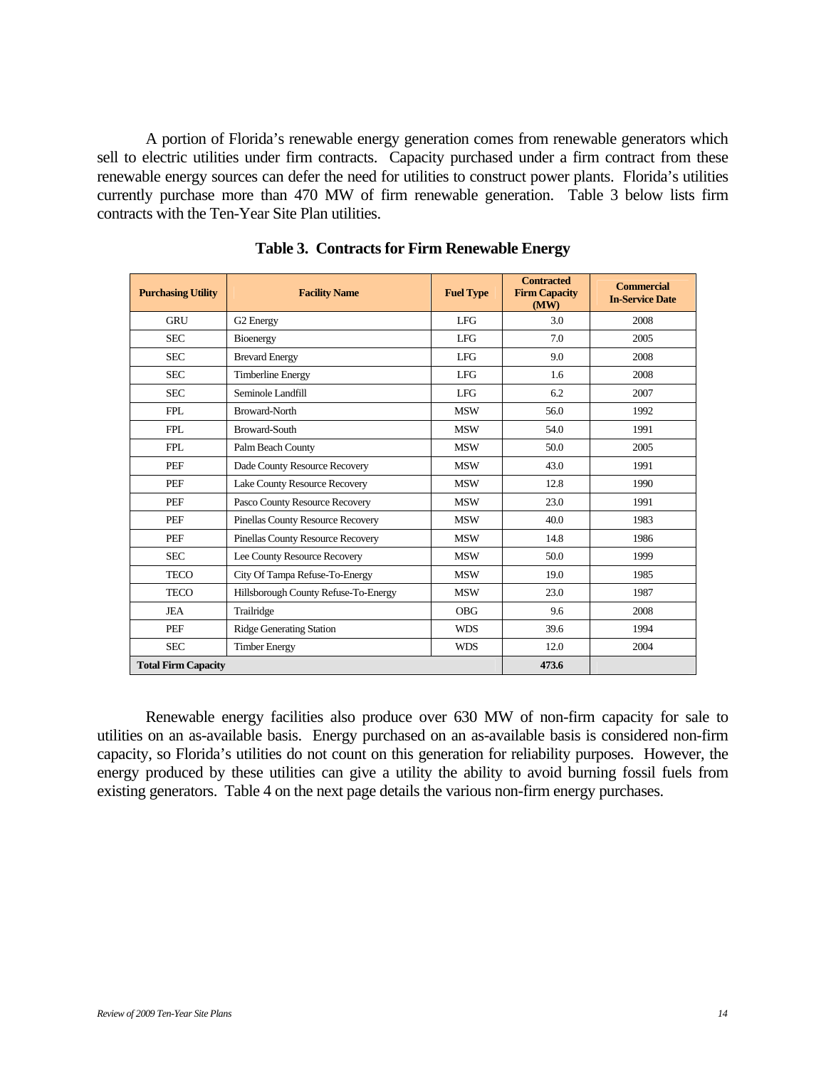A portion of Florida's renewable energy generation comes from renewable generators which sell to electric utilities under firm contracts. Capacity purchased under a firm contract from these renewable energy sources can defer the need for utilities to construct power plants. Florida's utilities currently purchase more than 470 MW of firm renewable generation. Table 3 below lists firm contracts with the Ten-Year Site Plan utilities.

**Table 3. Contracts for Firm Renewable Energy**

| Purchasing Utility | Facility Name | Fuel Type | Contracted Firm Capacity (MW) | Commercial In-Service Date |
|---|---|---|---|---|
| GRU | G2 Energy | LFG | 3.0 | 2008 |
| SEC | Bioenergy | LFG | 7.0 | 2005 |
| SEC | Brevard Energy | LFG | 9.0 | 2008 |
| SEC | Timberline Energy | LFG | 1.6 | 2008 |
| SEC | Seminole Landfill | LFG | 6.2 | 2007 |
| FPL | Broward-North | MSW | 56.0 | 1992 |
| FPL | Broward-South | MSW | 54.0 | 1991 |
| FPL | Palm Beach County | MSW | 50.0 | 2005 |
| PEF | Dade County Resource Recovery | MSW | 43.0 | 1991 |
| PEF | Lake County Resource Recovery | MSW | 12.8 | 1990 |
| PEF | Pasco County Resource Recovery | MSW | 23.0 | 1991 |
| PEF | Pinellas County Resource Recovery | MSW | 40.0 | 1983 |
| PEF | Pinellas County Resource Recovery | MSW | 14.8 | 1986 |
| SEC | Lee County Resource Recovery | MSW | 50.0 | 1999 |
| TECO | City Of Tampa Refuse-To-Energy | MSW | 19.0 | 1985 |
| TECO | Hillsborough County Refuse-To-Energy | MSW | 23.0 | 1987 |
| JEA | Trailridge | OBG | 9.6 | 2008 |
| PEF | Ridge Generating Station | WDS | 39.6 | 1994 |
| SEC | Timber Energy | WDS | 12.0 | 2004 |
| **Total Firm Capacity** | | | **473.6** | |

Renewable energy facilities also produce over 630 MW of non-firm capacity for sale to utilities on an as-available basis. Energy purchased on an as-available basis is considered non-firm capacity, so Florida's utilities do not count on this generation for reliability purposes. However, the energy produced by these utilities can give a utility the ability to avoid burning fossil fuels from existing generators. Table 4 on the next page details the various non-firm energy purchases.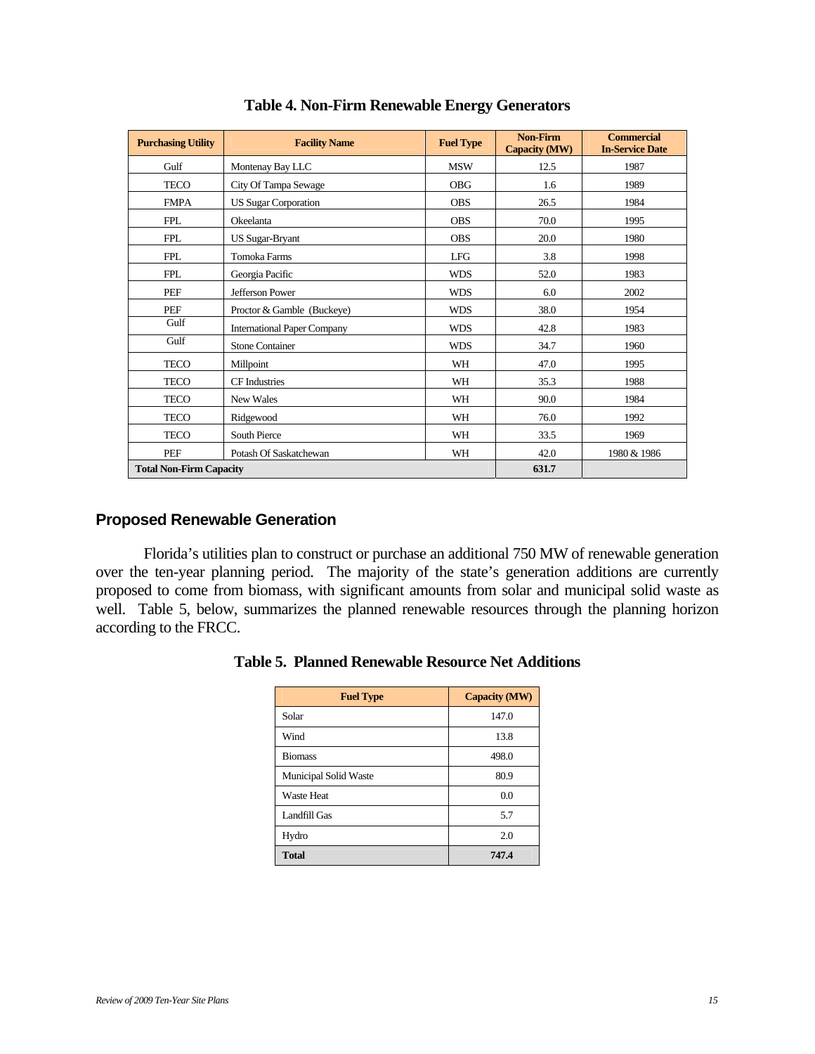**Table 4. Non-Firm Renewable Energy Generators**

| Purchasing Utility | Facility Name | Fuel Type | Non-Firm Capacity (MW) | Commercial In-Service Date |
|---|---|---|---|---|
| Gulf | Montenay Bay LLC | MSW | 12.5 | 1987 |
| TECO | City Of Tampa Sewage | OBG | 1.6 | 1989 |
| FMPA | US Sugar Corporation | OBS | 26.5 | 1984 |
| FPL | Okeelanta | OBS | 70.0 | 1995 |
| FPL | US Sugar-Bryant | OBS | 20.0 | 1980 |
| FPL | Tomoka Farms | LFG | 3.8 | 1998 |
| FPL | Georgia Pacific | WDS | 52.0 | 1983 |
| PEF | Jefferson Power | WDS | 6.0 | 2002 |
| PEF | Proctor & Gamble (Buckeye) | WDS | 38.0 | 1954 |
| Gulf | International Paper Company | WDS | 42.8 | 1983 |
| Gulf | Stone Container | WDS | 34.7 | 1960 |
| TECO | Millpoint | WH | 47.0 | 1995 |
| TECO | CF Industries | WH | 35.3 | 1988 |
| TECO | New Wales | WH | 90.0 | 1984 |
| TECO | Ridgewood | WH | 76.0 | 1992 |
| TECO | South Pierce | WH | 33.5 | 1969 |
| PEF | Potash Of Saskatchewan | WH | 42.0 | 1980 & 1986 |
| **Total Non-Firm Capacity** | | | **631.7** | |

## Proposed Renewable Generation

Florida's utilities plan to construct or purchase an additional 750 MW of renewable generation over the ten-year planning period. The majority of the state's generation additions are currently proposed to come from biomass, with significant amounts from solar and municipal solid waste as well. Table 5, below, summarizes the planned renewable resources through the planning horizon according to the FRCC.

**Table 5. Planned Renewable Resource Net Additions**

| Fuel Type | Capacity (MW) |
|---|---|
| Solar | 147.0 |
| Wind | 13.8 |
| Biomass | 498.0 |
| Municipal Solid Waste | 80.9 |
| Waste Heat | 0.0 |
| Landfill Gas | 5.7 |
| Hydro | 2.0 |
| **Total** | **747.4** |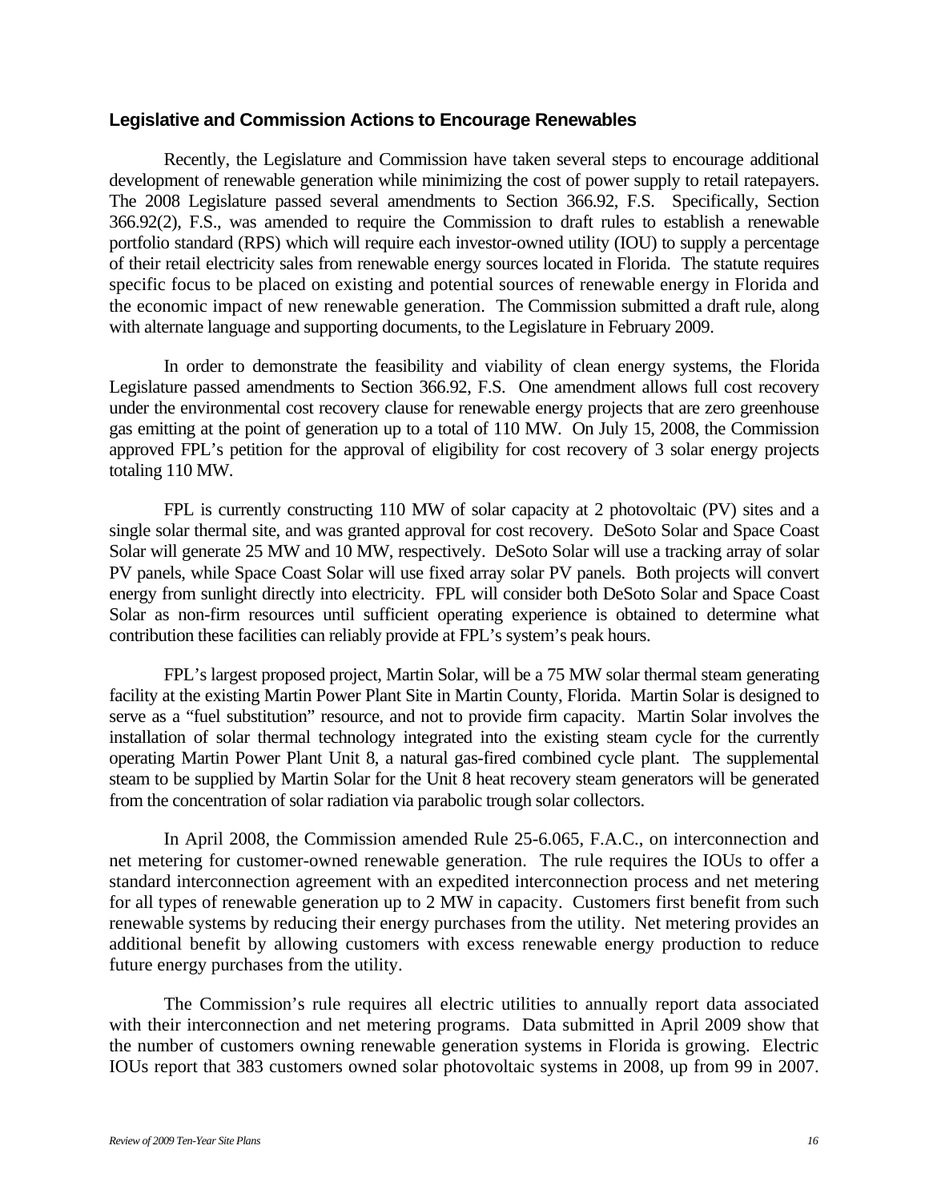### Legislative and Commission Actions to Encourage Renewables

Recently, the Legislature and Commission have taken several steps to encourage additional development of renewable generation while minimizing the cost of power supply to retail ratepayers. The 2008 Legislature passed several amendments to Section 366.92, F.S. Specifically, Section 366.92(2), F.S., was amended to require the Commission to draft rules to establish a renewable portfolio standard (RPS) which will require each investor-owned utility (IOU) to supply a percentage of their retail electricity sales from renewable energy sources located in Florida. The statute requires specific focus to be placed on existing and potential sources of renewable energy in Florida and the economic impact of new renewable generation. The Commission submitted a draft rule, along with alternate language and supporting documents, to the Legislature in February 2009.

In order to demonstrate the feasibility and viability of clean energy systems, the Florida Legislature passed amendments to Section 366.92, F.S. One amendment allows full cost recovery under the environmental cost recovery clause for renewable energy projects that are zero greenhouse gas emitting at the point of generation up to a total of 110 MW. On July 15, 2008, the Commission approved FPL's petition for the approval of eligibility for cost recovery of 3 solar energy projects totaling 110 MW.

FPL is currently constructing 110 MW of solar capacity at 2 photovoltaic (PV) sites and a single solar thermal site, and was granted approval for cost recovery. DeSoto Solar and Space Coast Solar will generate 25 MW and 10 MW, respectively. DeSoto Solar will use a tracking array of solar PV panels, while Space Coast Solar will use fixed array solar PV panels. Both projects will convert energy from sunlight directly into electricity. FPL will consider both DeSoto Solar and Space Coast Solar as non-firm resources until sufficient operating experience is obtained to determine what contribution these facilities can reliably provide at FPL's system's peak hours.

FPL's largest proposed project, Martin Solar, will be a 75 MW solar thermal steam generating facility at the existing Martin Power Plant Site in Martin County, Florida. Martin Solar is designed to serve as a "fuel substitution" resource, and not to provide firm capacity. Martin Solar involves the installation of solar thermal technology integrated into the existing steam cycle for the currently operating Martin Power Plant Unit 8, a natural gas-fired combined cycle plant. The supplemental steam to be supplied by Martin Solar for the Unit 8 heat recovery steam generators will be generated from the concentration of solar radiation via parabolic trough solar collectors.

In April 2008, the Commission amended Rule 25-6.065, F.A.C., on interconnection and net metering for customer-owned renewable generation. The rule requires the IOUs to offer a standard interconnection agreement with an expedited interconnection process and net metering for all types of renewable generation up to 2 MW in capacity. Customers first benefit from such renewable systems by reducing their energy purchases from the utility. Net metering provides an additional benefit by allowing customers with excess renewable energy production to reduce future energy purchases from the utility.

The Commission's rule requires all electric utilities to annually report data associated with their interconnection and net metering programs. Data submitted in April 2009 show that the number of customers owning renewable generation systems in Florida is growing. Electric IOUs report that 383 customers owned solar photovoltaic systems in 2008, up from 99 in 2007.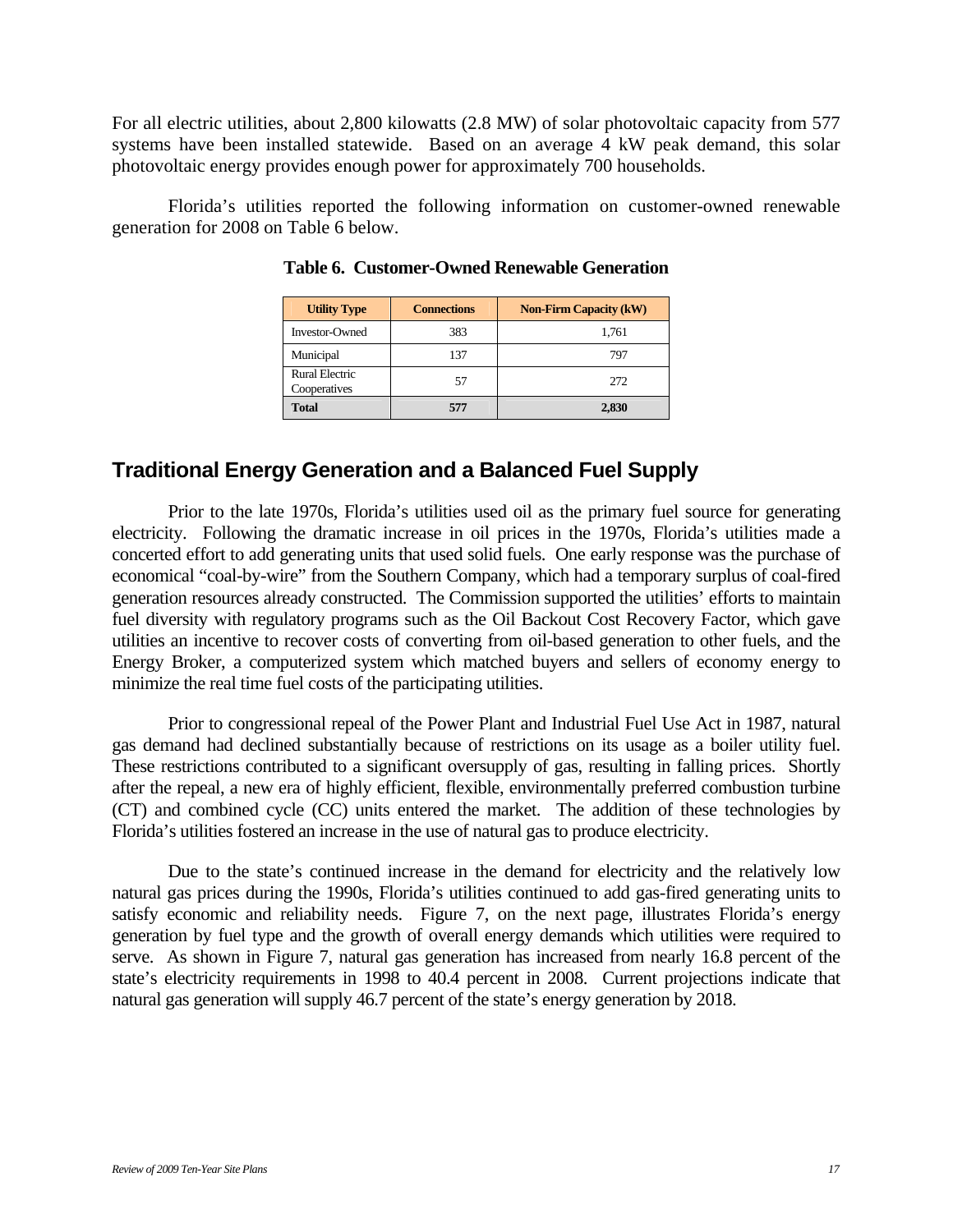For all electric utilities, about 2,800 kilowatts (2.8 MW) of solar photovoltaic capacity from 577 systems have been installed statewide. Based on an average 4 kW peak demand, this solar photovoltaic energy provides enough power for approximately 700 households.

Florida's utilities reported the following information on customer-owned renewable generation for 2008 on Table 6 below.

**Table 6. Customer-Owned Renewable Generation**

| Utility Type | Connections | Non-Firm Capacity (kW) |
|---|---|---|
| Investor-Owned | 383 | 1,761 |
| Municipal | 137 | 797 |
| Rural Electric Cooperatives | 57 | 272 |
| **Total** | **577** | **2,830** |

## Traditional Energy Generation and a Balanced Fuel Supply

Prior to the late 1970s, Florida's utilities used oil as the primary fuel source for generating electricity. Following the dramatic increase in oil prices in the 1970s, Florida's utilities made a concerted effort to add generating units that used solid fuels. One early response was the purchase of economical "coal-by-wire" from the Southern Company, which had a temporary surplus of coal-fired generation resources already constructed. The Commission supported the utilities' efforts to maintain fuel diversity with regulatory programs such as the Oil Backout Cost Recovery Factor, which gave utilities an incentive to recover costs of converting from oil-based generation to other fuels, and the Energy Broker, a computerized system which matched buyers and sellers of economy energy to minimize the real time fuel costs of the participating utilities.

Prior to congressional repeal of the Power Plant and Industrial Fuel Use Act in 1987, natural gas demand had declined substantially because of restrictions on its usage as a boiler utility fuel. These restrictions contributed to a significant oversupply of gas, resulting in falling prices. Shortly after the repeal, a new era of highly efficient, flexible, environmentally preferred combustion turbine (CT) and combined cycle (CC) units entered the market. The addition of these technologies by Florida's utilities fostered an increase in the use of natural gas to produce electricity.

Due to the state's continued increase in the demand for electricity and the relatively low natural gas prices during the 1990s, Florida's utilities continued to add gas-fired generating units to satisfy economic and reliability needs. Figure 7, on the next page, illustrates Florida's energy generation by fuel type and the growth of overall energy demands which utilities were required to serve. As shown in Figure 7, natural gas generation has increased from nearly 16.8 percent of the state's electricity requirements in 1998 to 40.4 percent in 2008. Current projections indicate that natural gas generation will supply 46.7 percent of the state's energy generation by 2018.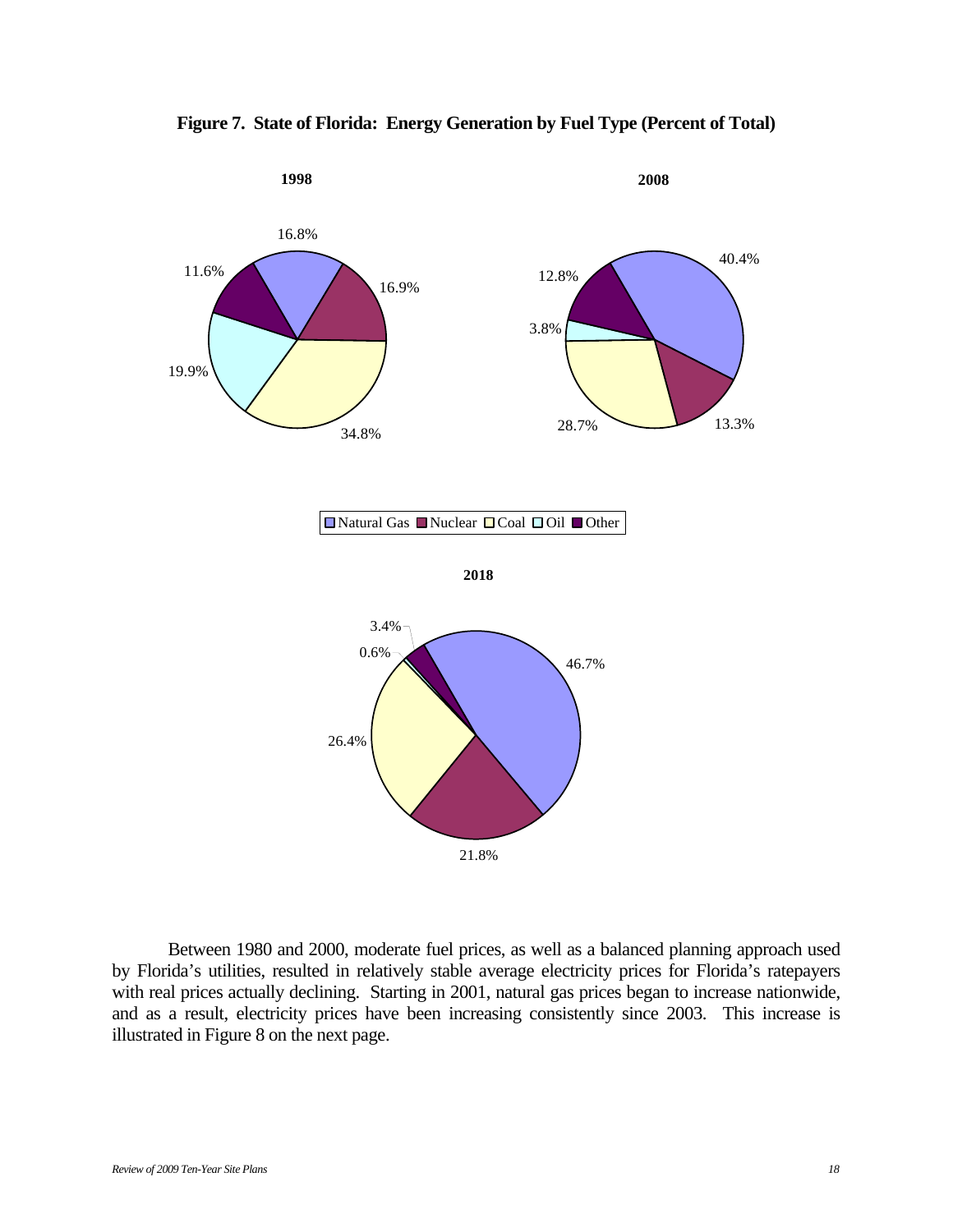**Figure 7. State of Florida: Energy Generation by Fuel Type (Percent of Total)**

**1998**

| Fuel Type | Percent |
|---|---|
| Natural Gas | 16.8% |
| Nuclear | 16.9% |
| Coal | 34.8% |
| Oil | 19.9% |
| Other | 11.6% |

**2008**

| Fuel Type | Percent |
|---|---|
| Natural Gas | 40.4% |
| Nuclear | 13.3% |
| Coal | 28.7% |
| Oil | 3.8% |
| Other | 12.8% |

**2018**

| Fuel Type | Percent |
|---|---|
| Natural Gas | 46.7% |
| Nuclear | 21.8% |
| Coal | 26.4% |
| Oil | 0.6% |
| Other | 3.4% |

Natural Gas, Nuclear, Coal, Oil, Other

Between 1980 and 2000, moderate fuel prices, as well as a balanced planning approach used by Florida's utilities, resulted in relatively stable average electricity prices for Florida's ratepayers with real prices actually declining. Starting in 2001, natural gas prices began to increase nationwide, and as a result, electricity prices have been increasing consistently since 2003. This increase is illustrated in Figure 8 on the next page.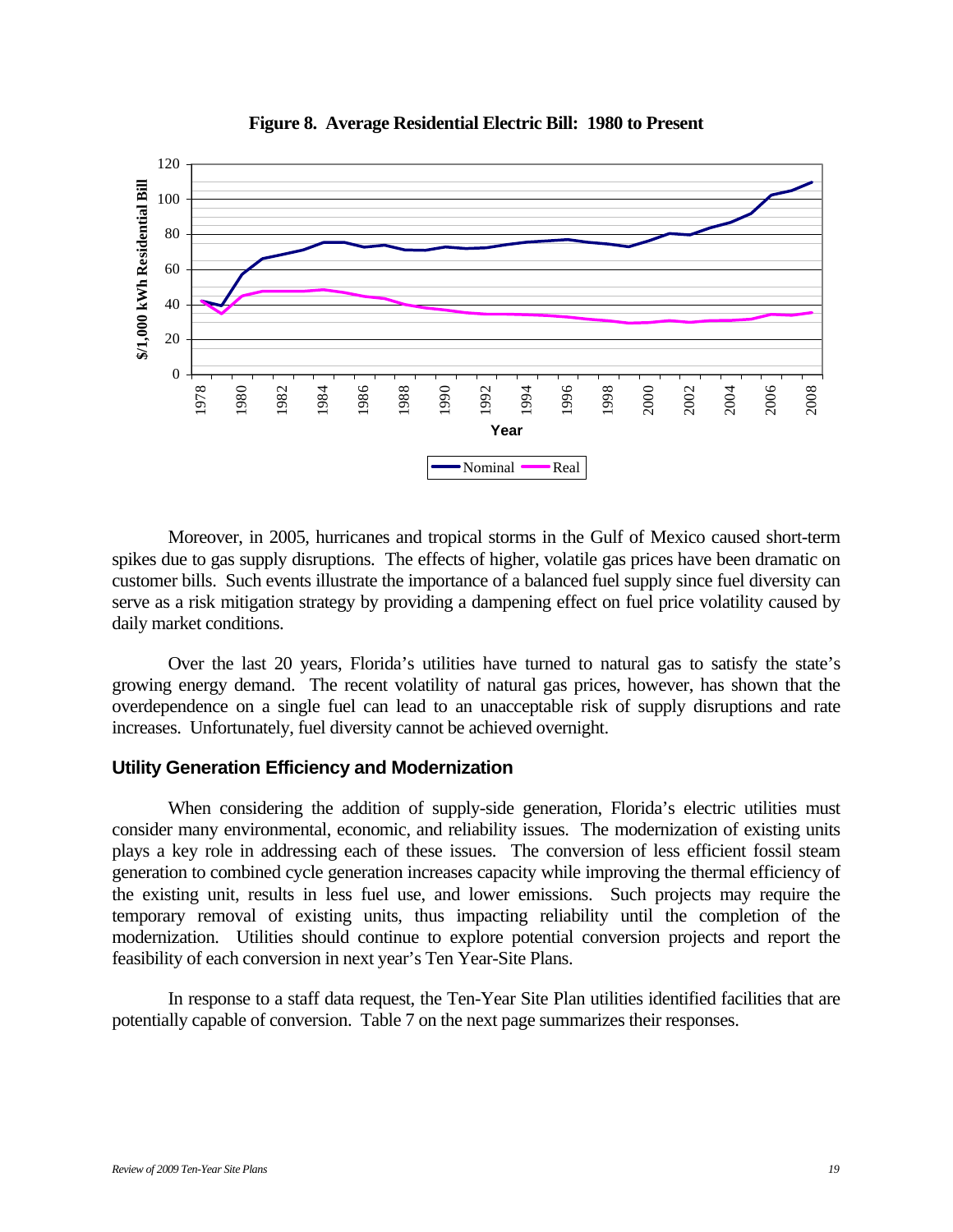**Figure 8. Average Residential Electric Bill: 1980 to Present**

Moreover, in 2005, hurricanes and tropical storms in the Gulf of Mexico caused short-term spikes due to gas supply disruptions. The effects of higher, volatile gas prices have been dramatic on customer bills. Such events illustrate the importance of a balanced fuel supply since fuel diversity can serve as a risk mitigation strategy by providing a dampening effect on fuel price volatility caused by daily market conditions.

Over the last 20 years, Florida's utilities have turned to natural gas to satisfy the state's growing energy demand. The recent volatility of natural gas prices, however, has shown that the overdependence on a single fuel can lead to an unacceptable risk of supply disruptions and rate increases. Unfortunately, fuel diversity cannot be achieved overnight.

## Utility Generation Efficiency and Modernization

When considering the addition of supply-side generation, Florida's electric utilities must consider many environmental, economic, and reliability issues. The modernization of existing units plays a key role in addressing each of these issues. The conversion of less efficient fossil steam generation to combined cycle generation increases capacity while improving the thermal efficiency of the existing unit, results in less fuel use, and lower emissions. Such projects may require the temporary removal of existing units, thus impacting reliability until the completion of the modernization. Utilities should continue to explore potential conversion projects and report the feasibility of each conversion in next year's Ten Year-Site Plans.

In response to a staff data request, the Ten-Year Site Plan utilities identified facilities that are potentially capable of conversion. Table 7 on the next page summarizes their responses.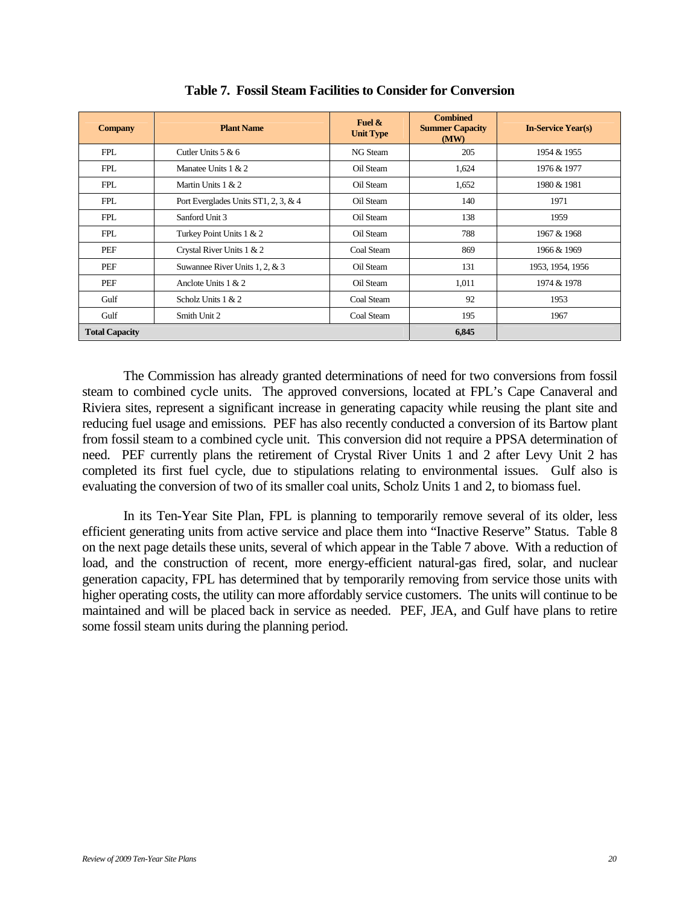**Table 7. Fossil Steam Facilities to Consider for Conversion**

| Company | Plant Name | Fuel & Unit Type | Combined Summer Capacity (MW) | In-Service Year(s) |
|---|---|---|---|---|
| FPL | Cutler Units 5 & 6 | NG Steam | 205 | 1954 & 1955 |
| FPL | Manatee Units 1 & 2 | Oil Steam | 1,624 | 1976 & 1977 |
| FPL | Martin Units 1 & 2 | Oil Steam | 1,652 | 1980 & 1981 |
| FPL | Port Everglades Units ST1, 2, 3, & 4 | Oil Steam | 140 | 1971 |
| FPL | Sanford Unit 3 | Oil Steam | 138 | 1959 |
| FPL | Turkey Point Units 1 & 2 | Oil Steam | 788 | 1967 & 1968 |
| PEF | Crystal River Units 1 & 2 | Coal Steam | 869 | 1966 & 1969 |
| PEF | Suwannee River Units 1, 2, & 3 | Oil Steam | 131 | 1953, 1954, 1956 |
| PEF | Anclote Units 1 & 2 | Oil Steam | 1,011 | 1974 & 1978 |
| Gulf | Scholz Units 1 & 2 | Coal Steam | 92 | 1953 |
| Gulf | Smith Unit 2 | Coal Steam | 195 | 1967 |
| **Total Capacity** | | | **6,845** | |

The Commission has already granted determinations of need for two conversions from fossil steam to combined cycle units. The approved conversions, located at FPL's Cape Canaveral and Riviera sites, represent a significant increase in generating capacity while reusing the plant site and reducing fuel usage and emissions. PEF has also recently conducted a conversion of its Bartow plant from fossil steam to a combined cycle unit. This conversion did not require a PPSA determination of need. PEF currently plans the retirement of Crystal River Units 1 and 2 after Levy Unit 2 has completed its first fuel cycle, due to stipulations relating to environmental issues. Gulf also is evaluating the conversion of two of its smaller coal units, Scholz Units 1 and 2, to biomass fuel.

In its Ten-Year Site Plan, FPL is planning to temporarily remove several of its older, less efficient generating units from active service and place them into "Inactive Reserve" Status. Table 8 on the next page details these units, several of which appear in the Table 7 above. With a reduction of load, and the construction of recent, more energy-efficient natural-gas fired, solar, and nuclear generation capacity, FPL has determined that by temporarily removing from service those units with higher operating costs, the utility can more affordably service customers. The units will continue to be maintained and will be placed back in service as needed. PEF, JEA, and Gulf have plans to retire some fossil steam units during the planning period.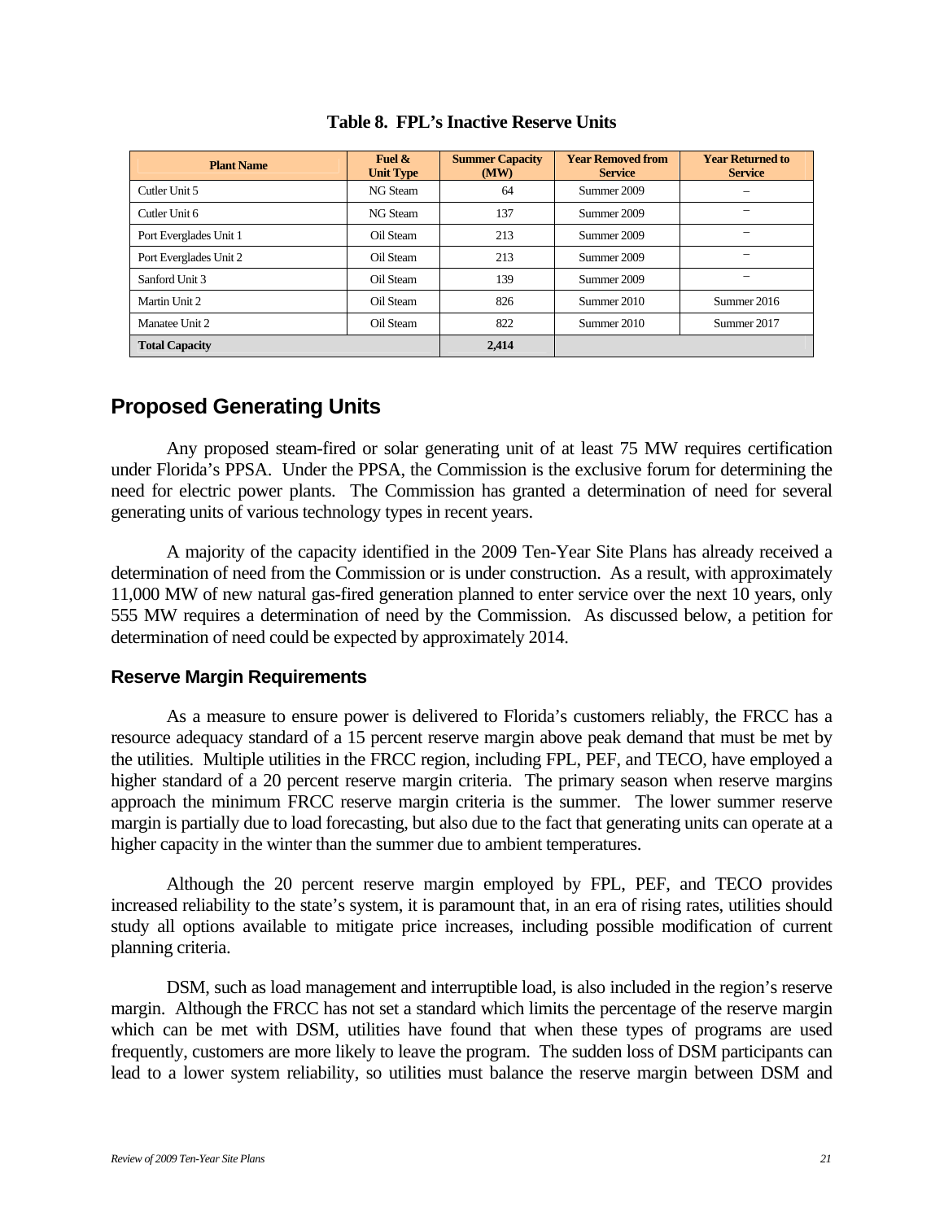**Table 8. FPL's Inactive Reserve Units**

| Plant Name | Fuel & Unit Type | Summer Capacity (MW) | Year Removed from Service | Year Returned to Service |
|---|---|---|---|---|
| Cutler Unit 5 | NG Steam | 64 | Summer 2009 | – |
| Cutler Unit 6 | NG Steam | 137 | Summer 2009 | – |
| Port Everglades Unit 1 | Oil Steam | 213 | Summer 2009 | – |
| Port Everglades Unit 2 | Oil Steam | 213 | Summer 2009 | – |
| Sanford Unit 3 | Oil Steam | 139 | Summer 2009 | – |
| Martin Unit 2 | Oil Steam | 826 | Summer 2010 | Summer 2016 |
| Manatee Unit 2 | Oil Steam | 822 | Summer 2010 | Summer 2017 |
| **Total Capacity** | | **2,414** | | |

## Proposed Generating Units

Any proposed steam-fired or solar generating unit of at least 75 MW requires certification under Florida's PPSA. Under the PPSA, the Commission is the exclusive forum for determining the need for electric power plants. The Commission has granted a determination of need for several generating units of various technology types in recent years.

A majority of the capacity identified in the 2009 Ten-Year Site Plans has already received a determination of need from the Commission or is under construction. As a result, with approximately 11,000 MW of new natural gas-fired generation planned to enter service over the next 10 years, only 555 MW requires a determination of need by the Commission. As discussed below, a petition for determination of need could be expected by approximately 2014.

### Reserve Margin Requirements

As a measure to ensure power is delivered to Florida's customers reliably, the FRCC has a resource adequacy standard of a 15 percent reserve margin above peak demand that must be met by the utilities. Multiple utilities in the FRCC region, including FPL, PEF, and TECO, have employed a higher standard of a 20 percent reserve margin criteria. The primary season when reserve margins approach the minimum FRCC reserve margin criteria is the summer. The lower summer reserve margin is partially due to load forecasting, but also due to the fact that generating units can operate at a higher capacity in the winter than the summer due to ambient temperatures.

Although the 20 percent reserve margin employed by FPL, PEF, and TECO provides increased reliability to the state's system, it is paramount that, in an era of rising rates, utilities should study all options available to mitigate price increases, including possible modification of current planning criteria.

DSM, such as load management and interruptible load, is also included in the region's reserve margin. Although the FRCC has not set a standard which limits the percentage of the reserve margin which can be met with DSM, utilities have found that when these types of programs are used frequently, customers are more likely to leave the program. The sudden loss of DSM participants can lead to a lower system reliability, so utilities must balance the reserve margin between DSM and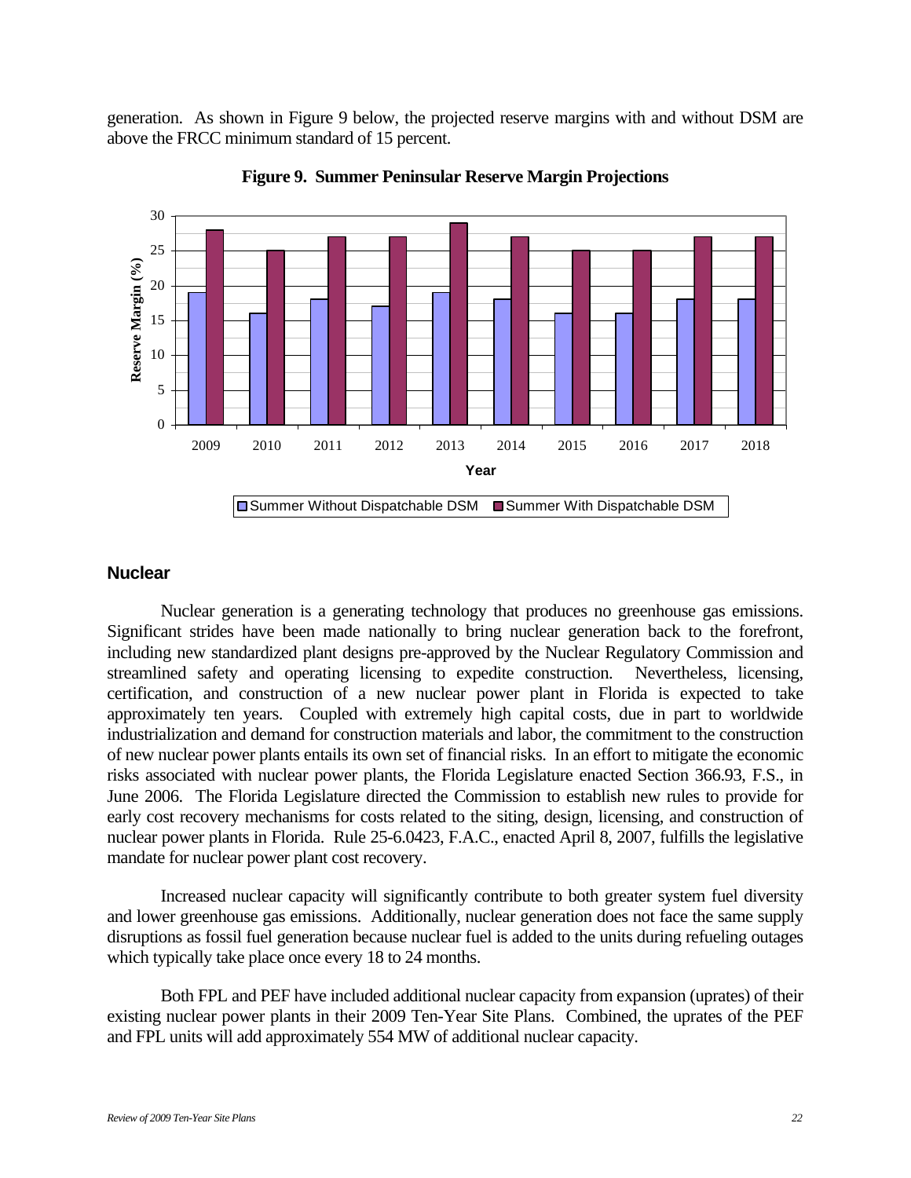generation. As shown in Figure 9 below, the projected reserve margins with and without DSM are above the FRCC minimum standard of 15 percent.

**Figure 9. Summer Peninsular Reserve Margin Projections**

## Nuclear

Nuclear generation is a generating technology that produces no greenhouse gas emissions. Significant strides have been made nationally to bring nuclear generation back to the forefront, including new standardized plant designs pre-approved by the Nuclear Regulatory Commission and streamlined safety and operating licensing to expedite construction. Nevertheless, licensing, certification, and construction of a new nuclear power plant in Florida is expected to take approximately ten years. Coupled with extremely high capital costs, due in part to worldwide industrialization and demand for construction materials and labor, the commitment to the construction of new nuclear power plants entails its own set of financial risks. In an effort to mitigate the economic risks associated with nuclear power plants, the Florida Legislature enacted Section 366.93, F.S., in June 2006. The Florida Legislature directed the Commission to establish new rules to provide for early cost recovery mechanisms for costs related to the siting, design, licensing, and construction of nuclear power plants in Florida. Rule 25-6.0423, F.A.C., enacted April 8, 2007, fulfills the legislative mandate for nuclear power plant cost recovery.

Increased nuclear capacity will significantly contribute to both greater system fuel diversity and lower greenhouse gas emissions. Additionally, nuclear generation does not face the same supply disruptions as fossil fuel generation because nuclear fuel is added to the units during refueling outages which typically take place once every 18 to 24 months.

Both FPL and PEF have included additional nuclear capacity from expansion (uprates) of their existing nuclear power plants in their 2009 Ten-Year Site Plans. Combined, the uprates of the PEF and FPL units will add approximately 554 MW of additional nuclear capacity.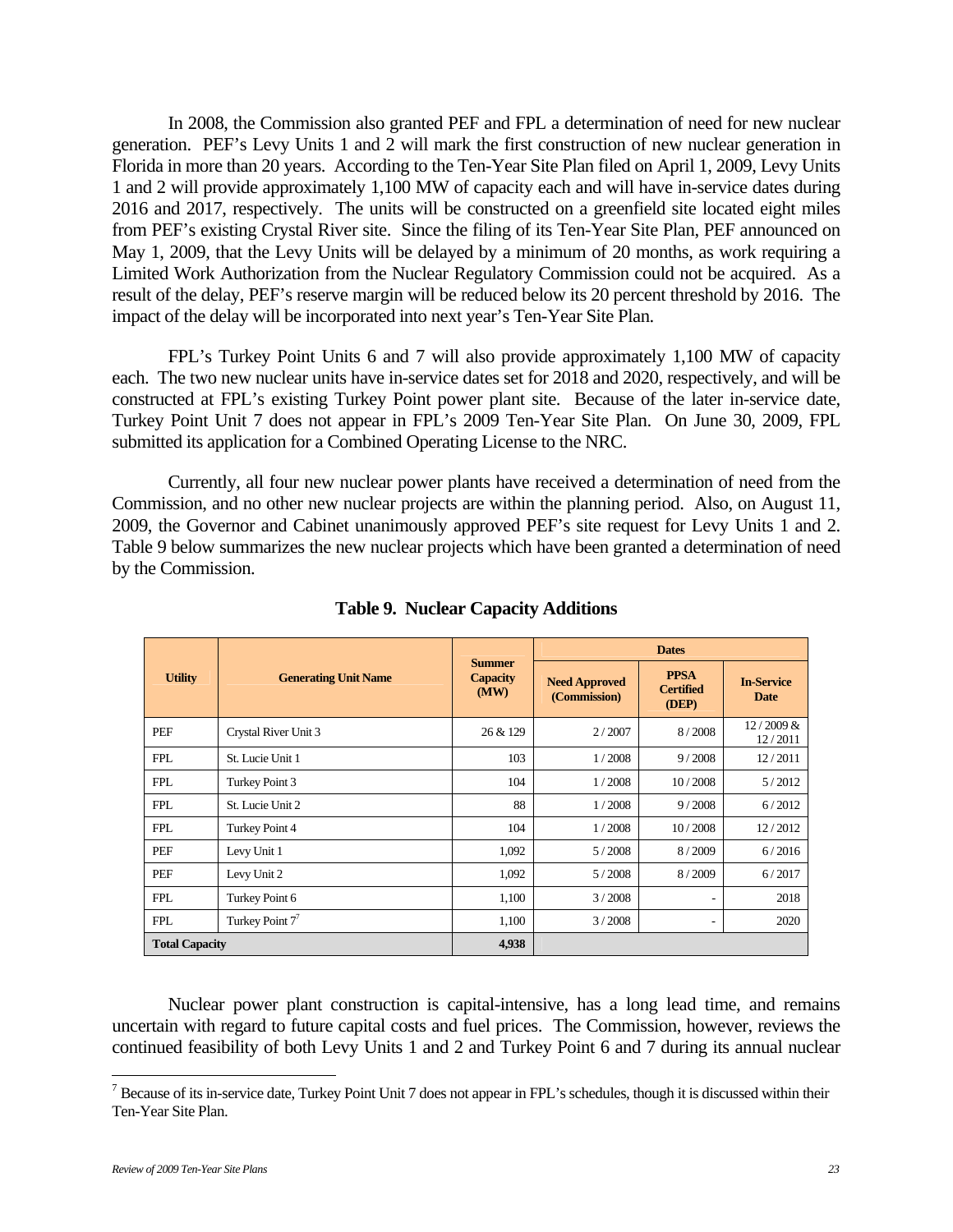In 2008, the Commission also granted PEF and FPL a determination of need for new nuclear generation. PEF's Levy Units 1 and 2 will mark the first construction of new nuclear generation in Florida in more than 20 years. According to the Ten-Year Site Plan filed on April 1, 2009, Levy Units 1 and 2 will provide approximately 1,100 MW of capacity each and will have in-service dates during 2016 and 2017, respectively. The units will be constructed on a greenfield site located eight miles from PEF's existing Crystal River site. Since the filing of its Ten-Year Site Plan, PEF announced on May 1, 2009, that the Levy Units will be delayed by a minimum of 20 months, as work requiring a Limited Work Authorization from the Nuclear Regulatory Commission could not be acquired. As a result of the delay, PEF's reserve margin will be reduced below its 20 percent threshold by 2016. The impact of the delay will be incorporated into next year's Ten-Year Site Plan.

FPL's Turkey Point Units 6 and 7 will also provide approximately 1,100 MW of capacity each. The two new nuclear units have in-service dates set for 2018 and 2020, respectively, and will be constructed at FPL's existing Turkey Point power plant site. Because of the later in-service date, Turkey Point Unit 7 does not appear in FPL's 2009 Ten-Year Site Plan. On June 30, 2009, FPL submitted its application for a Combined Operating License to the NRC.

Currently, all four new nuclear power plants have received a determination of need from the Commission, and no other new nuclear projects are within the planning period. Also, on August 11, 2009, the Governor and Cabinet unanimously approved PEF's site request for Levy Units 1 and 2. Table 9 below summarizes the new nuclear projects which have been granted a determination of need by the Commission.

**Table 9. Nuclear Capacity Additions**

| Utility | Generating Unit Name | Summer Capacity (MW) | Dates | | |
|---|---|---|---|---|---|
| | | | Need Approved (Commission) | PPSA Certified (DEP) | In-Service Date |
| PEF | Crystal River Unit 3 | 26 & 129 | 2 / 2007 | 8 / 2008 | 12 / 2009 & 12 / 2011 |
| FPL | St. Lucie Unit 1 | 103 | 1 / 2008 | 9 / 2008 | 12 / 2011 |
| FPL | Turkey Point 3 | 104 | 1 / 2008 | 10 / 2008 | 5 / 2012 |
| FPL | St. Lucie Unit 2 | 88 | 1 / 2008 | 9 / 2008 | 6 / 2012 |
| FPL | Turkey Point 4 | 104 | 1 / 2008 | 10 / 2008 | 12 / 2012 |
| PEF | Levy Unit 1 | 1,092 | 5 / 2008 | 8 / 2009 | 6 / 2016 |
| PEF | Levy Unit 2 | 1,092 | 5 / 2008 | 8 / 2009 | 6 / 2017 |
| FPL | Turkey Point 6 | 1,100 | 3 / 2008 | - | 2018 |
| FPL | Turkey Point 7[7] | 1,100 | 3 / 2008 | - | 2020 |
| **Total Capacity** | | **4,938** | | | |

Nuclear power plant construction is capital-intensive, has a long lead time, and remains uncertain with regard to future capital costs and fuel prices. The Commission, however, reviews the continued feasibility of both Levy Units 1 and 2 and Turkey Point 6 and 7 during its annual nuclear

[7] Because of its in-service date, Turkey Point Unit 7 does not appear in FPL's schedules, though it is discussed within their Ten-Year Site Plan.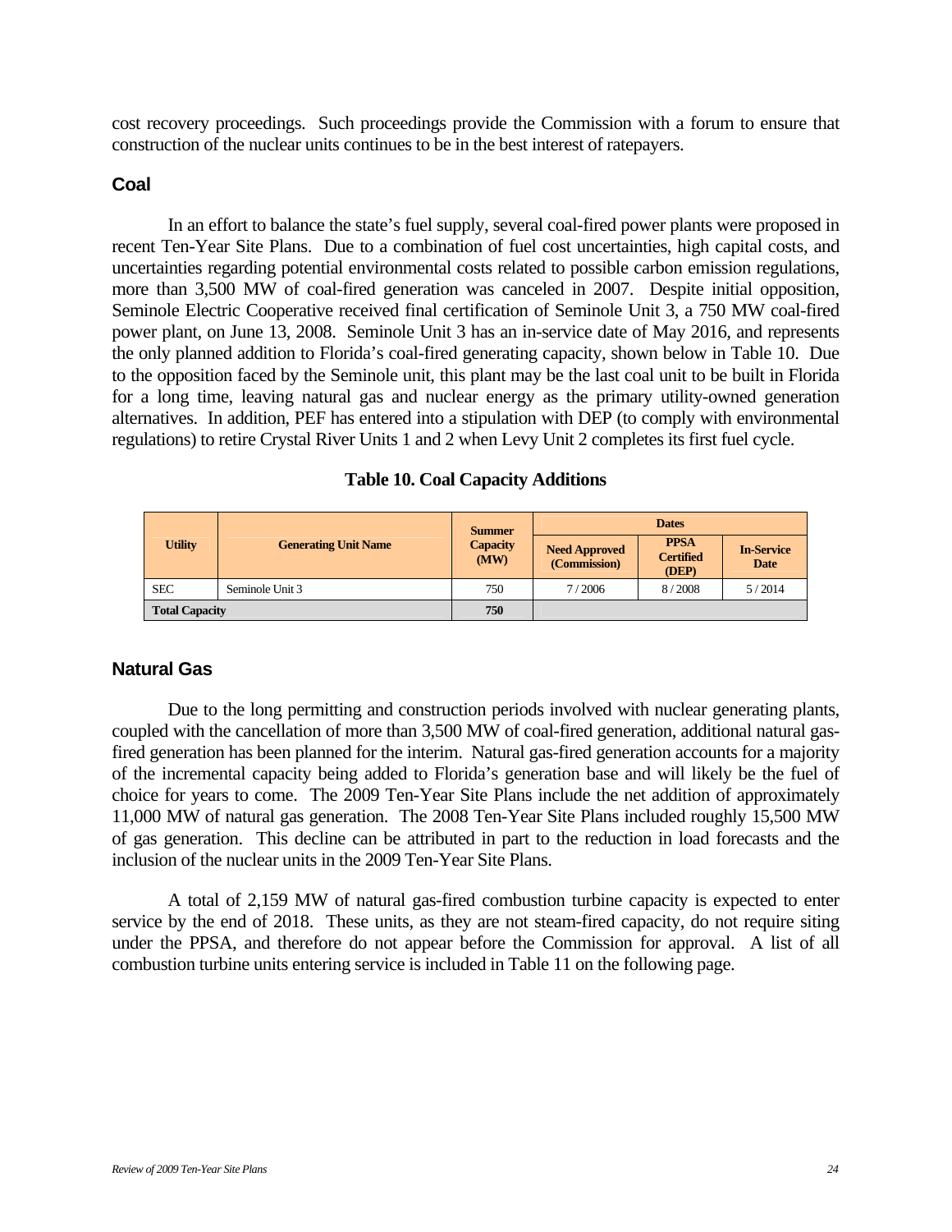cost recovery proceedings. Such proceedings provide the Commission with a forum to ensure that construction of the nuclear units continues to be in the best interest of ratepayers.

## Coal

In an effort to balance the state's fuel supply, several coal-fired power plants were proposed in recent Ten-Year Site Plans. Due to a combination of fuel cost uncertainties, high capital costs, and uncertainties regarding potential environmental costs related to possible carbon emission regulations, more than 3,500 MW of coal-fired generation was canceled in 2007. Despite initial opposition, Seminole Electric Cooperative received final certification of Seminole Unit 3, a 750 MW coal-fired power plant, on June 13, 2008. Seminole Unit 3 has an in-service date of May 2016, and represents the only planned addition to Florida's coal-fired generating capacity, shown below in Table 10. Due to the opposition faced by the Seminole unit, this plant may be the last coal unit to be built in Florida for a long time, leaving natural gas and nuclear energy as the primary utility-owned generation alternatives. In addition, PEF has entered into a stipulation with DEP (to comply with environmental regulations) to retire Crystal River Units 1 and 2 when Levy Unit 2 completes its first fuel cycle.

**Table 10. Coal Capacity Additions**

| Utility | Generating Unit Name | Summer Capacity (MW) | Dates | | |
|---|---|---|---|---|---|
| | | | Need Approved (Commission) | PPSA Certified (DEP) | In-Service Date |
| SEC | Seminole Unit 3 | 750 | 7 / 2006 | 8 / 2008 | 5 / 2014 |
| **Total Capacity** | | **750** | | | |

## Natural Gas

Due to the long permitting and construction periods involved with nuclear generating plants, coupled with the cancellation of more than 3,500 MW of coal-fired generation, additional natural gas-fired generation has been planned for the interim. Natural gas-fired generation accounts for a majority of the incremental capacity being added to Florida's generation base and will likely be the fuel of choice for years to come. The 2009 Ten-Year Site Plans include the net addition of approximately 11,000 MW of natural gas generation. The 2008 Ten-Year Site Plans included roughly 15,500 MW of gas generation. This decline can be attributed in part to the reduction in load forecasts and the inclusion of the nuclear units in the 2009 Ten-Year Site Plans.

A total of 2,159 MW of natural gas-fired combustion turbine capacity is expected to enter service by the end of 2018. These units, as they are not steam-fired capacity, do not require siting under the PPSA, and therefore do not appear before the Commission for approval. A list of all combustion turbine units entering service is included in Table 11 on the following page.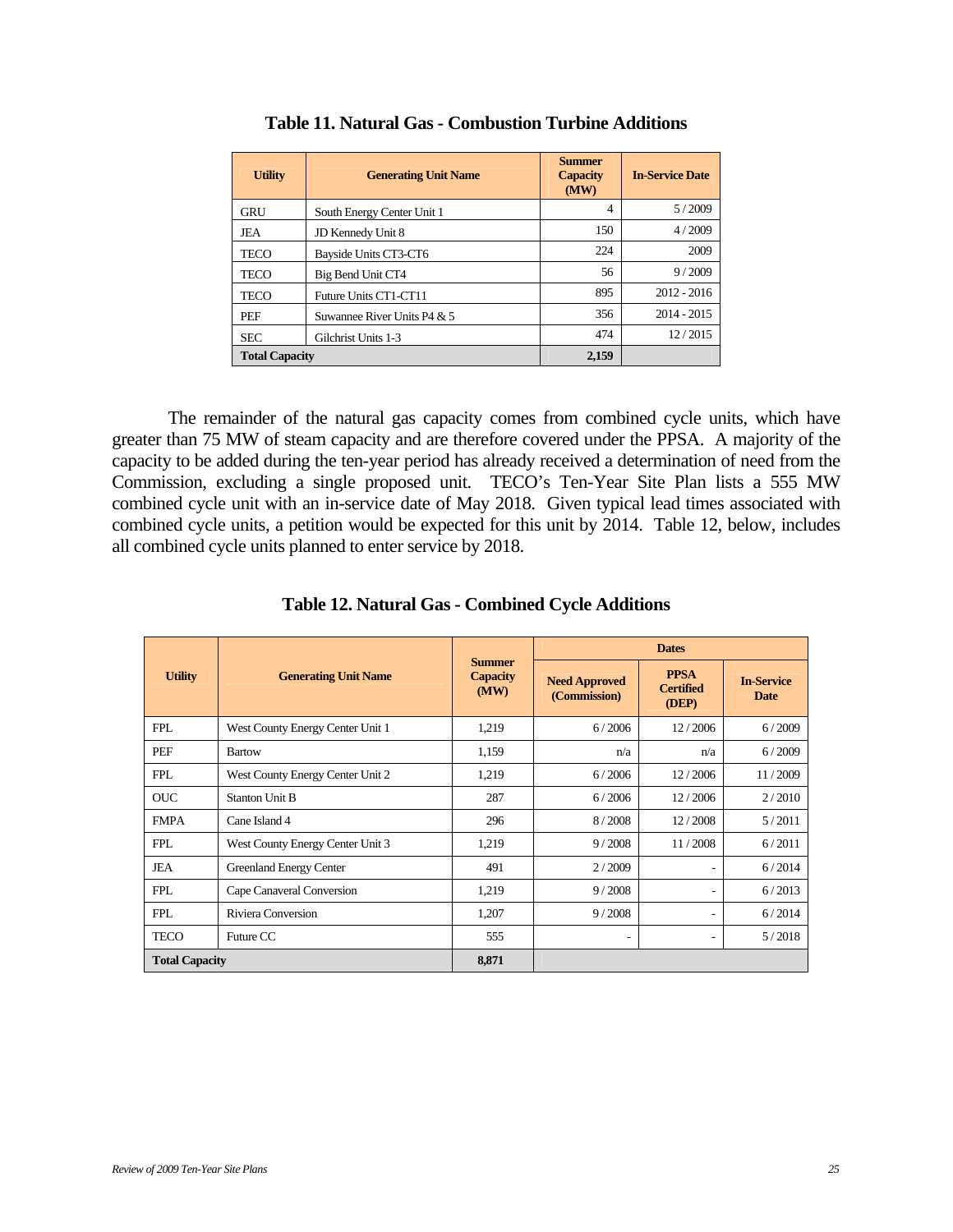**Table 11. Natural Gas - Combustion Turbine Additions**

| Utility | Generating Unit Name | Summer Capacity (MW) | In-Service Date |
|---|---|---|---|
| GRU | South Energy Center Unit 1 | 4 | 5 / 2009 |
| JEA | JD Kennedy Unit 8 | 150 | 4 / 2009 |
| TECO | Bayside Units CT3-CT6 | 224 | 2009 |
| TECO | Big Bend Unit CT4 | 56 | 9 / 2009 |
| TECO | Future Units CT1-CT11 | 895 | 2012 - 2016 |
| PEF | Suwannee River Units P4 & 5 | 356 | 2014 - 2015 |
| SEC | Gilchrist Units 1-3 | 474 | 12 / 2015 |
| **Total Capacity** | | **2,159** | |

The remainder of the natural gas capacity comes from combined cycle units, which have greater than 75 MW of steam capacity and are therefore covered under the PPSA. A majority of the capacity to be added during the ten-year period has already received a determination of need from the Commission, excluding a single proposed unit. TECO's Ten-Year Site Plan lists a 555 MW combined cycle unit with an in-service date of May 2018. Given typical lead times associated with combined cycle units, a petition would be expected for this unit by 2014. Table 12, below, includes all combined cycle units planned to enter service by 2018.

**Table 12. Natural Gas - Combined Cycle Additions**

| Utility | Generating Unit Name | Summer Capacity (MW) | Dates | | |
|---|---|---|---|---|---|
| | | | Need Approved (Commission) | PPSA Certified (DEP) | In-Service Date |
| FPL | West County Energy Center Unit 1 | 1,219 | 6 / 2006 | 12 / 2006 | 6 / 2009 |
| PEF | Bartow | 1,159 | n/a | n/a | 6 / 2009 |
| FPL | West County Energy Center Unit 2 | 1,219 | 6 / 2006 | 12 / 2006 | 11 / 2009 |
| OUC | Stanton Unit B | 287 | 6 / 2006 | 12 / 2006 | 2 / 2010 |
| FMPA | Cane Island 4 | 296 | 8 / 2008 | 12 / 2008 | 5 / 2011 |
| FPL | West County Energy Center Unit 3 | 1,219 | 9 / 2008 | 11 / 2008 | 6 / 2011 |
| JEA | Greenland Energy Center | 491 | 2 / 2009 | - | 6 / 2014 |
| FPL | Cape Canaveral Conversion | 1,219 | 9 / 2008 | - | 6 / 2013 |
| FPL | Riviera Conversion | 1,207 | 9 / 2008 | - | 6 / 2014 |
| TECO | Future CC | 555 | - | - | 5 / 2018 |
| **Total Capacity** | | **8,871** | | | |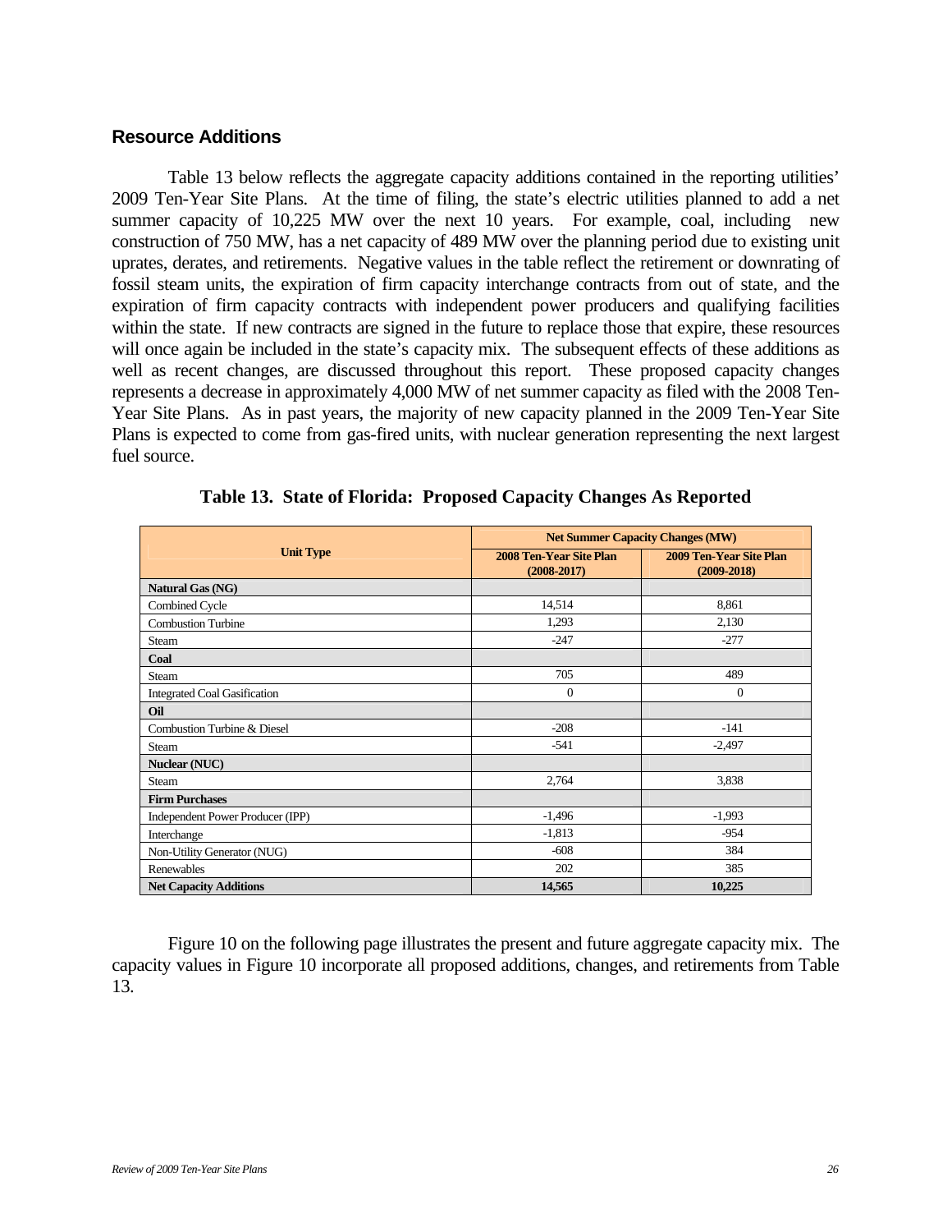## Resource Additions

Table 13 below reflects the aggregate capacity additions contained in the reporting utilities' 2009 Ten-Year Site Plans. At the time of filing, the state's electric utilities planned to add a net summer capacity of 10,225 MW over the next 10 years. For example, coal, including new construction of 750 MW, has a net capacity of 489 MW over the planning period due to existing unit uprates, derates, and retirements. Negative values in the table reflect the retirement or downrating of fossil steam units, the expiration of firm capacity interchange contracts from out of state, and the expiration of firm capacity contracts with independent power producers and qualifying facilities within the state. If new contracts are signed in the future to replace those that expire, these resources will once again be included in the state's capacity mix. The subsequent effects of these additions as well as recent changes, are discussed throughout this report. These proposed capacity changes represents a decrease in approximately 4,000 MW of net summer capacity as filed with the 2008 Ten-Year Site Plans. As in past years, the majority of new capacity planned in the 2009 Ten-Year Site Plans is expected to come from gas-fired units, with nuclear generation representing the next largest fuel source.

**Table 13. State of Florida: Proposed Capacity Changes As Reported**

| Unit Type | Net Summer Capacity Changes (MW) | |
|---|---|---|
| | **2008 Ten-Year Site Plan (2008-2017)** | **2009 Ten-Year Site Plan (2009-2018)** |
| **Natural Gas (NG)** | | |
| Combined Cycle | 14,514 | 8,861 |
| Combustion Turbine | 1,293 | 2,130 |
| Steam | -247 | -277 |
| **Coal** | | |
| Steam | 705 | 489 |
| Integrated Coal Gasification | 0 | 0 |
| **Oil** | | |
| Combustion Turbine & Diesel | -208 | -141 |
| Steam | -541 | -2,497 |
| **Nuclear (NUC)** | | |
| Steam | 2,764 | 3,838 |
| **Firm Purchases** | | |
| Independent Power Producer (IPP) | -1,496 | -1,993 |
| Interchange | -1,813 | -954 |
| Non-Utility Generator (NUG) | -608 | 384 |
| Renewables | 202 | 385 |
| **Net Capacity Additions** | **14,565** | **10,225** |

Figure 10 on the following page illustrates the present and future aggregate capacity mix. The capacity values in Figure 10 incorporate all proposed additions, changes, and retirements from Table 13.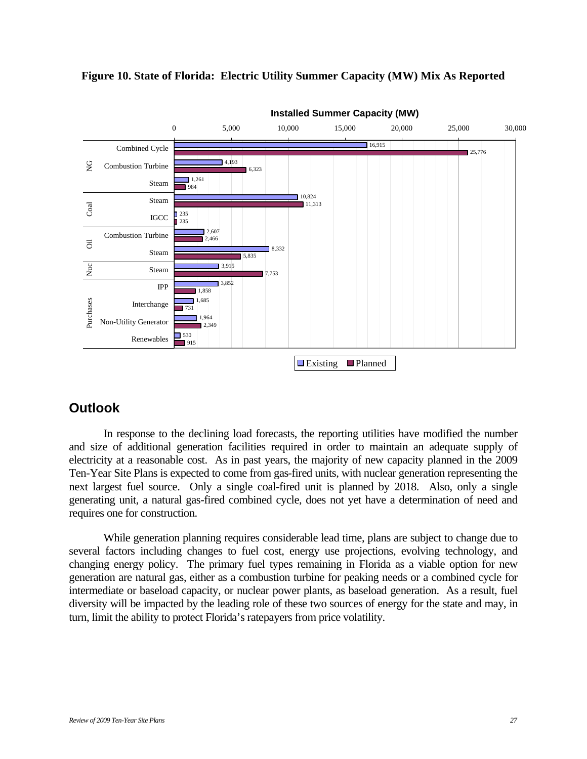**Figure 10. State of Florida: Electric Utility Summer Capacity (MW) Mix As Reported**

| Fuel | Type | Existing | Planned |
|---|---|---|---|
| NG | Combined Cycle | 16,915 | 25,776 |
| NG | Combustion Turbine | 4,193 | 6,323 |
| NG | Steam | 1,261 | 984 |
| Coal | Steam | 10,824 | 11,313 |
| Coal | IGCC | 235 | 235 |
| Oil | Combustion Turbine | 2,607 | 2,466 |
| Oil | Steam | 8,332 | 5,835 |
| Nuc | Steam | 3,915 | 7,753 |
| Purchases | IPP | 3,852 | 1,858 |
| Purchases | Interchange | 1,685 | 731 |
| Purchases | Non-Utility Generator | 1,964 | 2,349 |
| Purchases | Renewables | 530 | 915 |

## Outlook

In response to the declining load forecasts, the reporting utilities have modified the number and size of additional generation facilities required in order to maintain an adequate supply of electricity at a reasonable cost. As in past years, the majority of new capacity planned in the 2009 Ten-Year Site Plans is expected to come from gas-fired units, with nuclear generation representing the next largest fuel source. Only a single coal-fired unit is planned by 2018. Also, only a single generating unit, a natural gas-fired combined cycle, does not yet have a determination of need and requires one for construction.

While generation planning requires considerable lead time, plans are subject to change due to several factors including changes to fuel cost, energy use projections, evolving technology, and changing energy policy. The primary fuel types remaining in Florida as a viable option for new generation are natural gas, either as a combustion turbine for peaking needs or a combined cycle for intermediate or baseload capacity, or nuclear power plants, as baseload generation. As a result, fuel diversity will be impacted by the leading role of these two sources of energy for the state and may, in turn, limit the ability to protect Florida's ratepayers from price volatility.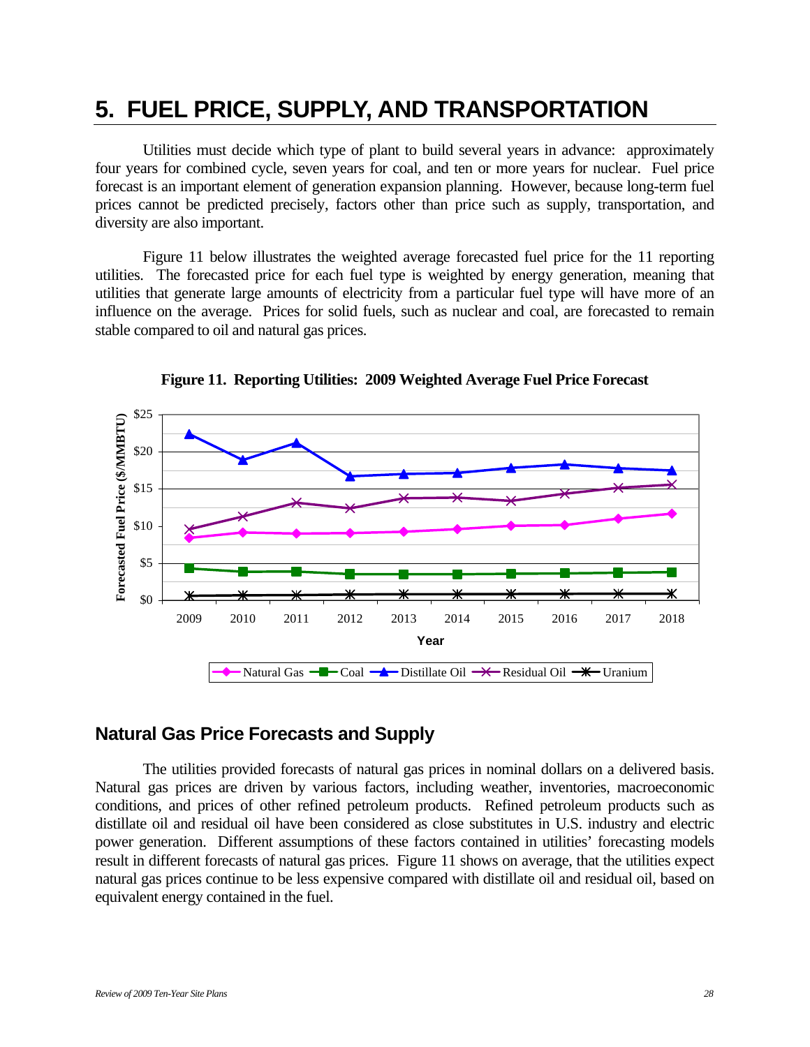# 5. FUEL PRICE, SUPPLY, AND TRANSPORTATION

Utilities must decide which type of plant to build several years in advance: approximately four years for combined cycle, seven years for coal, and ten or more years for nuclear. Fuel price forecast is an important element of generation expansion planning. However, because long-term fuel prices cannot be predicted precisely, factors other than price such as supply, transportation, and diversity are also important.

Figure 11 below illustrates the weighted average forecasted fuel price for the 11 reporting utilities. The forecasted price for each fuel type is weighted by energy generation, meaning that utilities that generate large amounts of electricity from a particular fuel type will have more of an influence on the average. Prices for solid fuels, such as nuclear and coal, are forecasted to remain stable compared to oil and natural gas prices.

**Figure 11. Reporting Utilities: 2009 Weighted Average Fuel Price Forecast**

## Natural Gas Price Forecasts and Supply

The utilities provided forecasts of natural gas prices in nominal dollars on a delivered basis. Natural gas prices are driven by various factors, including weather, inventories, macroeconomic conditions, and prices of other refined petroleum products. Refined petroleum products such as distillate oil and residual oil have been considered as close substitutes in U.S. industry and electric power generation. Different assumptions of these factors contained in utilities' forecasting models result in different forecasts of natural gas prices. Figure 11 shows on average, that the utilities expect natural gas prices continue to be less expensive compared with distillate oil and residual oil, based on equivalent energy contained in the fuel.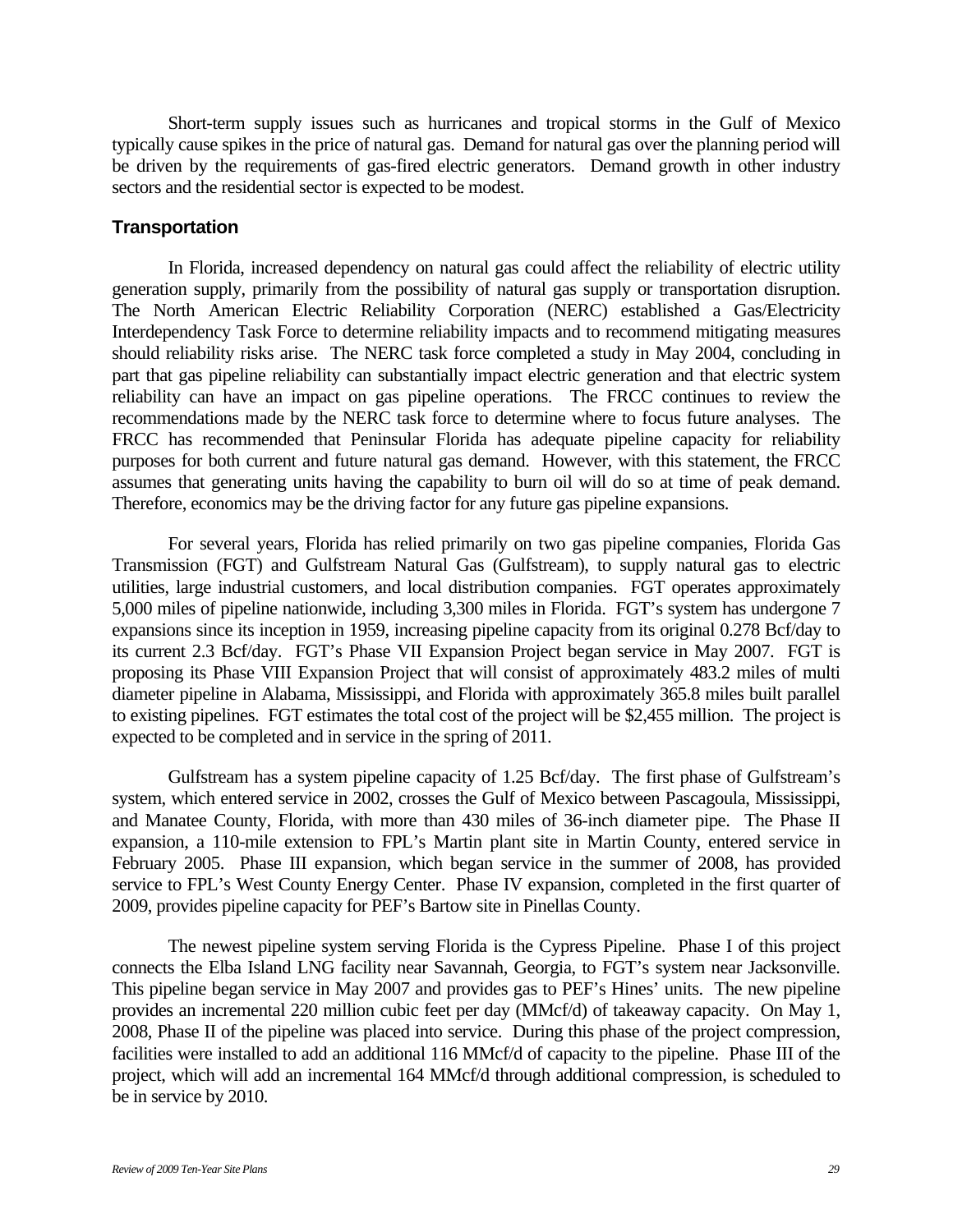Short-term supply issues such as hurricanes and tropical storms in the Gulf of Mexico typically cause spikes in the price of natural gas. Demand for natural gas over the planning period will be driven by the requirements of gas-fired electric generators. Demand growth in other industry sectors and the residential sector is expected to be modest.

### Transportation

In Florida, increased dependency on natural gas could affect the reliability of electric utility generation supply, primarily from the possibility of natural gas supply or transportation disruption. The North American Electric Reliability Corporation (NERC) established a Gas/Electricity Interdependency Task Force to determine reliability impacts and to recommend mitigating measures should reliability risks arise. The NERC task force completed a study in May 2004, concluding in part that gas pipeline reliability can substantially impact electric generation and that electric system reliability can have an impact on gas pipeline operations. The FRCC continues to review the recommendations made by the NERC task force to determine where to focus future analyses. The FRCC has recommended that Peninsular Florida has adequate pipeline capacity for reliability purposes for both current and future natural gas demand. However, with this statement, the FRCC assumes that generating units having the capability to burn oil will do so at time of peak demand. Therefore, economics may be the driving factor for any future gas pipeline expansions.

For several years, Florida has relied primarily on two gas pipeline companies, Florida Gas Transmission (FGT) and Gulfstream Natural Gas (Gulfstream), to supply natural gas to electric utilities, large industrial customers, and local distribution companies. FGT operates approximately 5,000 miles of pipeline nationwide, including 3,300 miles in Florida. FGT's system has undergone 7 expansions since its inception in 1959, increasing pipeline capacity from its original 0.278 Bcf/day to its current 2.3 Bcf/day. FGT's Phase VII Expansion Project began service in May 2007. FGT is proposing its Phase VIII Expansion Project that will consist of approximately 483.2 miles of multi diameter pipeline in Alabama, Mississippi, and Florida with approximately 365.8 miles built parallel to existing pipelines. FGT estimates the total cost of the project will be $2,455 million. The project is expected to be completed and in service in the spring of 2011.

Gulfstream has a system pipeline capacity of 1.25 Bcf/day. The first phase of Gulfstream's system, which entered service in 2002, crosses the Gulf of Mexico between Pascagoula, Mississippi, and Manatee County, Florida, with more than 430 miles of 36-inch diameter pipe. The Phase II expansion, a 110-mile extension to FPL's Martin plant site in Martin County, entered service in February 2005. Phase III expansion, which began service in the summer of 2008, has provided service to FPL's West County Energy Center. Phase IV expansion, completed in the first quarter of 2009, provides pipeline capacity for PEF's Bartow site in Pinellas County.

The newest pipeline system serving Florida is the Cypress Pipeline. Phase I of this project connects the Elba Island LNG facility near Savannah, Georgia, to FGT's system near Jacksonville. This pipeline began service in May 2007 and provides gas to PEF's Hines' units. The new pipeline provides an incremental 220 million cubic feet per day (MMcf/d) of takeaway capacity. On May 1, 2008, Phase II of the pipeline was placed into service. During this phase of the project compression, facilities were installed to add an additional 116 MMcf/d of capacity to the pipeline. Phase III of the project, which will add an incremental 164 MMcf/d through additional compression, is scheduled to be in service by 2010.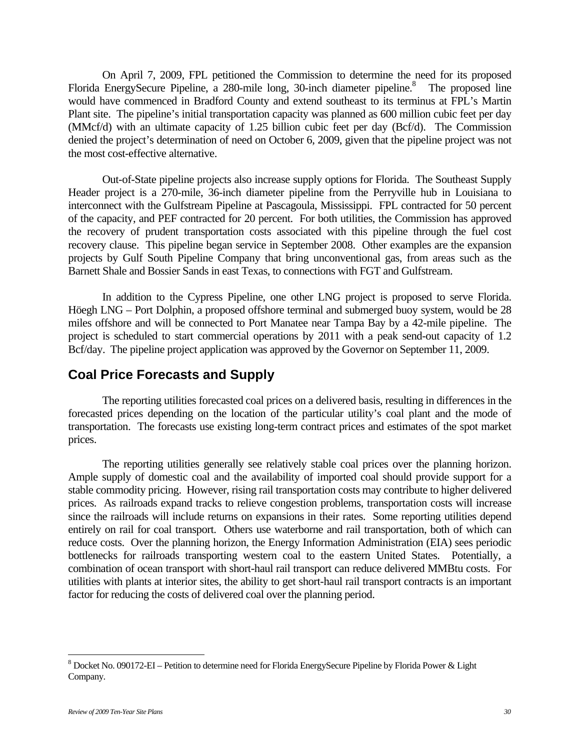On April 7, 2009, FPL petitioned the Commission to determine the need for its proposed Florida EnergySecure Pipeline, a 280-mile long, 30-inch diameter pipeline.[8] The proposed line would have commenced in Bradford County and extend southeast to its terminus at FPL's Martin Plant site. The pipeline's initial transportation capacity was planned as 600 million cubic feet per day (MMcf/d) with an ultimate capacity of 1.25 billion cubic feet per day (Bcf/d). The Commission denied the project's determination of need on October 6, 2009, given that the pipeline project was not the most cost-effective alternative.

Out-of-State pipeline projects also increase supply options for Florida. The Southeast Supply Header project is a 270-mile, 36-inch diameter pipeline from the Perryville hub in Louisiana to interconnect with the Gulfstream Pipeline at Pascagoula, Mississippi. FPL contracted for 50 percent of the capacity, and PEF contracted for 20 percent. For both utilities, the Commission has approved the recovery of prudent transportation costs associated with this pipeline through the fuel cost recovery clause. This pipeline began service in September 2008. Other examples are the expansion projects by Gulf South Pipeline Company that bring unconventional gas, from areas such as the Barnett Shale and Bossier Sands in east Texas, to connections with FGT and Gulfstream.

In addition to the Cypress Pipeline, one other LNG project is proposed to serve Florida. Höegh LNG – Port Dolphin, a proposed offshore terminal and submerged buoy system, would be 28 miles offshore and will be connected to Port Manatee near Tampa Bay by a 42-mile pipeline. The project is scheduled to start commercial operations by 2011 with a peak send-out capacity of 1.2 Bcf/day. The pipeline project application was approved by the Governor on September 11, 2009.

## Coal Price Forecasts and Supply

The reporting utilities forecasted coal prices on a delivered basis, resulting in differences in the forecasted prices depending on the location of the particular utility's coal plant and the mode of transportation. The forecasts use existing long-term contract prices and estimates of the spot market prices.

The reporting utilities generally see relatively stable coal prices over the planning horizon. Ample supply of domestic coal and the availability of imported coal should provide support for a stable commodity pricing. However, rising rail transportation costs may contribute to higher delivered prices. As railroads expand tracks to relieve congestion problems, transportation costs will increase since the railroads will include returns on expansions in their rates. Some reporting utilities depend entirely on rail for coal transport. Others use waterborne and rail transportation, both of which can reduce costs. Over the planning horizon, the Energy Information Administration (EIA) sees periodic bottlenecks for railroads transporting western coal to the eastern United States. Potentially, a combination of ocean transport with short-haul rail transport can reduce delivered MMBtu costs. For utilities with plants at interior sites, the ability to get short-haul rail transport contracts is an important factor for reducing the costs of delivered coal over the planning period.

[8] Docket No. 090172-EI – Petition to determine need for Florida EnergySecure Pipeline by Florida Power & Light Company.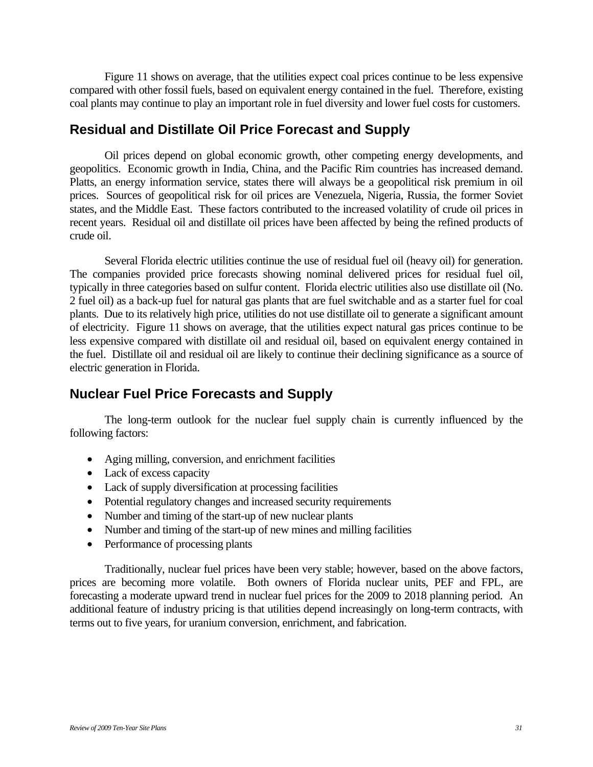Figure 11 shows on average, that the utilities expect coal prices continue to be less expensive compared with other fossil fuels, based on equivalent energy contained in the fuel. Therefore, existing coal plants may continue to play an important role in fuel diversity and lower fuel costs for customers.

## Residual and Distillate Oil Price Forecast and Supply

Oil prices depend on global economic growth, other competing energy developments, and geopolitics. Economic growth in India, China, and the Pacific Rim countries has increased demand. Platts, an energy information service, states there will always be a geopolitical risk premium in oil prices. Sources of geopolitical risk for oil prices are Venezuela, Nigeria, Russia, the former Soviet states, and the Middle East. These factors contributed to the increased volatility of crude oil prices in recent years. Residual oil and distillate oil prices have been affected by being the refined products of crude oil.

Several Florida electric utilities continue the use of residual fuel oil (heavy oil) for generation. The companies provided price forecasts showing nominal delivered prices for residual fuel oil, typically in three categories based on sulfur content. Florida electric utilities also use distillate oil (No. 2 fuel oil) as a back-up fuel for natural gas plants that are fuel switchable and as a starter fuel for coal plants. Due to its relatively high price, utilities do not use distillate oil to generate a significant amount of electricity. Figure 11 shows on average, that the utilities expect natural gas prices continue to be less expensive compared with distillate oil and residual oil, based on equivalent energy contained in the fuel. Distillate oil and residual oil are likely to continue their declining significance as a source of electric generation in Florida.

## Nuclear Fuel Price Forecasts and Supply

The long-term outlook for the nuclear fuel supply chain is currently influenced by the following factors:

- Aging milling, conversion, and enrichment facilities
- Lack of excess capacity
- Lack of supply diversification at processing facilities
- Potential regulatory changes and increased security requirements
- Number and timing of the start-up of new nuclear plants
- Number and timing of the start-up of new mines and milling facilities
- Performance of processing plants

Traditionally, nuclear fuel prices have been very stable; however, based on the above factors, prices are becoming more volatile. Both owners of Florida nuclear units, PEF and FPL, are forecasting a moderate upward trend in nuclear fuel prices for the 2009 to 2018 planning period. An additional feature of industry pricing is that utilities depend increasingly on long-term contracts, with terms out to five years, for uranium conversion, enrichment, and fabrication.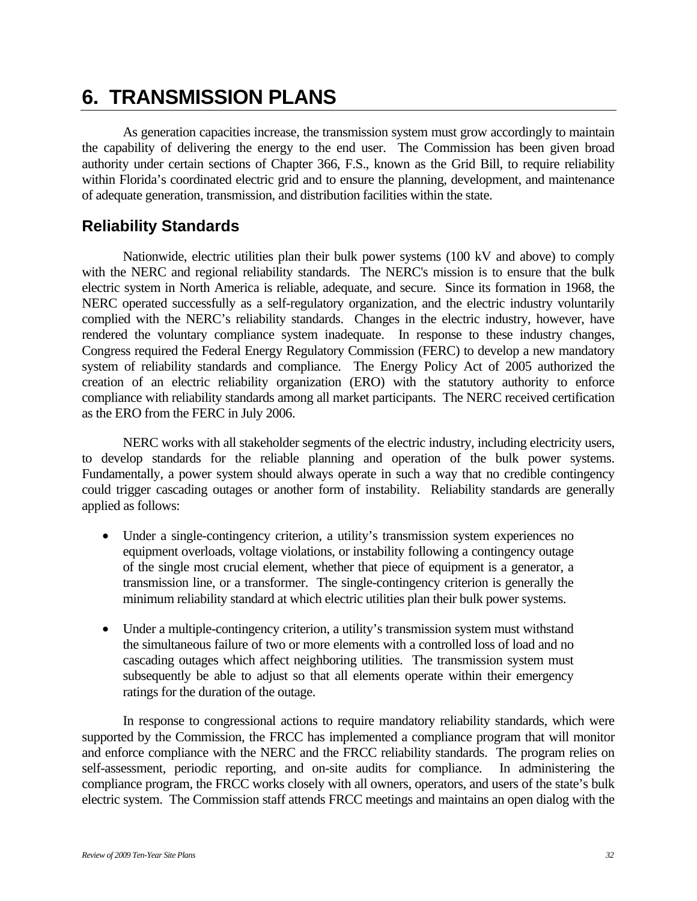# 6. TRANSMISSION PLANS

As generation capacities increase, the transmission system must grow accordingly to maintain the capability of delivering the energy to the end user. The Commission has been given broad authority under certain sections of Chapter 366, F.S., known as the Grid Bill, to require reliability within Florida's coordinated electric grid and to ensure the planning, development, and maintenance of adequate generation, transmission, and distribution facilities within the state.

## Reliability Standards

Nationwide, electric utilities plan their bulk power systems (100 kV and above) to comply with the NERC and regional reliability standards. The NERC's mission is to ensure that the bulk electric system in North America is reliable, adequate, and secure. Since its formation in 1968, the NERC operated successfully as a self-regulatory organization, and the electric industry voluntarily complied with the NERC's reliability standards. Changes in the electric industry, however, have rendered the voluntary compliance system inadequate. In response to these industry changes, Congress required the Federal Energy Regulatory Commission (FERC) to develop a new mandatory system of reliability standards and compliance. The Energy Policy Act of 2005 authorized the creation of an electric reliability organization (ERO) with the statutory authority to enforce compliance with reliability standards among all market participants. The NERC received certification as the ERO from the FERC in July 2006.

NERC works with all stakeholder segments of the electric industry, including electricity users, to develop standards for the reliable planning and operation of the bulk power systems. Fundamentally, a power system should always operate in such a way that no credible contingency could trigger cascading outages or another form of instability. Reliability standards are generally applied as follows:

- Under a single-contingency criterion, a utility's transmission system experiences no equipment overloads, voltage violations, or instability following a contingency outage of the single most crucial element, whether that piece of equipment is a generator, a transmission line, or a transformer. The single-contingency criterion is generally the minimum reliability standard at which electric utilities plan their bulk power systems.

- Under a multiple-contingency criterion, a utility's transmission system must withstand the simultaneous failure of two or more elements with a controlled loss of load and no cascading outages which affect neighboring utilities. The transmission system must subsequently be able to adjust so that all elements operate within their emergency ratings for the duration of the outage.

In response to congressional actions to require mandatory reliability standards, which were supported by the Commission, the FRCC has implemented a compliance program that will monitor and enforce compliance with the NERC and the FRCC reliability standards. The program relies on self-assessment, periodic reporting, and on-site audits for compliance. In administering the compliance program, the FRCC works closely with all owners, operators, and users of the state's bulk electric system. The Commission staff attends FRCC meetings and maintains an open dialog with the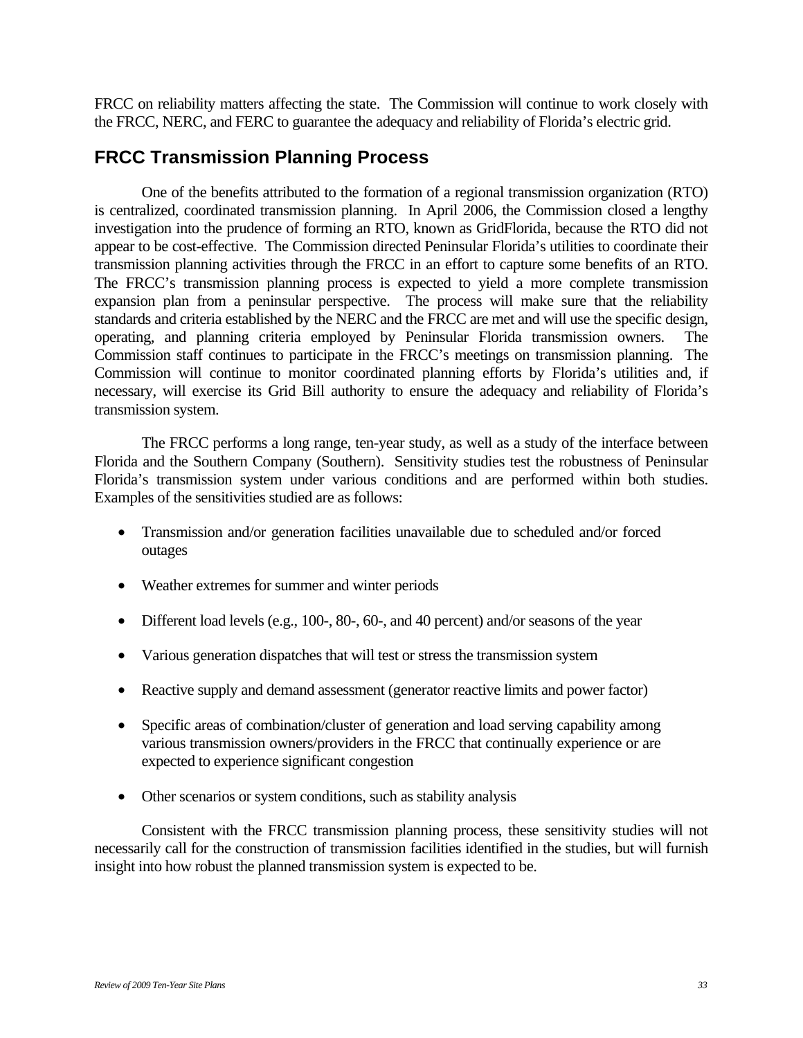FRCC on reliability matters affecting the state. The Commission will continue to work closely with the FRCC, NERC, and FERC to guarantee the adequacy and reliability of Florida's electric grid.

## FRCC Transmission Planning Process

One of the benefits attributed to the formation of a regional transmission organization (RTO) is centralized, coordinated transmission planning. In April 2006, the Commission closed a lengthy investigation into the prudence of forming an RTO, known as GridFlorida, because the RTO did not appear to be cost-effective. The Commission directed Peninsular Florida's utilities to coordinate their transmission planning activities through the FRCC in an effort to capture some benefits of an RTO. The FRCC's transmission planning process is expected to yield a more complete transmission expansion plan from a peninsular perspective. The process will make sure that the reliability standards and criteria established by the NERC and the FRCC are met and will use the specific design, operating, and planning criteria employed by Peninsular Florida transmission owners. The Commission staff continues to participate in the FRCC's meetings on transmission planning. The Commission will continue to monitor coordinated planning efforts by Florida's utilities and, if necessary, will exercise its Grid Bill authority to ensure the adequacy and reliability of Florida's transmission system.

The FRCC performs a long range, ten-year study, as well as a study of the interface between Florida and the Southern Company (Southern). Sensitivity studies test the robustness of Peninsular Florida's transmission system under various conditions and are performed within both studies. Examples of the sensitivities studied are as follows:

- Transmission and/or generation facilities unavailable due to scheduled and/or forced outages
- Weather extremes for summer and winter periods
- Different load levels (e.g., 100-, 80-, 60-, and 40 percent) and/or seasons of the year
- Various generation dispatches that will test or stress the transmission system
- Reactive supply and demand assessment (generator reactive limits and power factor)
- Specific areas of combination/cluster of generation and load serving capability among various transmission owners/providers in the FRCC that continually experience or are expected to experience significant congestion
- Other scenarios or system conditions, such as stability analysis

Consistent with the FRCC transmission planning process, these sensitivity studies will not necessarily call for the construction of transmission facilities identified in the studies, but will furnish insight into how robust the planned transmission system is expected to be.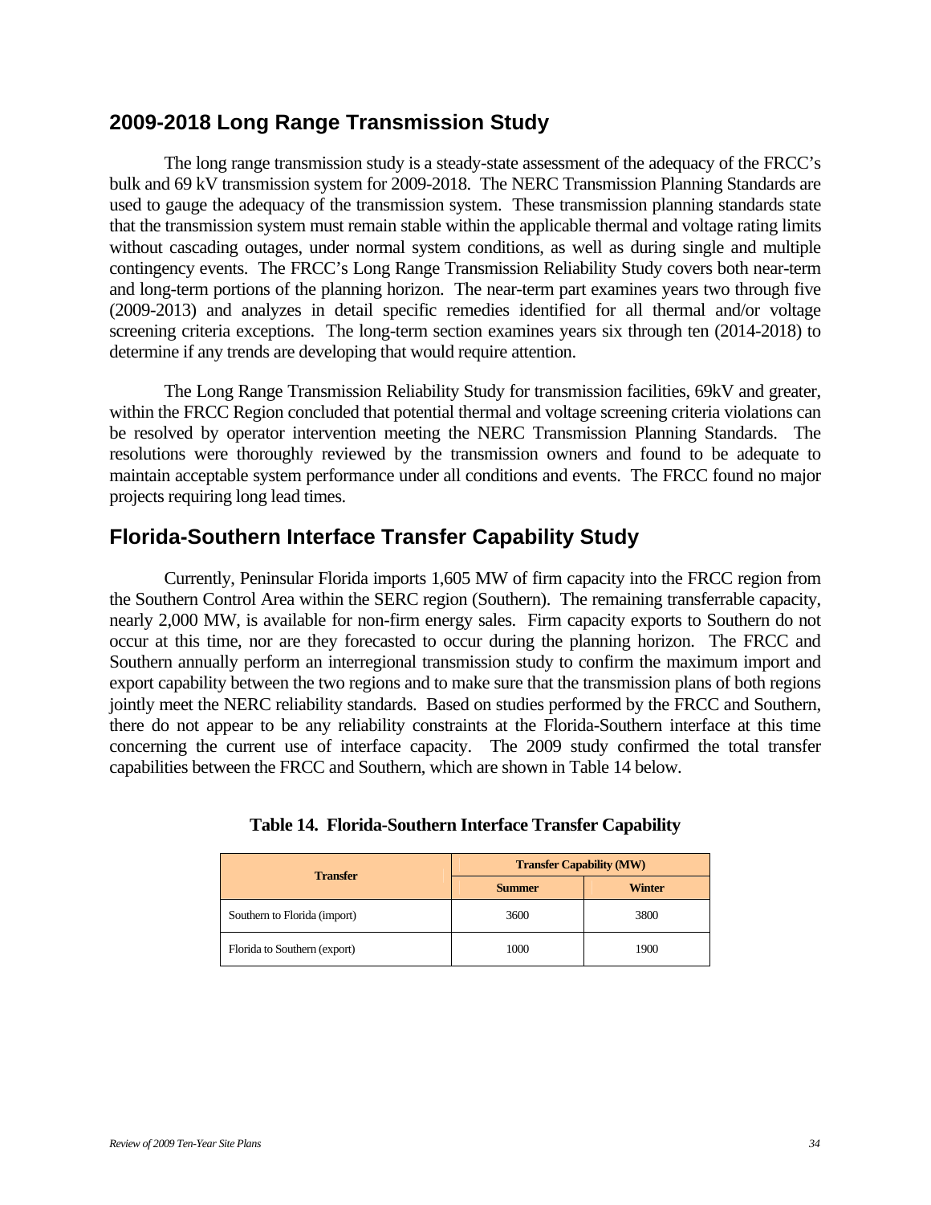## 2009-2018 Long Range Transmission Study

The long range transmission study is a steady-state assessment of the adequacy of the FRCC's bulk and 69 kV transmission system for 2009-2018. The NERC Transmission Planning Standards are used to gauge the adequacy of the transmission system. These transmission planning standards state that the transmission system must remain stable within the applicable thermal and voltage rating limits without cascading outages, under normal system conditions, as well as during single and multiple contingency events. The FRCC's Long Range Transmission Reliability Study covers both near-term and long-term portions of the planning horizon. The near-term part examines years two through five (2009-2013) and analyzes in detail specific remedies identified for all thermal and/or voltage screening criteria exceptions. The long-term section examines years six through ten (2014-2018) to determine if any trends are developing that would require attention.

The Long Range Transmission Reliability Study for transmission facilities, 69kV and greater, within the FRCC Region concluded that potential thermal and voltage screening criteria violations can be resolved by operator intervention meeting the NERC Transmission Planning Standards. The resolutions were thoroughly reviewed by the transmission owners and found to be adequate to maintain acceptable system performance under all conditions and events. The FRCC found no major projects requiring long lead times.

## Florida-Southern Interface Transfer Capability Study

Currently, Peninsular Florida imports 1,605 MW of firm capacity into the FRCC region from the Southern Control Area within the SERC region (Southern). The remaining transferrable capacity, nearly 2,000 MW, is available for non-firm energy sales. Firm capacity exports to Southern do not occur at this time, nor are they forecasted to occur during the planning horizon. The FRCC and Southern annually perform an interregional transmission study to confirm the maximum import and export capability between the two regions and to make sure that the transmission plans of both regions jointly meet the NERC reliability standards. Based on studies performed by the FRCC and Southern, there do not appear to be any reliability constraints at the Florida-Southern interface at this time concerning the current use of interface capacity. The 2009 study confirmed the total transfer capabilities between the FRCC and Southern, which are shown in Table 14 below.

**Table 14. Florida-Southern Interface Transfer Capability**

| Transfer | Transfer Capability (MW) | |
|---|---|---|
| | Summer | Winter |
| Southern to Florida (import) | 3600 | 3800 |
| Florida to Southern (export) | 1000 | 1900 |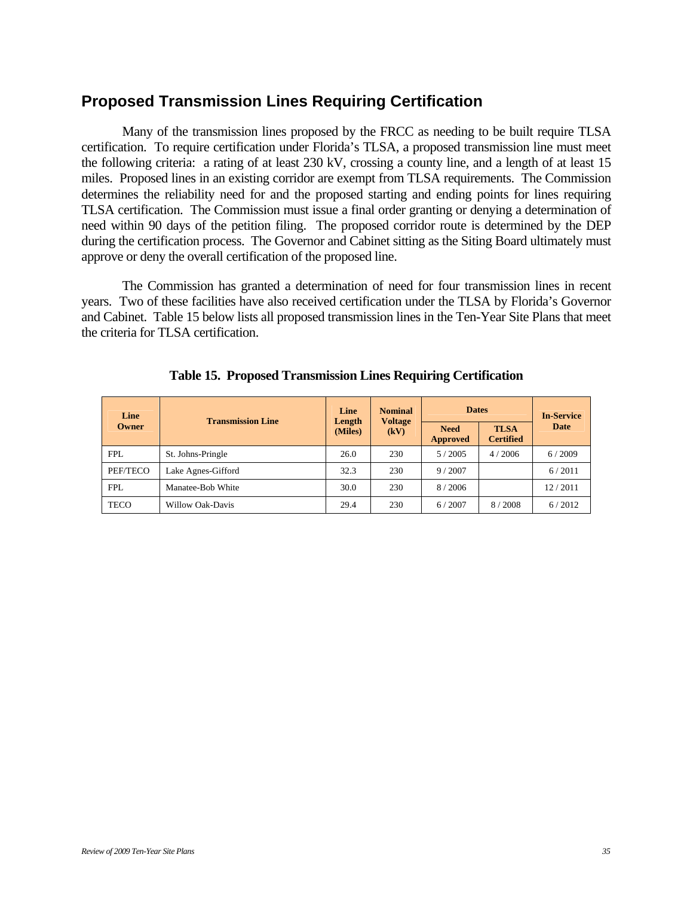## Proposed Transmission Lines Requiring Certification

Many of the transmission lines proposed by the FRCC as needing to be built require TLSA certification. To require certification under Florida's TLSA, a proposed transmission line must meet the following criteria: a rating of at least 230 kV, crossing a county line, and a length of at least 15 miles. Proposed lines in an existing corridor are exempt from TLSA requirements. The Commission determines the reliability need for and the proposed starting and ending points for lines requiring TLSA certification. The Commission must issue a final order granting or denying a determination of need within 90 days of the petition filing. The proposed corridor route is determined by the DEP during the certification process. The Governor and Cabinet sitting as the Siting Board ultimately must approve or deny the overall certification of the proposed line.

The Commission has granted a determination of need for four transmission lines in recent years. Two of these facilities have also received certification under the TLSA by Florida's Governor and Cabinet. Table 15 below lists all proposed transmission lines in the Ten-Year Site Plans that meet the criteria for TLSA certification.

**Table 15. Proposed Transmission Lines Requiring Certification**

| Line Owner | Transmission Line | Line Length (Miles) | Nominal Voltage (kV) | Dates | | In-Service Date |
|---|---|---|---|---|---|---|
| | | | | Need Approved | TLSA Certified | |
| FPL | St. Johns-Pringle | 26.0 | 230 | 5 / 2005 | 4 / 2006 | 6 / 2009 |
| PEF/TECO | Lake Agnes-Gifford | 32.3 | 230 | 9 / 2007 | | 6 / 2011 |
| FPL | Manatee-Bob White | 30.0 | 230 | 8 / 2006 | | 12 / 2011 |
| TECO | Willow Oak-Davis | 29.4 | 230 | 6 / 2007 | 8 / 2008 | 6 / 2012 |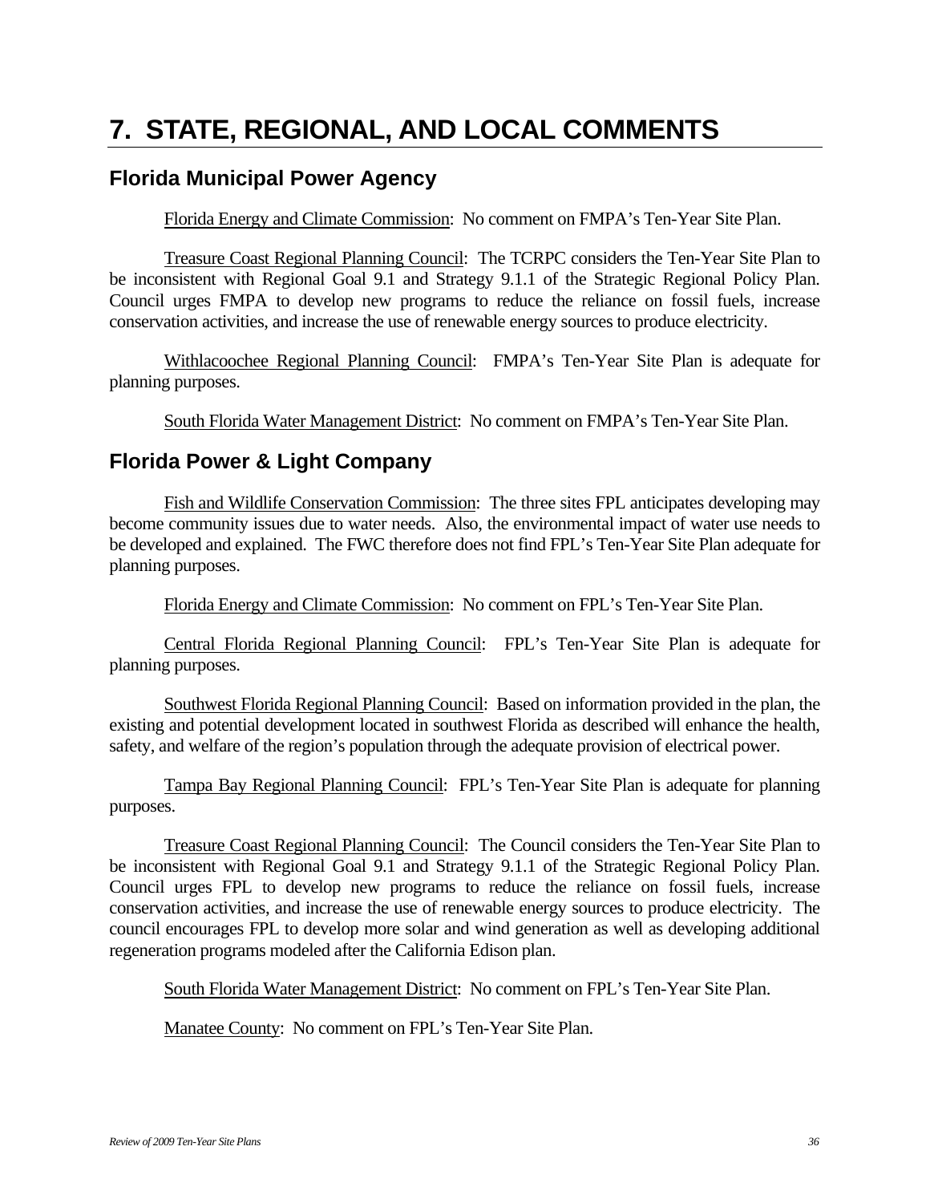# 7. STATE, REGIONAL, AND LOCAL COMMENTS

## Florida Municipal Power Agency

Florida Energy and Climate Commission: No comment on FMPA's Ten-Year Site Plan.

Treasure Coast Regional Planning Council: The TCRPC considers the Ten-Year Site Plan to be inconsistent with Regional Goal 9.1 and Strategy 9.1.1 of the Strategic Regional Policy Plan. Council urges FMPA to develop new programs to reduce the reliance on fossil fuels, increase conservation activities, and increase the use of renewable energy sources to produce electricity.

Withlacoochee Regional Planning Council: FMPA's Ten-Year Site Plan is adequate for planning purposes.

South Florida Water Management District: No comment on FMPA's Ten-Year Site Plan.

## Florida Power & Light Company

Fish and Wildlife Conservation Commission: The three sites FPL anticipates developing may become community issues due to water needs. Also, the environmental impact of water use needs to be developed and explained. The FWC therefore does not find FPL's Ten-Year Site Plan adequate for planning purposes.

Florida Energy and Climate Commission: No comment on FPL's Ten-Year Site Plan.

Central Florida Regional Planning Council: FPL's Ten-Year Site Plan is adequate for planning purposes.

Southwest Florida Regional Planning Council: Based on information provided in the plan, the existing and potential development located in southwest Florida as described will enhance the health, safety, and welfare of the region's population through the adequate provision of electrical power.

Tampa Bay Regional Planning Council: FPL's Ten-Year Site Plan is adequate for planning purposes.

Treasure Coast Regional Planning Council: The Council considers the Ten-Year Site Plan to be inconsistent with Regional Goal 9.1 and Strategy 9.1.1 of the Strategic Regional Policy Plan. Council urges FPL to develop new programs to reduce the reliance on fossil fuels, increase conservation activities, and increase the use of renewable energy sources to produce electricity. The council encourages FPL to develop more solar and wind generation as well as developing additional regeneration programs modeled after the California Edison plan.

South Florida Water Management District: No comment on FPL's Ten-Year Site Plan.

Manatee County: No comment on FPL's Ten-Year Site Plan.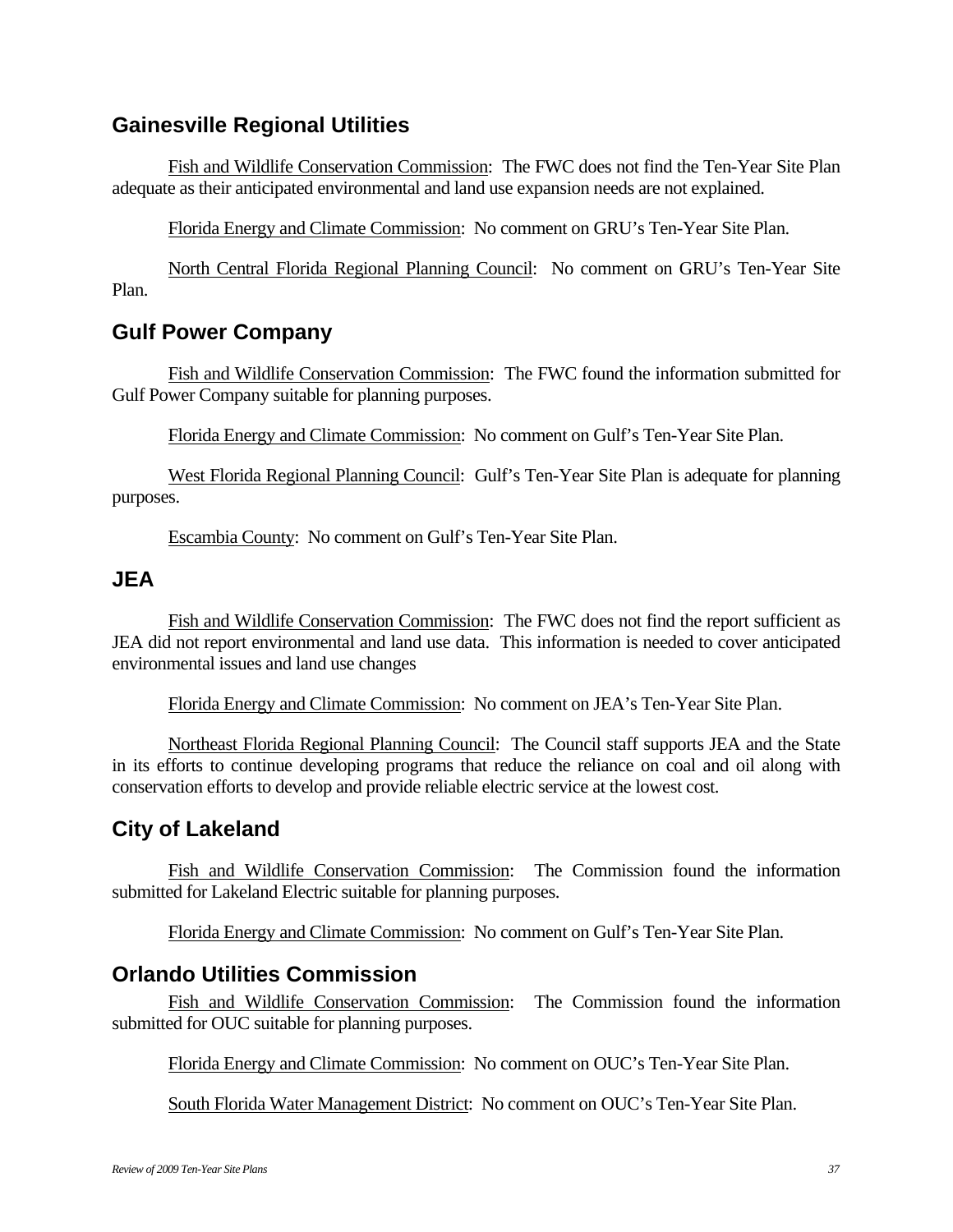## Gainesville Regional Utilities

Fish and Wildlife Conservation Commission: The FWC does not find the Ten-Year Site Plan adequate as their anticipated environmental and land use expansion needs are not explained.

Florida Energy and Climate Commission: No comment on GRU's Ten-Year Site Plan.

North Central Florida Regional Planning Council: No comment on GRU's Ten-Year Site Plan.

## Gulf Power Company

Fish and Wildlife Conservation Commission: The FWC found the information submitted for Gulf Power Company suitable for planning purposes.

Florida Energy and Climate Commission: No comment on Gulf's Ten-Year Site Plan.

West Florida Regional Planning Council: Gulf's Ten-Year Site Plan is adequate for planning purposes.

Escambia County: No comment on Gulf's Ten-Year Site Plan.

## JEA

Fish and Wildlife Conservation Commission: The FWC does not find the report sufficient as JEA did not report environmental and land use data. This information is needed to cover anticipated environmental issues and land use changes

Florida Energy and Climate Commission: No comment on JEA's Ten-Year Site Plan.

Northeast Florida Regional Planning Council: The Council staff supports JEA and the State in its efforts to continue developing programs that reduce the reliance on coal and oil along with conservation efforts to develop and provide reliable electric service at the lowest cost.

## City of Lakeland

Fish and Wildlife Conservation Commission: The Commission found the information submitted for Lakeland Electric suitable for planning purposes.

Florida Energy and Climate Commission: No comment on Gulf's Ten-Year Site Plan.

## Orlando Utilities Commission

Fish and Wildlife Conservation Commission: The Commission found the information submitted for OUC suitable for planning purposes.

Florida Energy and Climate Commission: No comment on OUC's Ten-Year Site Plan.

South Florida Water Management District: No comment on OUC's Ten-Year Site Plan.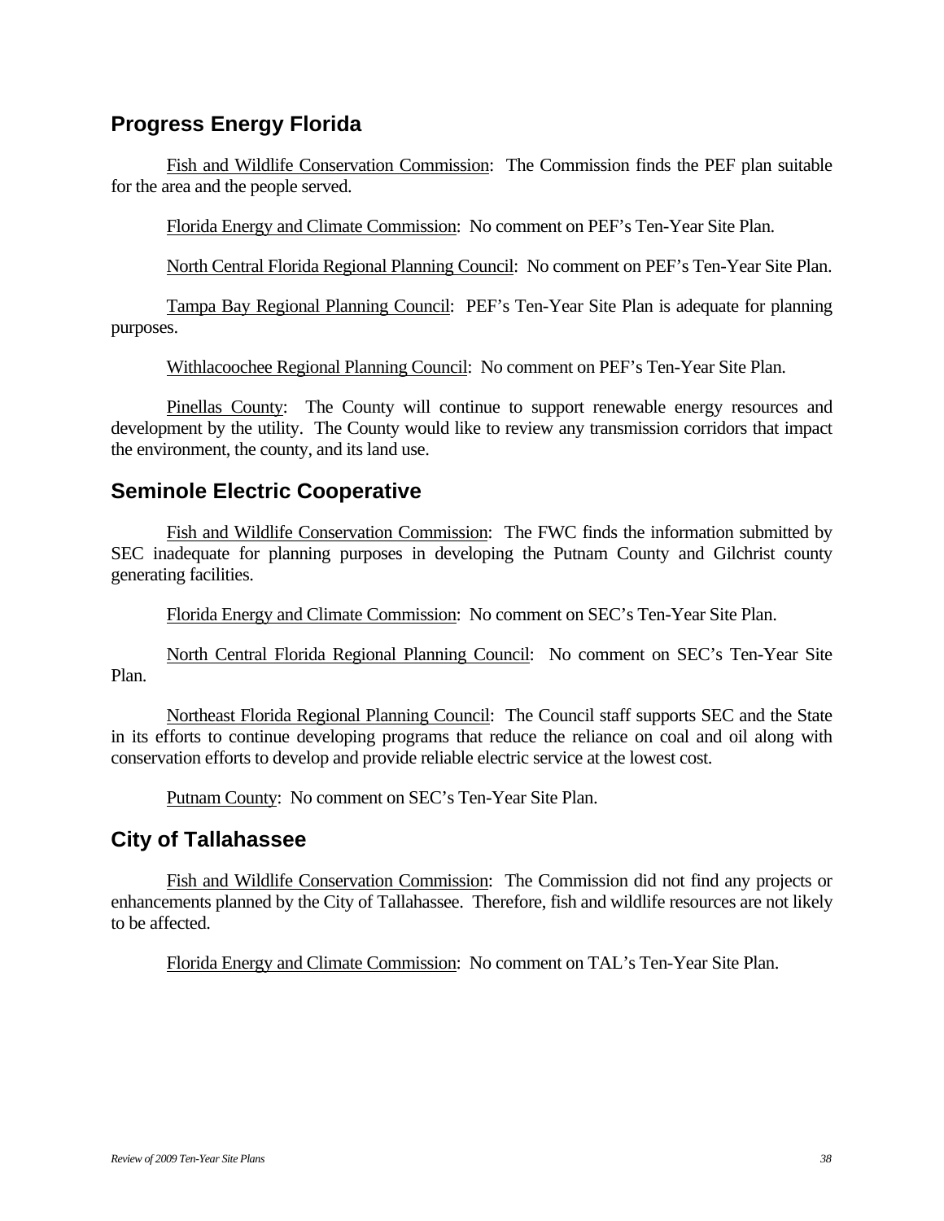## Progress Energy Florida

Fish and Wildlife Conservation Commission: The Commission finds the PEF plan suitable for the area and the people served.

Florida Energy and Climate Commission: No comment on PEF's Ten-Year Site Plan.

North Central Florida Regional Planning Council: No comment on PEF's Ten-Year Site Plan.

Tampa Bay Regional Planning Council: PEF's Ten-Year Site Plan is adequate for planning purposes.

Withlacoochee Regional Planning Council: No comment on PEF's Ten-Year Site Plan.

Pinellas County: The County will continue to support renewable energy resources and development by the utility. The County would like to review any transmission corridors that impact the environment, the county, and its land use.

## Seminole Electric Cooperative

Fish and Wildlife Conservation Commission: The FWC finds the information submitted by SEC inadequate for planning purposes in developing the Putnam County and Gilchrist county generating facilities.

Florida Energy and Climate Commission: No comment on SEC's Ten-Year Site Plan.

North Central Florida Regional Planning Council: No comment on SEC's Ten-Year Site Plan.

Northeast Florida Regional Planning Council: The Council staff supports SEC and the State in its efforts to continue developing programs that reduce the reliance on coal and oil along with conservation efforts to develop and provide reliable electric service at the lowest cost.

Putnam County: No comment on SEC's Ten-Year Site Plan.

## City of Tallahassee

Fish and Wildlife Conservation Commission: The Commission did not find any projects or enhancements planned by the City of Tallahassee. Therefore, fish and wildlife resources are not likely to be affected.

Florida Energy and Climate Commission: No comment on TAL's Ten-Year Site Plan.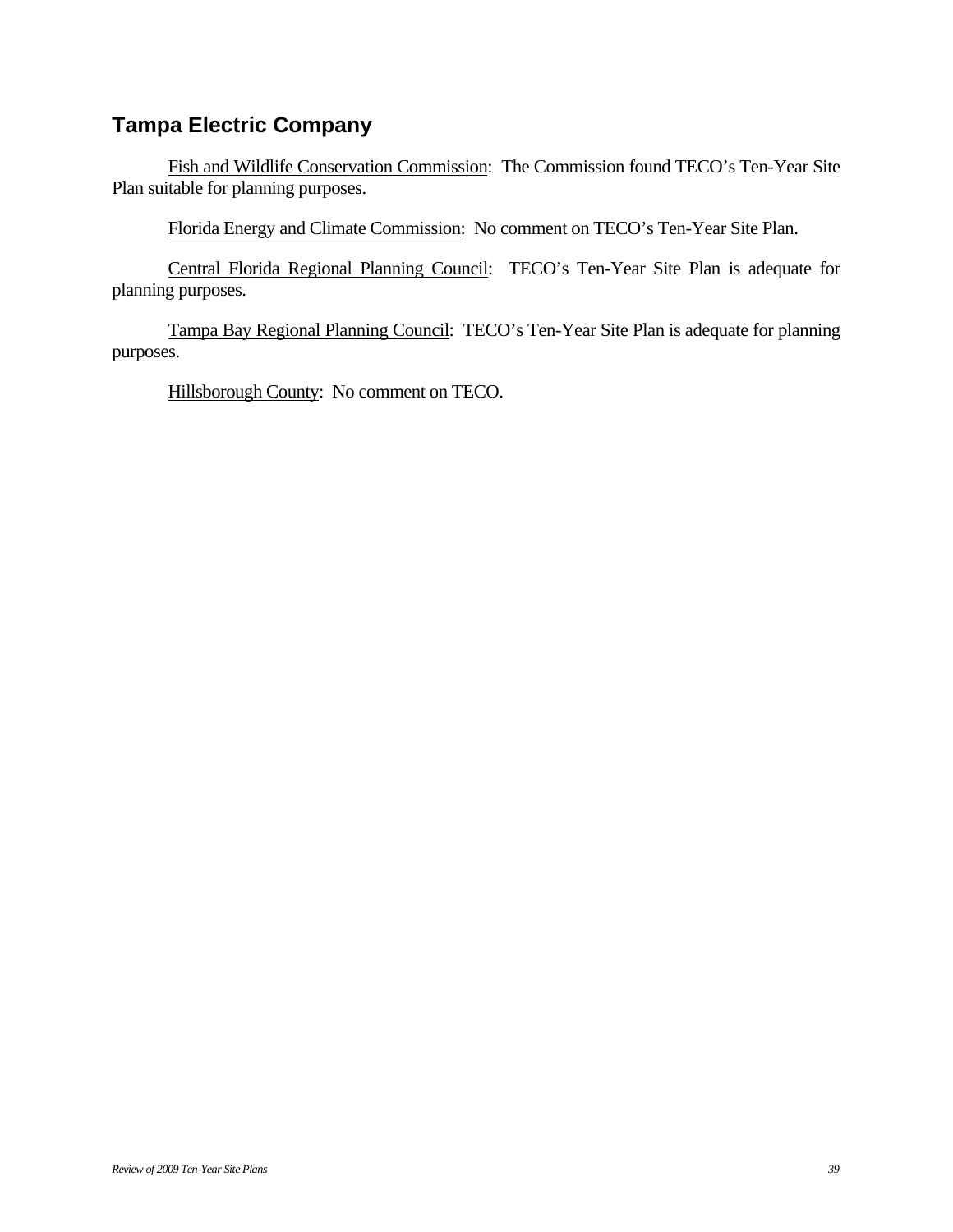## Tampa Electric Company

Fish and Wildlife Conservation Commission: The Commission found TECO's Ten-Year Site Plan suitable for planning purposes.

Florida Energy and Climate Commission: No comment on TECO's Ten-Year Site Plan.

Central Florida Regional Planning Council: TECO's Ten-Year Site Plan is adequate for planning purposes.

Tampa Bay Regional Planning Council: TECO's Ten-Year Site Plan is adequate for planning purposes.

Hillsborough County: No comment on TECO.